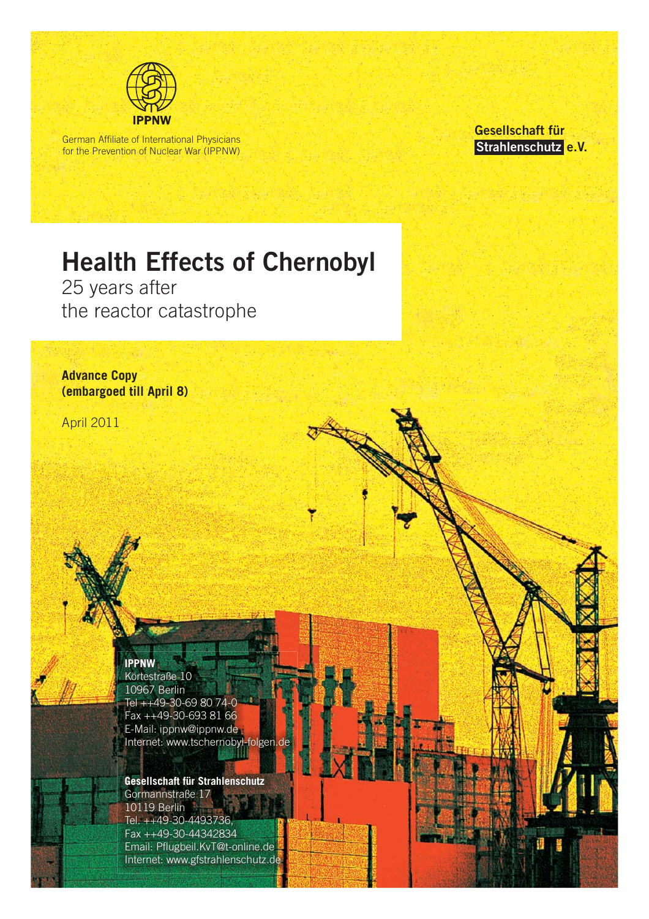IPPNW

German Affiliate of International Physicians for the Prevention of Nuclear War (IPPNW)

**Gesellschaft für Strahlenschutz e.V.**

# Health Effects of Chernobyl

25 years after
the reactor catastrophe

**Advance Copy**
**(embargoed till April 8)**

April 2011

**IPPNW**
Körtestraße 10
10967 Berlin
Tel ++49-30-69 80 74-0
Fax ++49-30-693 81 66
E-Mail: ippnw@ippnw.de
Internet: www.tschernobyl-folgen.de

**Gesellschaft für Strahlenschutz**
Gormannstraße 17
10119 Berlin
Tel. ++49-30-4493736,
Fax ++49-30-44342834
Email: Pflugbeil.KvT@t-online.de
Internet: www.gfstrahlenschutz.de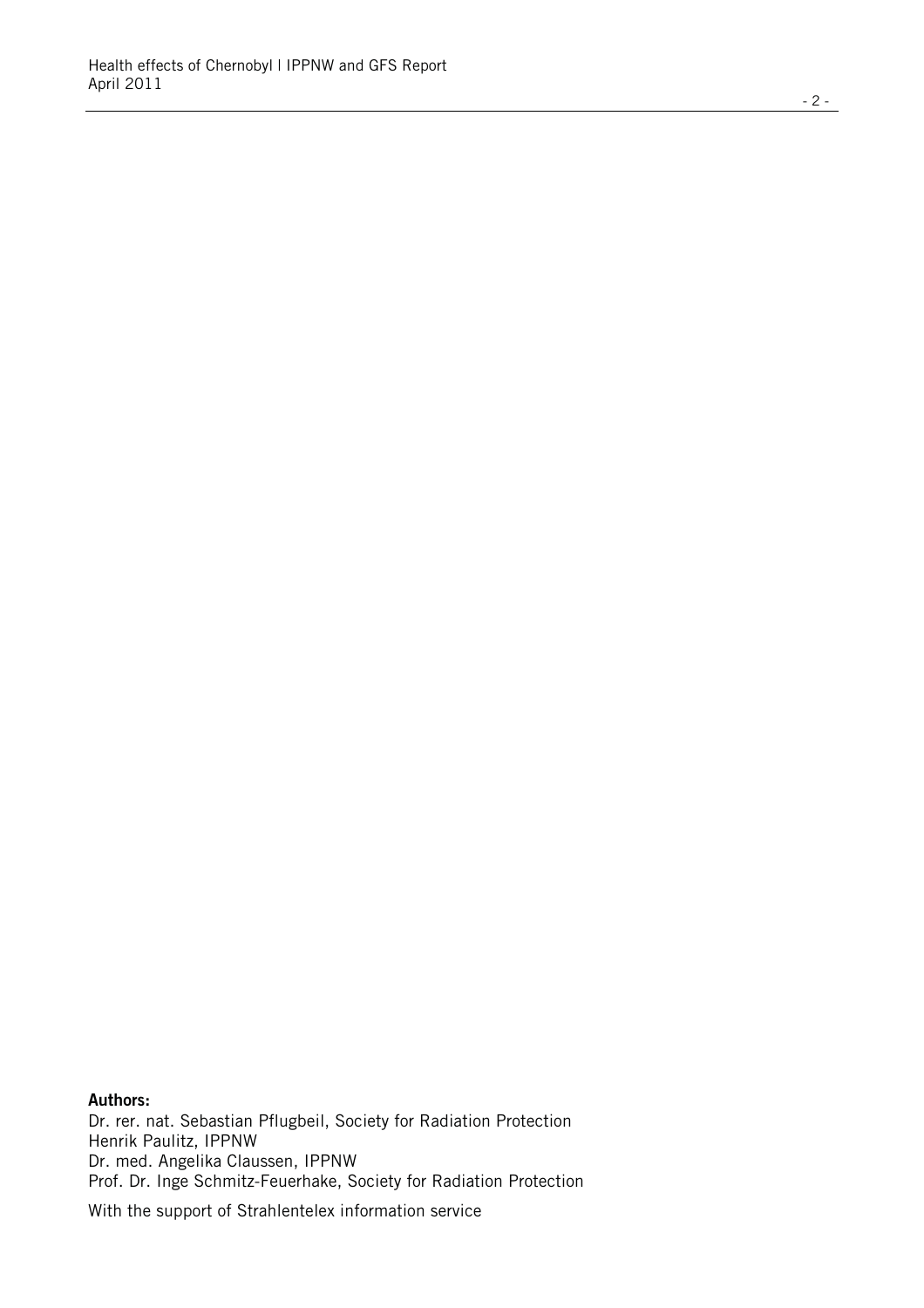**Authors:**

Dr. rer. nat. Sebastian Pflugbeil, Society for Radiation Protection
Henrik Paulitz, IPPNW
Dr. med. Angelika Claussen, IPPNW
Prof. Dr. Inge Schmitz-Feuerhake, Society for Radiation Protection

With the support of Strahlentelex information service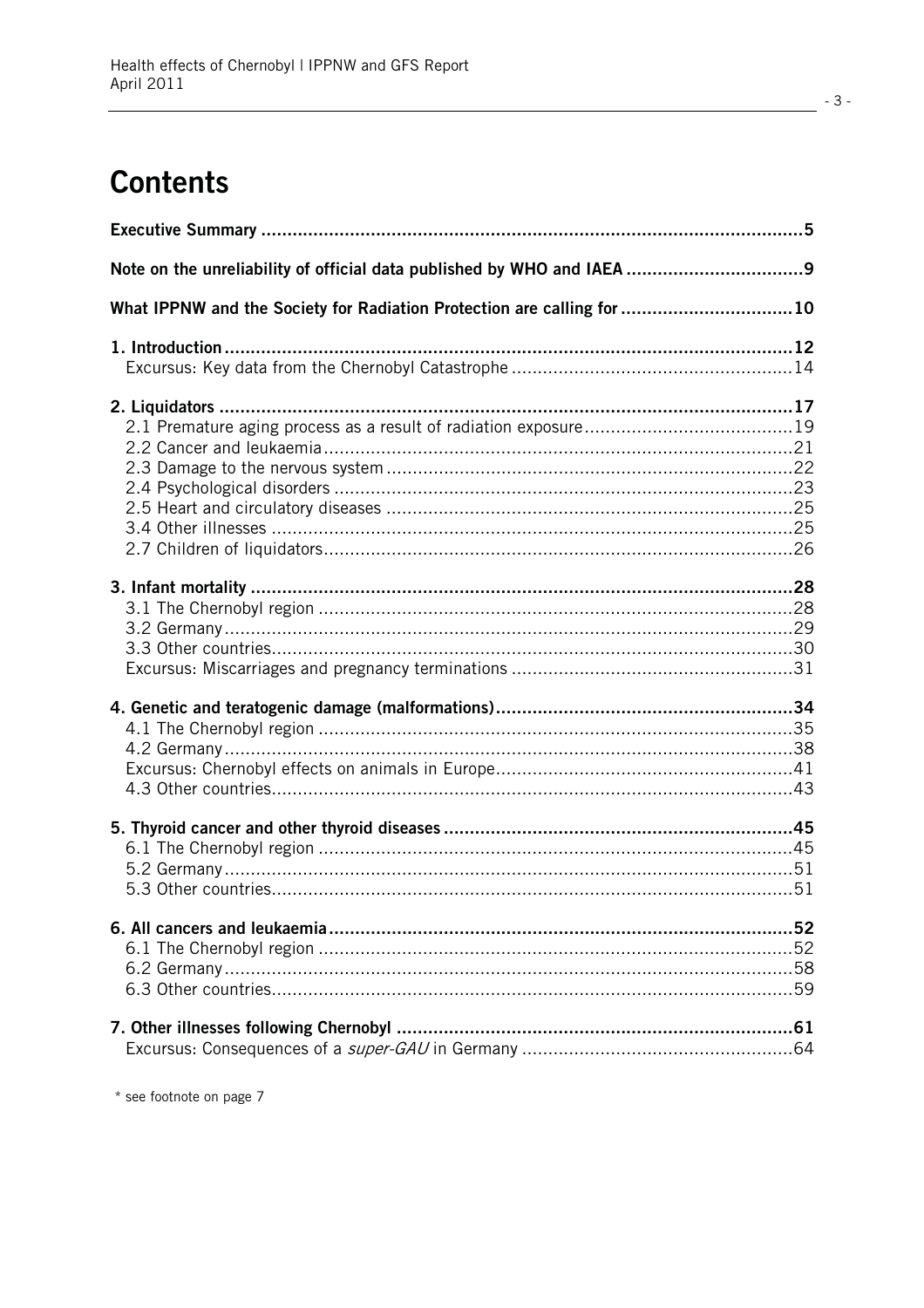# Contents

| | |
|---|---|
| **Executive Summary** | **5** |
| **Note on the unreliability of official data published by WHO and IAEA** | **9** |
| **What IPPNW and the Society for Radiation Protection are calling for** | **10** |
| **1. Introduction** | **12** |
| Excursus: Key data from the Chernobyl Catastrophe | 14 |
| **2. Liquidators** | **17** |
| 2.1 Premature aging process as a result of radiation exposure | 19 |
| 2.2 Cancer and leukaemia | 21 |
| 2.3 Damage to the nervous system | 22 |
| 2.4 Psychological disorders | 23 |
| 2.5 Heart and circulatory diseases | 25 |
| 3.4 Other illnesses | 25 |
| 2.7 Children of liquidators | 26 |
| **3. Infant mortality** | **28** |
| 3.1 The Chernobyl region | 28 |
| 3.2 Germany | 29 |
| 3.3 Other countries | 30 |
| Excursus: Miscarriages and pregnancy terminations | 31 |
| **4. Genetic and teratogenic damage (malformations)** | **34** |
| 4.1 The Chernobyl region | 35 |
| 4.2 Germany | 38 |
| Excursus: Chernobyl effects on animals in Europe | 41 |
| 4.3 Other countries | 43 |
| **5. Thyroid cancer and other thyroid diseases** | **45** |
| 6.1 The Chernobyl region | 45 |
| 5.2 Germany | 51 |
| 5.3 Other countries | 51 |
| **6. All cancers and leukaemia** | **52** |
| 6.1 The Chernobyl region | 52 |
| 6.2 Germany | 58 |
| 6.3 Other countries | 59 |
| **7. Other illnesses following Chernobyl** | **61** |
| Excursus: Consequences of a *super-GAU* in Germany | 64 |

\* see footnote on page 7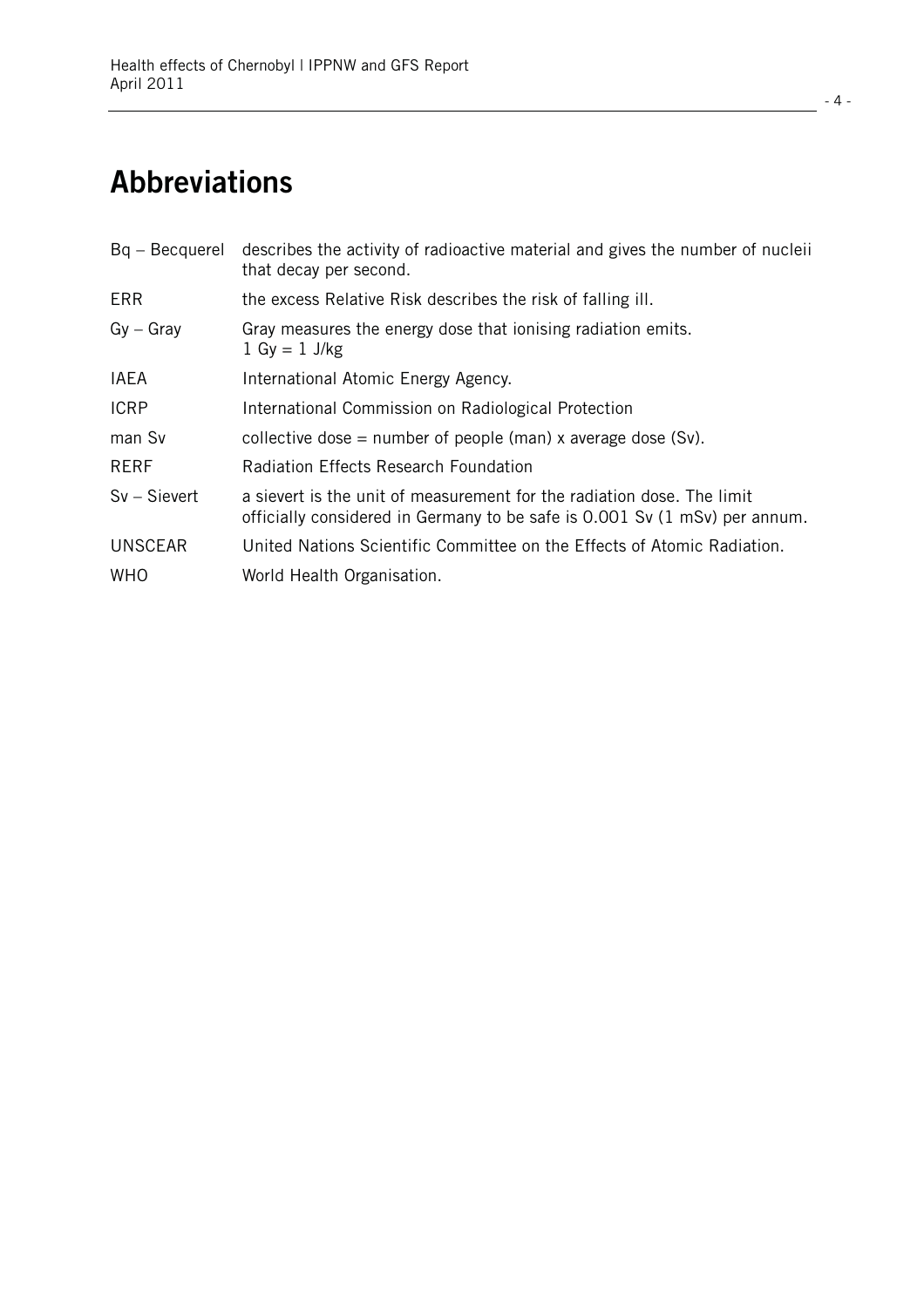# Abbreviations

| | |
|---|---|
| Bq – Becquerel | describes the activity of radioactive material and gives the number of nucleii that decay per second. |
| ERR | the excess Relative Risk describes the risk of falling ill. |
| Gy – Gray | Gray measures the energy dose that ionising radiation emits. 1 Gy = 1 J/kg |
| IAEA | International Atomic Energy Agency. |
| ICRP | International Commission on Radiological Protection |
| man Sv | collective dose = number of people (man) x average dose (Sv). |
| RERF | Radiation Effects Research Foundation |
| Sv – Sievert | a sievert is the unit of measurement for the radiation dose. The limit officially considered in Germany to be safe is 0.001 Sv (1 mSv) per annum. |
| UNSCEAR | United Nations Scientific Committee on the Effects of Atomic Radiation. |
| WHO | World Health Organisation. |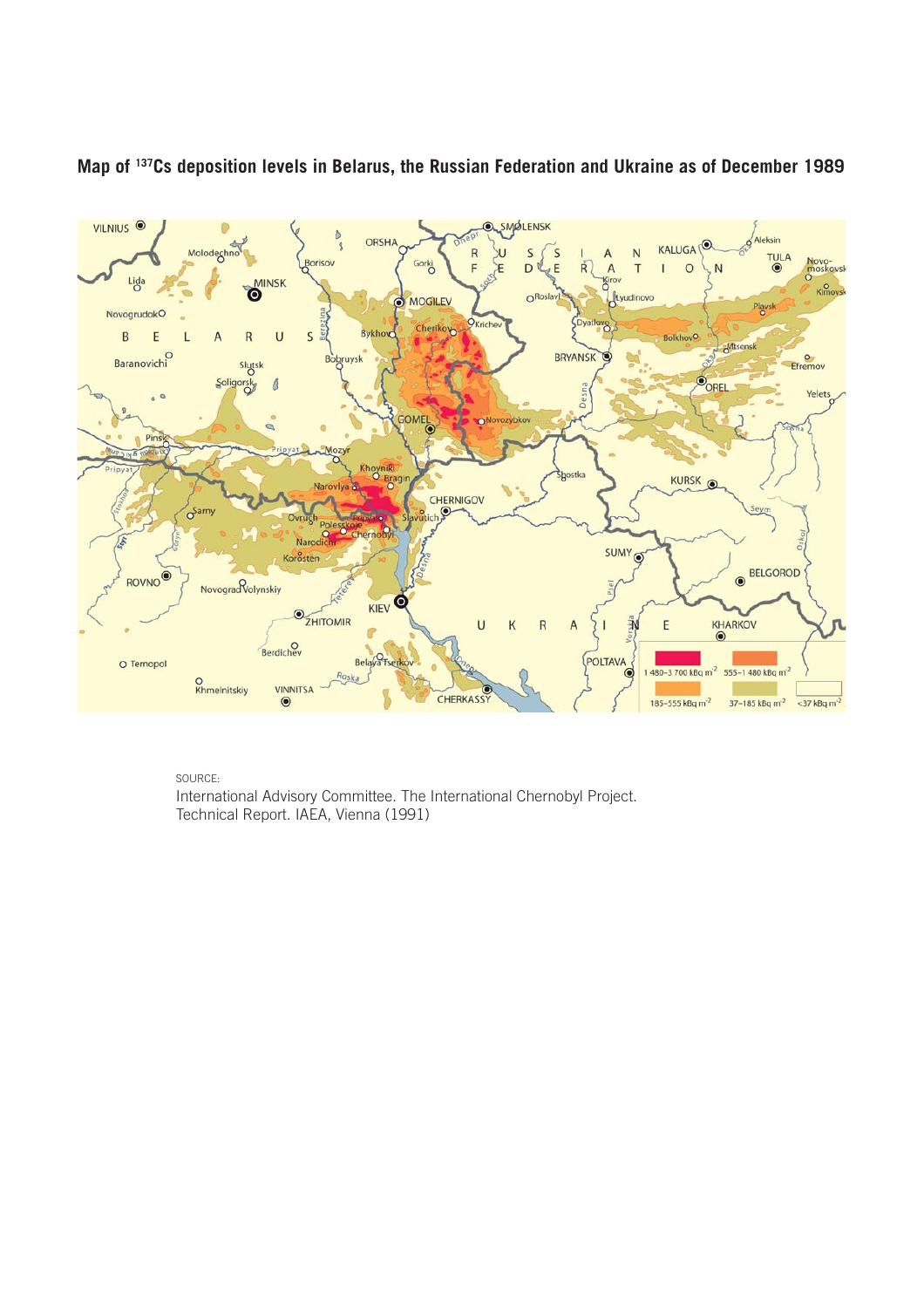## Map of $^{137}Cs$ deposition levels in Belarus, the Russian Federation and Ukraine as of December 1989

SOURCE:
International Advisory Committee. The International Chernobyl Project. Technical Report. IAEA, Vienna (1991)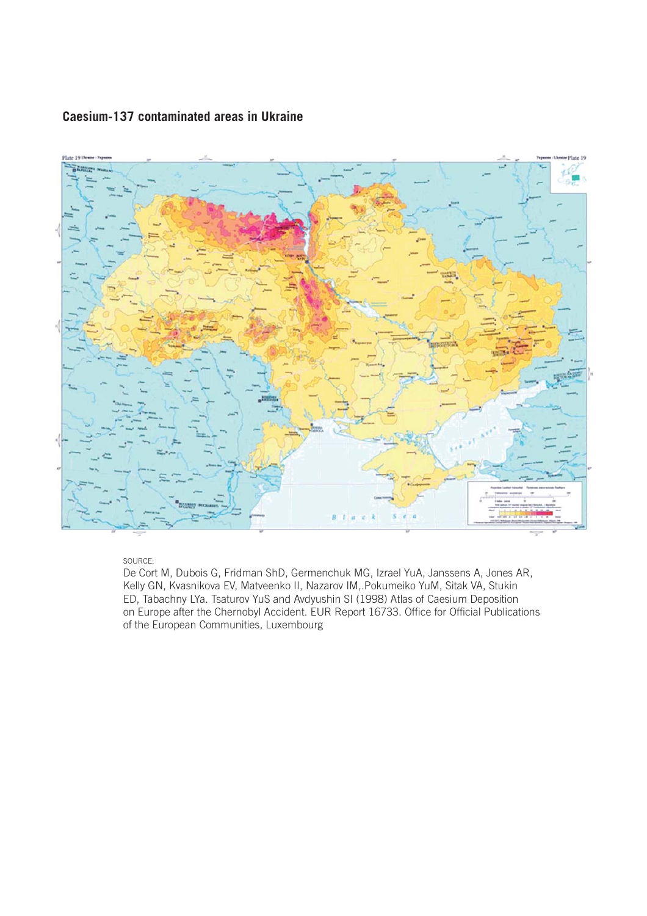### Caesium-137 contaminated areas in Ukraine

SOURCE:
De Cort M, Dubois G, Fridman ShD, Germenchuk MG, Izrael YuA, Janssens A, Jones AR, Kelly GN, Kvasnikova EV, Matveenko II, Nazarov IM,.Pokumeiko YuM, Sitak VA, Stukin ED, Tabachny LYa. Tsaturov YuS and Avdyushin SI (1998) Atlas of Caesium Deposition on Europe after the Chernobyl Accident. EUR Report 16733. Office for Official Publications of the European Communities, Luxembourg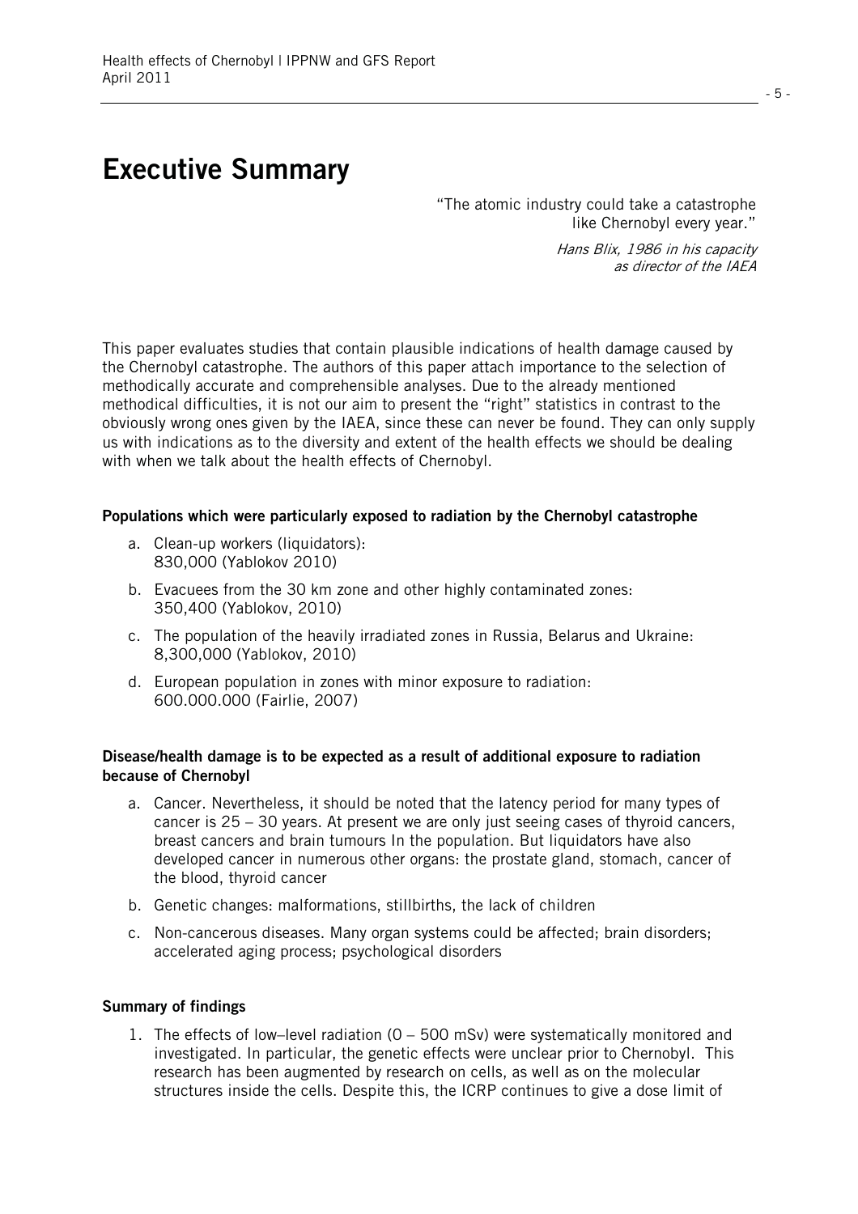# Executive Summary

> "The atomic industry could take a catastrophe like Chernobyl every year."
>
> *Hans Blix, 1986 in his capacity as director of the IAEA*

This paper evaluates studies that contain plausible indications of health damage caused by the Chernobyl catastrophe. The authors of this paper attach importance to the selection of methodically accurate and comprehensible analyses. Due to the already mentioned methodical difficulties, it is not our aim to present the "right" statistics in contrast to the obviously wrong ones given by the IAEA, since these can never be found. They can only supply us with indications as to the diversity and extent of the health effects we should be dealing with when we talk about the health effects of Chernobyl.

**Populations which were particularly exposed to radiation by the Chernobyl catastrophe**

a. Clean-up workers (liquidators):
   830,000 (Yablokov 2010)
b. Evacuees from the 30 km zone and other highly contaminated zones:
   350,400 (Yablokov, 2010)
c. The population of the heavily irradiated zones in Russia, Belarus and Ukraine:
   8,300,000 (Yablokov, 2010)
d. European population in zones with minor exposure to radiation:
   600.000.000 (Fairlie, 2007)

**Disease/health damage is to be expected as a result of additional exposure to radiation because of Chernobyl**

a. Cancer. Nevertheless, it should be noted that the latency period for many types of cancer is 25 – 30 years. At present we are only just seeing cases of thyroid cancers, breast cancers and brain tumours In the population. But liquidators have also developed cancer in numerous other organs: the prostate gland, stomach, cancer of the blood, thyroid cancer
b. Genetic changes: malformations, stillbirths, the lack of children
c. Non-cancerous diseases. Many organ systems could be affected; brain disorders; accelerated aging process; psychological disorders

**Summary of findings**

1. The effects of low–level radiation (0 – 500 mSv) were systematically monitored and investigated. In particular, the genetic effects were unclear prior to Chernobyl. This research has been augmented by research on cells, as well as on the molecular structures inside the cells. Despite this, the ICRP continues to give a dose limit of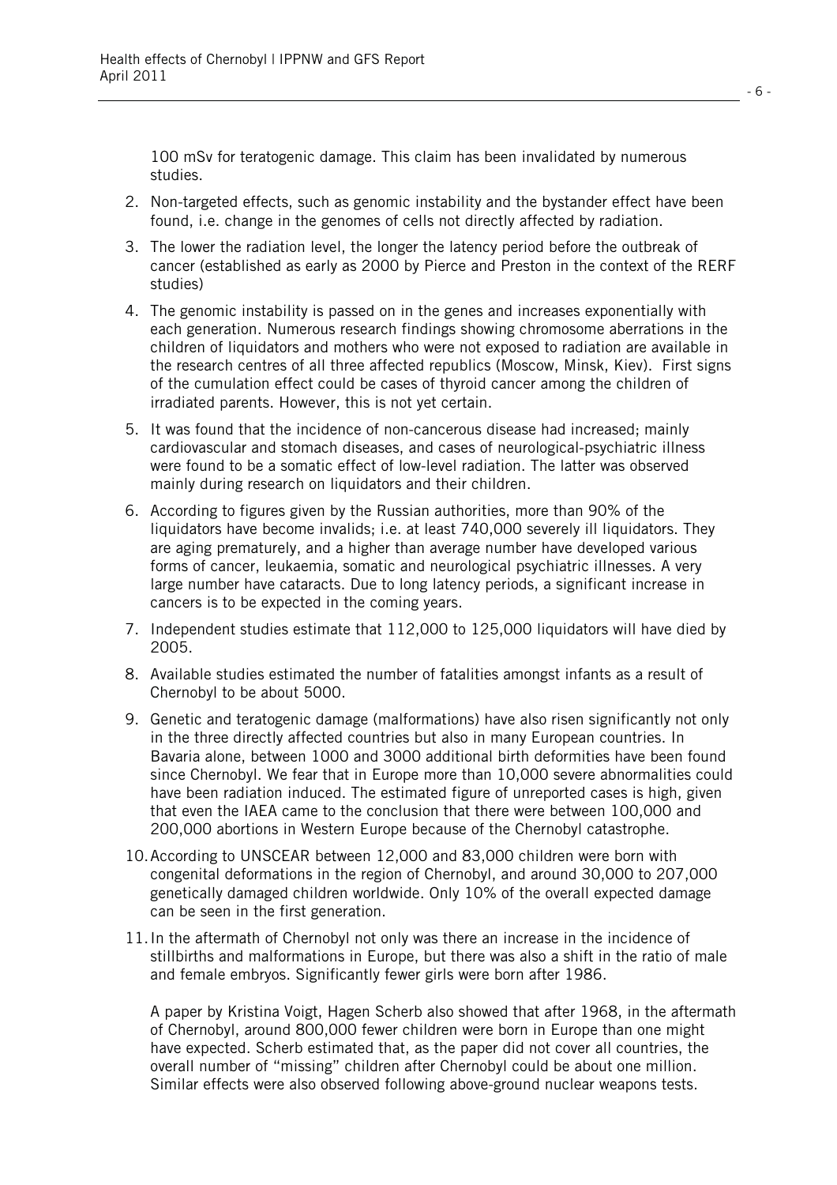100 mSv for teratogenic damage. This claim has been invalidated by numerous studies.

2. Non-targeted effects, such as genomic instability and the bystander effect have been found, i.e. change in the genomes of cells not directly affected by radiation.
3. The lower the radiation level, the longer the latency period before the outbreak of cancer (established as early as 2000 by Pierce and Preston in the context of the RERF studies)
4. The genomic instability is passed on in the genes and increases exponentially with each generation. Numerous research findings showing chromosome aberrations in the children of liquidators and mothers who were not exposed to radiation are available in the research centres of all three affected republics (Moscow, Minsk, Kiev). First signs of the cumulation effect could be cases of thyroid cancer among the children of irradiated parents. However, this is not yet certain.
5. It was found that the incidence of non-cancerous disease had increased; mainly cardiovascular and stomach diseases, and cases of neurological-psychiatric illness were found to be a somatic effect of low-level radiation. The latter was observed mainly during research on liquidators and their children.
6. According to figures given by the Russian authorities, more than 90% of the liquidators have become invalids; i.e. at least 740,000 severely ill liquidators. They are aging prematurely, and a higher than average number have developed various forms of cancer, leukaemia, somatic and neurological psychiatric illnesses. A very large number have cataracts. Due to long latency periods, a significant increase in cancers is to be expected in the coming years.
7. Independent studies estimate that 112,000 to 125,000 liquidators will have died by 2005.
8. Available studies estimated the number of fatalities amongst infants as a result of Chernobyl to be about 5000.
9. Genetic and teratogenic damage (malformations) have also risen significantly not only in the three directly affected countries but also in many European countries. In Bavaria alone, between 1000 and 3000 additional birth deformities have been found since Chernobyl. We fear that in Europe more than 10,000 severe abnormalities could have been radiation induced. The estimated figure of unreported cases is high, given that even the IAEA came to the conclusion that there were between 100,000 and 200,000 abortions in Western Europe because of the Chernobyl catastrophe.
10. According to UNSCEAR between 12,000 and 83,000 children were born with congenital deformations in the region of Chernobyl, and around 30,000 to 207,000 genetically damaged children worldwide. Only 10% of the overall expected damage can be seen in the first generation.
11. In the aftermath of Chernobyl not only was there an increase in the incidence of stillbirths and malformations in Europe, but there was also a shift in the ratio of male and female embryos. Significantly fewer girls were born after 1986.

    A paper by Kristina Voigt, Hagen Scherb also showed that after 1968, in the aftermath of Chernobyl, around 800,000 fewer children were born in Europe than one might have expected. Scherb estimated that, as the paper did not cover all countries, the overall number of "missing" children after Chernobyl could be about one million. Similar effects were also observed following above-ground nuclear weapons tests.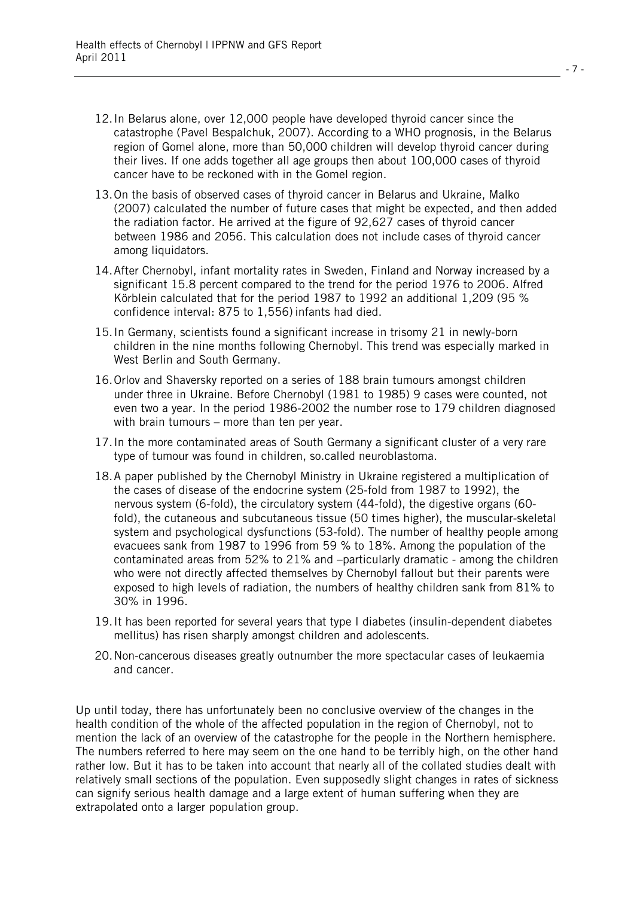12. In Belarus alone, over 12,000 people have developed thyroid cancer since the catastrophe (Pavel Bespalchuk, 2007). According to a WHO prognosis, in the Belarus region of Gomel alone, more than 50,000 children will develop thyroid cancer during their lives. If one adds together all age groups then about 100,000 cases of thyroid cancer have to be reckoned with in the Gomel region.

13. On the basis of observed cases of thyroid cancer in Belarus and Ukraine, Malko (2007) calculated the number of future cases that might be expected, and then added the radiation factor. He arrived at the figure of 92,627 cases of thyroid cancer between 1986 and 2056. This calculation does not include cases of thyroid cancer among liquidators.

14. After Chernobyl, infant mortality rates in Sweden, Finland and Norway increased by a significant 15.8 percent compared to the trend for the period 1976 to 2006. Alfred Körblein calculated that for the period 1987 to 1992 an additional 1,209 (95 % confidence interval: 875 to 1,556) infants had died.

15. In Germany, scientists found a significant increase in trisomy 21 in newly-born children in the nine months following Chernobyl. This trend was especially marked in West Berlin and South Germany.

16. Orlov and Shaversky reported on a series of 188 brain tumours amongst children under three in Ukraine. Before Chernobyl (1981 to 1985) 9 cases were counted, not even two a year. In the period 1986-2002 the number rose to 179 children diagnosed with brain tumours – more than ten per year.

17. In the more contaminated areas of South Germany a significant cluster of a very rare type of tumour was found in children, so.called neuroblastoma.

18. A paper published by the Chernobyl Ministry in Ukraine registered a multiplication of the cases of disease of the endocrine system (25-fold from 1987 to 1992), the nervous system (6-fold), the circulatory system (44-fold), the digestive organs (60-fold), the cutaneous and subcutaneous tissue (50 times higher), the muscular-skeletal system and psychological dysfunctions (53-fold). The number of healthy people among evacuees sank from 1987 to 1996 from 59 % to 18%. Among the population of the contaminated areas from 52% to 21% and –particularly dramatic - among the children who were not directly affected themselves by Chernobyl fallout but their parents were exposed to high levels of radiation, the numbers of healthy children sank from 81% to 30% in 1996.

19. It has been reported for several years that type I diabetes (insulin-dependent diabetes mellitus) has risen sharply amongst children and adolescents.

20. Non-cancerous diseases greatly outnumber the more spectacular cases of leukaemia and cancer.

Up until today, there has unfortunately been no conclusive overview of the changes in the health condition of the whole of the affected population in the region of Chernobyl, not to mention the lack of an overview of the catastrophe for the people in the Northern hemisphere. The numbers referred to here may seem on the one hand to be terribly high, on the other hand rather low. But it has to be taken into account that nearly all of the collated studies dealt with relatively small sections of the population. Even supposedly slight changes in rates of sickness can signify serious health damage and a large extent of human suffering when they are extrapolated onto a larger population group.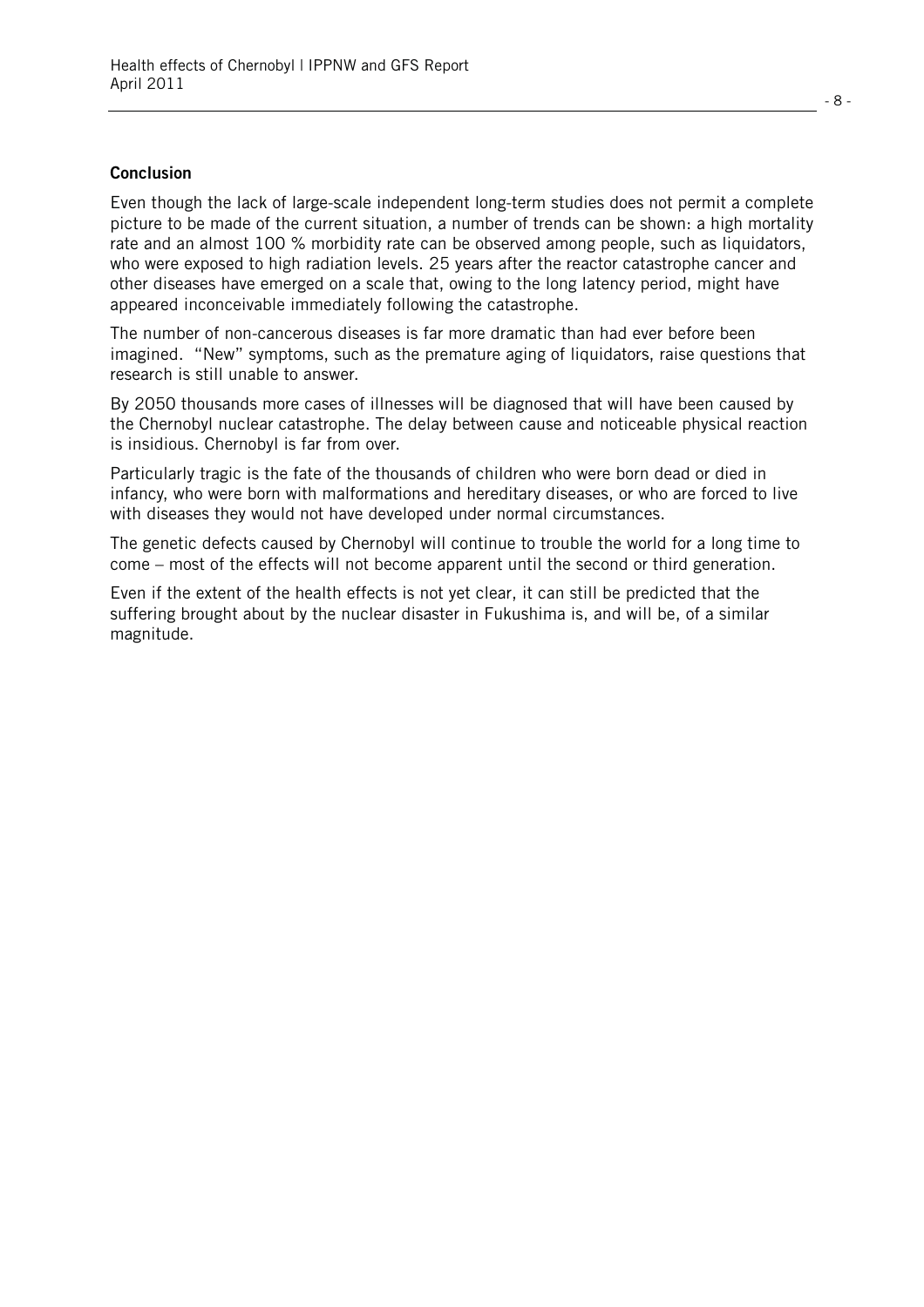## Conclusion

Even though the lack of large-scale independent long-term studies does not permit a complete picture to be made of the current situation, a number of trends can be shown: a high mortality rate and an almost 100 % morbidity rate can be observed among people, such as liquidators, who were exposed to high radiation levels. 25 years after the reactor catastrophe cancer and other diseases have emerged on a scale that, owing to the long latency period, might have appeared inconceivable immediately following the catastrophe.

The number of non-cancerous diseases is far more dramatic than had ever before been imagined. "New" symptoms, such as the premature aging of liquidators, raise questions that research is still unable to answer.

By 2050 thousands more cases of illnesses will be diagnosed that will have been caused by the Chernobyl nuclear catastrophe. The delay between cause and noticeable physical reaction is insidious. Chernobyl is far from over.

Particularly tragic is the fate of the thousands of children who were born dead or died in infancy, who were born with malformations and hereditary diseases, or who are forced to live with diseases they would not have developed under normal circumstances.

The genetic defects caused by Chernobyl will continue to trouble the world for a long time to come – most of the effects will not become apparent until the second or third generation.

Even if the extent of the health effects is not yet clear, it can still be predicted that the suffering brought about by the nuclear disaster in Fukushima is, and will be, of a similar magnitude.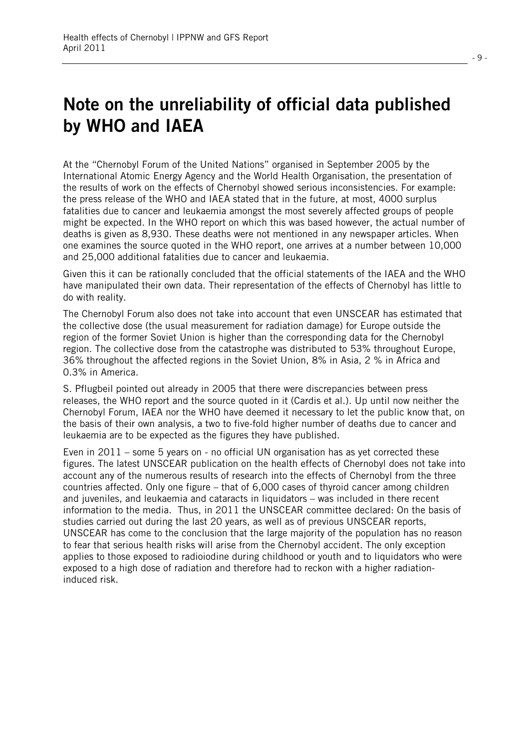# Note on the unreliability of official data published by WHO and IAEA

At the "Chernobyl Forum of the United Nations" organised in September 2005 by the International Atomic Energy Agency and the World Health Organisation, the presentation of the results of work on the effects of Chernobyl showed serious inconsistencies. For example: the press release of the WHO and IAEA stated that in the future, at most, 4000 surplus fatalities due to cancer and leukaemia amongst the most severely affected groups of people might be expected. In the WHO report on which this was based however, the actual number of deaths is given as 8,930. These deaths were not mentioned in any newspaper articles. When one examines the source quoted in the WHO report, one arrives at a number between 10,000 and 25,000 additional fatalities due to cancer and leukaemia.

Given this it can be rationally concluded that the official statements of the IAEA and the WHO have manipulated their own data. Their representation of the effects of Chernobyl has little to do with reality.

The Chernobyl Forum also does not take into account that even UNSCEAR has estimated that the collective dose (the usual measurement for radiation damage) for Europe outside the region of the former Soviet Union is higher than the corresponding data for the Chernobyl region. The collective dose from the catastrophe was distributed to 53% throughout Europe, 36% throughout the affected regions in the Soviet Union, 8% in Asia, 2 % in Africa and 0.3% in America.

S. Pflugbeil pointed out already in 2005 that there were discrepancies between press releases, the WHO report and the source quoted in it (Cardis et al.). Up until now neither the Chernobyl Forum, IAEA nor the WHO have deemed it necessary to let the public know that, on the basis of their own analysis, a two to five-fold higher number of deaths due to cancer and leukaemia are to be expected as the figures they have published.

Even in 2011 – some 5 years on - no official UN organisation has as yet corrected these figures. The latest UNSCEAR publication on the health effects of Chernobyl does not take into account any of the numerous results of research into the effects of Chernobyl from the three countries affected. Only one figure – that of 6,000 cases of thyroid cancer among children and juveniles, and leukaemia and cataracts in liquidators – was included in there recent information to the media. Thus, in 2011 the UNSCEAR committee declared: On the basis of studies carried out during the last 20 years, as well as of previous UNSCEAR reports, UNSCEAR has come to the conclusion that the large majority of the population has no reason to fear that serious health risks will arise from the Chernobyl accident. The only exception applies to those exposed to radioiodine during childhood or youth and to liquidators who were exposed to a high dose of radiation and therefore had to reckon with a higher radiation-induced risk.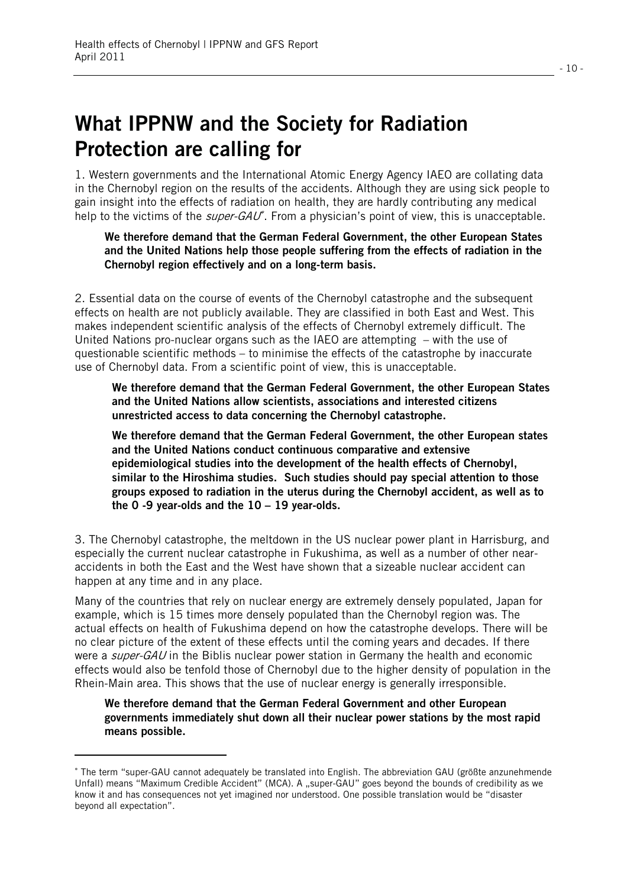# What IPPNW and the Society for Radiation Protection are calling for

1. Western governments and the International Atomic Energy Agency IAEO are collating data in the Chernobyl region on the results of the accidents. Although they are using sick people to gain insight into the effects of radiation on health, they are hardly contributing any medical help to the victims of the *super-GAU*[*]. From a physician's point of view, this is unacceptable.

> **We therefore demand that the German Federal Government, the other European States and the United Nations help those people suffering from the effects of radiation in the Chernobyl region effectively and on a long-term basis.**

2. Essential data on the course of events of the Chernobyl catastrophe and the subsequent effects on health are not publicly available. They are classified in both East and West. This makes independent scientific analysis of the effects of Chernobyl extremely difficult. The United Nations pro-nuclear organs such as the IAEO are attempting – with the use of questionable scientific methods – to minimise the effects of the catastrophe by inaccurate use of Chernobyl data. From a scientific point of view, this is unacceptable.

> **We therefore demand that the German Federal Government, the other European States and the United Nations allow scientists, associations and interested citizens unrestricted access to data concerning the Chernobyl catastrophe.**
>
> **We therefore demand that the German Federal Government, the other European states and the United Nations conduct continuous comparative and extensive epidemiological studies into the development of the health effects of Chernobyl, similar to the Hiroshima studies. Such studies should pay special attention to those groups exposed to radiation in the uterus during the Chernobyl accident, as well as to the 0 -9 year-olds and the 10 – 19 year-olds.**

3. The Chernobyl catastrophe, the meltdown in the US nuclear power plant in Harrisburg, and especially the current nuclear catastrophe in Fukushima, as well as a number of other near-accidents in both the East and the West have shown that a sizeable nuclear accident can happen at any time and in any place.

Many of the countries that rely on nuclear energy are extremely densely populated, Japan for example, which is 15 times more densely populated than the Chernobyl region was. The actual effects on health of Fukushima depend on how the catastrophe develops. There will be no clear picture of the extent of these effects until the coming years and decades. If there were a *super-GAU* in the Biblis nuclear power station in Germany the health and economic effects would also be tenfold those of Chernobyl due to the higher density of population in the Rhein-Main area. This shows that the use of nuclear energy is generally irresponsible.

> **We therefore demand that the German Federal Government and other European governments immediately shut down all their nuclear power stations by the most rapid means possible.**

---

[*] The term "super-GAU cannot adequately be translated into English. The abbreviation GAU (größte anzunehmende Unfall) means "Maximum Credible Accident" (MCA). A „super-GAU" goes beyond the bounds of credibility as we know it and has consequences not yet imagined nor understood. One possible translation would be "disaster beyond all expectation".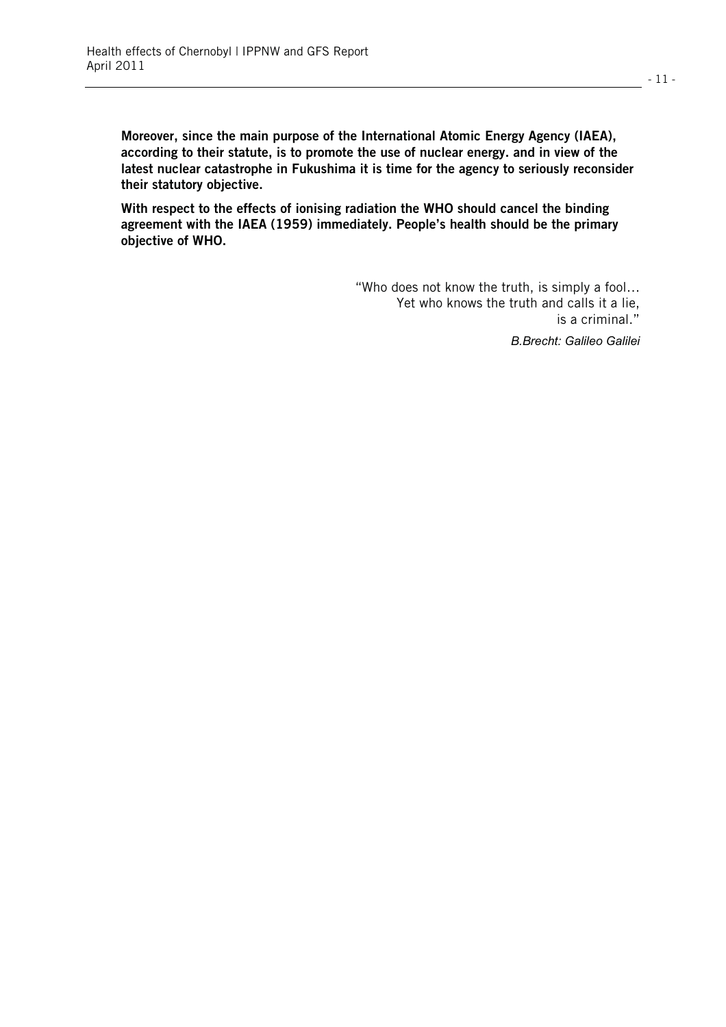**Moreover, since the main purpose of the International Atomic Energy Agency (IAEA), according to their statute, is to promote the use of nuclear energy. and in view of the latest nuclear catastrophe in Fukushima it is time for the agency to seriously reconsider their statutory objective.**

**With respect to the effects of ionising radiation the WHO should cancel the binding agreement with the IAEA (1959) immediately. People's health should be the primary objective of WHO.**

"Who does not know the truth, is simply a fool…
Yet who knows the truth and calls it a lie,
is a criminal."

*B.Brecht: Galileo Galilei*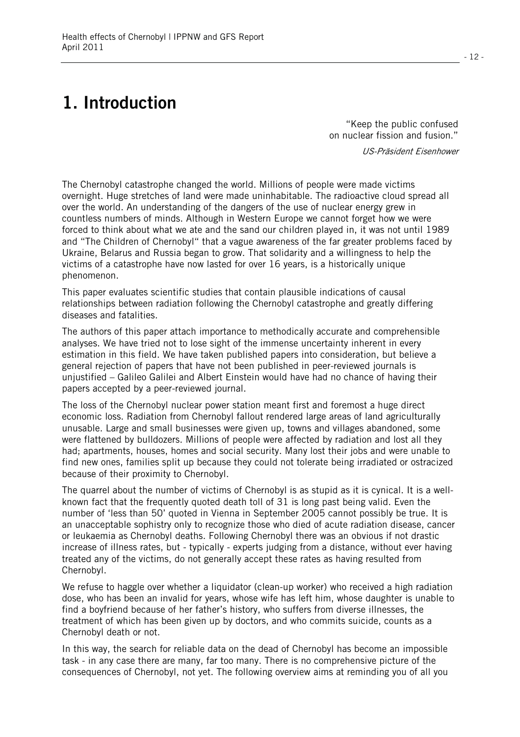# 1. Introduction

"Keep the public confused
on nuclear fission and fusion."

*US-Präsident Eisenhower*

The Chernobyl catastrophe changed the world. Millions of people were made victims overnight. Huge stretches of land were made uninhabitable. The radioactive cloud spread all over the world. An understanding of the dangers of the use of nuclear energy grew in countless numbers of minds. Although in Western Europe we cannot forget how we were forced to think about what we ate and the sand our children played in, it was not until 1989 and "The Children of Chernobyl" that a vague awareness of the far greater problems faced by Ukraine, Belarus and Russia began to grow. That solidarity and a willingness to help the victims of a catastrophe have now lasted for over 16 years, is a historically unique phenomenon.

This paper evaluates scientific studies that contain plausible indications of causal relationships between radiation following the Chernobyl catastrophe and greatly differing diseases and fatalities.

The authors of this paper attach importance to methodically accurate and comprehensible analyses. We have tried not to lose sight of the immense uncertainty inherent in every estimation in this field. We have taken published papers into consideration, but believe a general rejection of papers that have not been published in peer-reviewed journals is unjustified – Galileo Galilei and Albert Einstein would have had no chance of having their papers accepted by a peer-reviewed journal.

The loss of the Chernobyl nuclear power station meant first and foremost a huge direct economic loss. Radiation from Chernobyl fallout rendered large areas of land agriculturally unusable. Large and small businesses were given up, towns and villages abandoned, some were flattened by bulldozers. Millions of people were affected by radiation and lost all they had; apartments, houses, homes and social security. Many lost their jobs and were unable to find new ones, families split up because they could not tolerate being irradiated or ostracized because of their proximity to Chernobyl.

The quarrel about the number of victims of Chernobyl is as stupid as it is cynical. It is a well-known fact that the frequently quoted death toll of 31 is long past being valid. Even the number of 'less than 50' quoted in Vienna in September 2005 cannot possibly be true. It is an unacceptable sophistry only to recognize those who died of acute radiation disease, cancer or leukaemia as Chernobyl deaths. Following Chernobyl there was an obvious if not drastic increase of illness rates, but - typically - experts judging from a distance, without ever having treated any of the victims, do not generally accept these rates as having resulted from Chernobyl.

We refuse to haggle over whether a liquidator (clean-up worker) who received a high radiation dose, who has been an invalid for years, whose wife has left him, whose daughter is unable to find a boyfriend because of her father's history, who suffers from diverse illnesses, the treatment of which has been given up by doctors, and who commits suicide, counts as a Chernobyl death or not.

In this way, the search for reliable data on the dead of Chernobyl has become an impossible task - in any case there are many, far too many. There is no comprehensive picture of the consequences of Chernobyl, not yet. The following overview aims at reminding you of all you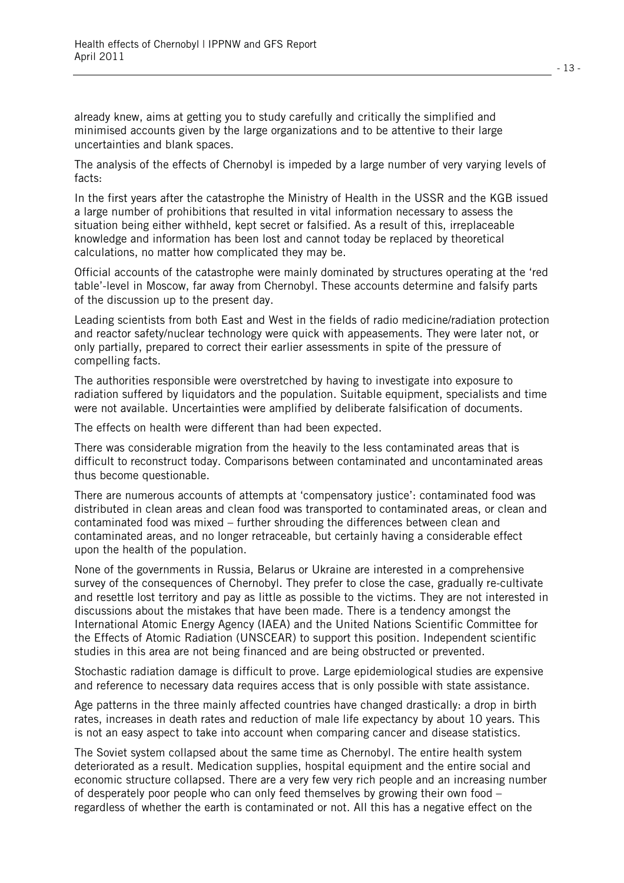already knew, aims at getting you to study carefully and critically the simplified and minimised accounts given by the large organizations and to be attentive to their large uncertainties and blank spaces.

The analysis of the effects of Chernobyl is impeded by a large number of very varying levels of facts:

In the first years after the catastrophe the Ministry of Health in the USSR and the KGB issued a large number of prohibitions that resulted in vital information necessary to assess the situation being either withheld, kept secret or falsified. As a result of this, irreplaceable knowledge and information has been lost and cannot today be replaced by theoretical calculations, no matter how complicated they may be.

Official accounts of the catastrophe were mainly dominated by structures operating at the 'red table'-level in Moscow, far away from Chernobyl. These accounts determine and falsify parts of the discussion up to the present day.

Leading scientists from both East and West in the fields of radio medicine/radiation protection and reactor safety/nuclear technology were quick with appeasements. They were later not, or only partially, prepared to correct their earlier assessments in spite of the pressure of compelling facts.

The authorities responsible were overstretched by having to investigate into exposure to radiation suffered by liquidators and the population. Suitable equipment, specialists and time were not available. Uncertainties were amplified by deliberate falsification of documents.

The effects on health were different than had been expected.

There was considerable migration from the heavily to the less contaminated areas that is difficult to reconstruct today. Comparisons between contaminated and uncontaminated areas thus become questionable.

There are numerous accounts of attempts at 'compensatory justice': contaminated food was distributed in clean areas and clean food was transported to contaminated areas, or clean and contaminated food was mixed – further shrouding the differences between clean and contaminated areas, and no longer retraceable, but certainly having a considerable effect upon the health of the population.

None of the governments in Russia, Belarus or Ukraine are interested in a comprehensive survey of the consequences of Chernobyl. They prefer to close the case, gradually re-cultivate and resettle lost territory and pay as little as possible to the victims. They are not interested in discussions about the mistakes that have been made. There is a tendency amongst the International Atomic Energy Agency (IAEA) and the United Nations Scientific Committee for the Effects of Atomic Radiation (UNSCEAR) to support this position. Independent scientific studies in this area are not being financed and are being obstructed or prevented.

Stochastic radiation damage is difficult to prove. Large epidemiological studies are expensive and reference to necessary data requires access that is only possible with state assistance.

Age patterns in the three mainly affected countries have changed drastically: a drop in birth rates, increases in death rates and reduction of male life expectancy by about 10 years. This is not an easy aspect to take into account when comparing cancer and disease statistics.

The Soviet system collapsed about the same time as Chernobyl. The entire health system deteriorated as a result. Medication supplies, hospital equipment and the entire social and economic structure collapsed. There are a very few very rich people and an increasing number of desperately poor people who can only feed themselves by growing their own food – regardless of whether the earth is contaminated or not. All this has a negative effect on the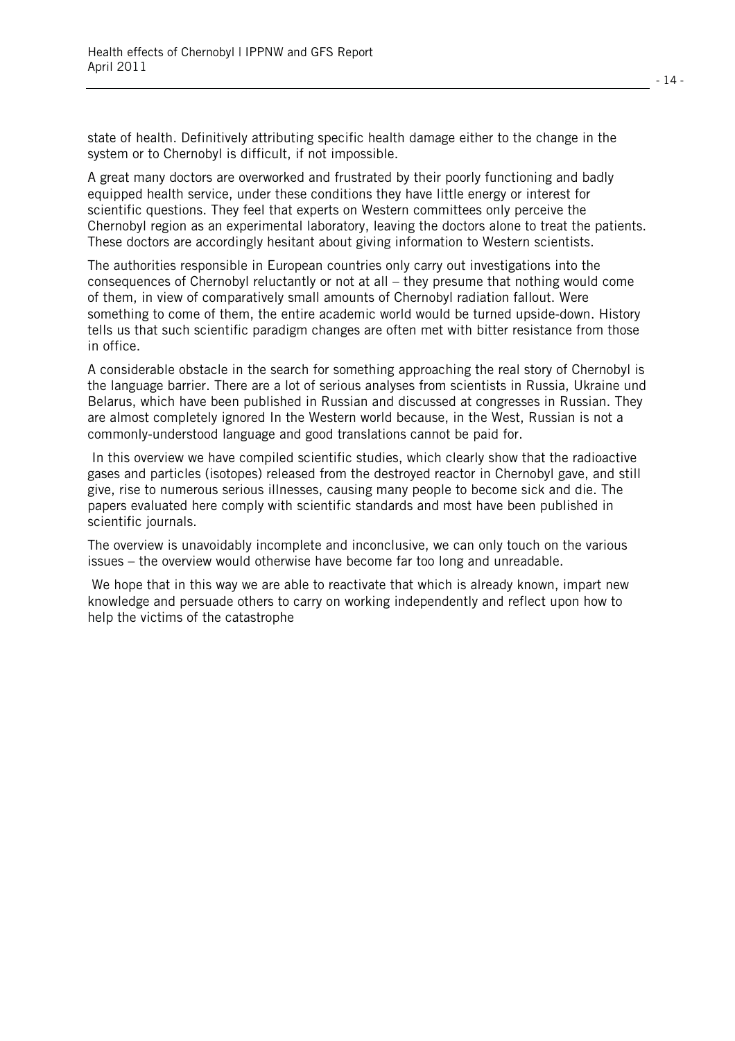state of health. Definitively attributing specific health damage either to the change in the system or to Chernobyl is difficult, if not impossible.

A great many doctors are overworked and frustrated by their poorly functioning and badly equipped health service, under these conditions they have little energy or interest for scientific questions. They feel that experts on Western committees only perceive the Chernobyl region as an experimental laboratory, leaving the doctors alone to treat the patients. These doctors are accordingly hesitant about giving information to Western scientists.

The authorities responsible in European countries only carry out investigations into the consequences of Chernobyl reluctantly or not at all – they presume that nothing would come of them, in view of comparatively small amounts of Chernobyl radiation fallout. Were something to come of them, the entire academic world would be turned upside-down. History tells us that such scientific paradigm changes are often met with bitter resistance from those in office.

A considerable obstacle in the search for something approaching the real story of Chernobyl is the language barrier. There are a lot of serious analyses from scientists in Russia, Ukraine und Belarus, which have been published in Russian and discussed at congresses in Russian. They are almost completely ignored In the Western world because, in the West, Russian is not a commonly-understood language and good translations cannot be paid for.

In this overview we have compiled scientific studies, which clearly show that the radioactive gases and particles (isotopes) released from the destroyed reactor in Chernobyl gave, and still give, rise to numerous serious illnesses, causing many people to become sick and die. The papers evaluated here comply with scientific standards and most have been published in scientific journals.

The overview is unavoidably incomplete and inconclusive, we can only touch on the various issues – the overview would otherwise have become far too long and unreadable.

We hope that in this way we are able to reactivate that which is already known, impart new knowledge and persuade others to carry on working independently and reflect upon how to help the victims of the catastrophe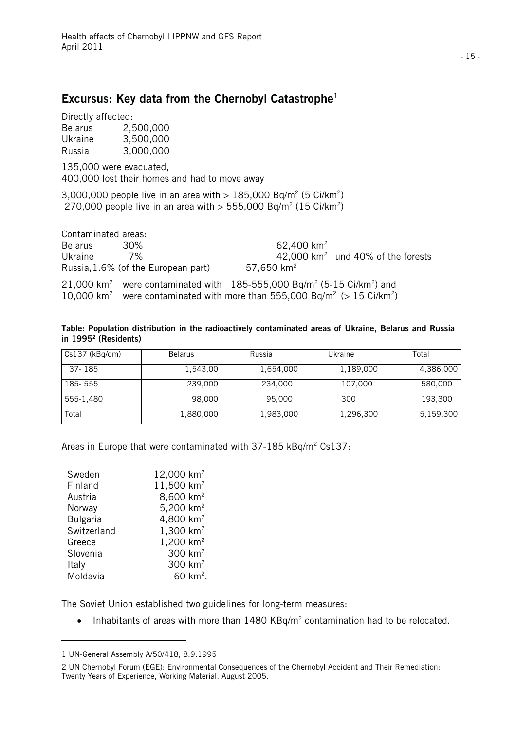## Excursus: Key data from the Chernobyl Catastrophe[1]

Directly affected:
Belarus 2,500,000
Ukraine 3,500,000
Russia 3,000,000

135,000 were evacuated,
400,000 lost their homes and had to move away

3,000,000 people live in an area with > 185,000 Bq/m² (5 Ci/km²)
270,000 people live in an area with > 555,000 Bq/m² (15 Ci/km²)

Contaminated areas:
Belarus 30% 62,400 km²
Ukraine 7% 42,000 km² und 40% of the forests
Russia, 1.6% (of the European part) 57,650 km²

21,000 km² were contaminated with 185-555,000 Bq/m² (5-15 Ci/km²) and
10,000 km² were contaminated with more than 555,000 Bq/m² (> 15 Ci/km²)

**Table: Population distribution in the radioactively contaminated areas of Ukraine, Belarus and Russia in 1995[2] (Residents)**

| Cs137 (kBq/qm) | Belarus | Russia | Ukraine | Total |
|---|---|---|---|---|
| 37- 185 | 1,543,00 | 1,654,000 | 1,189,000 | 4,386,000 |
| 185- 555 | 239,000 | 234,000 | 107,000 | 580,000 |
| 555-1,480 | 98,000 | 95,000 | 300 | 193,300 |
| Total | 1,880,000 | 1,983,000 | 1,296,300 | 5,159,300 |

Areas in Europe that were contaminated with 37-185 kBq/m² Cs137:

| | |
|---|---|
| Sweden | 12,000 km² |
| Finland | 11,500 km² |
| Austria | 8,600 km² |
| Norway | 5,200 km² |
| Bulgaria | 4,800 km² |
| Switzerland | 1,300 km² |
| Greece | 1,200 km² |
| Slovenia | 300 km² |
| Italy | 300 km² |
| Moldavia | 60 km². |

The Soviet Union established two guidelines for long-term measures:

- Inhabitants of areas with more than 1480 KBq/m² contamination had to be relocated.

---

1 UN-General Assembly A/50/418, 8.9.1995

2 UN Chernobyl Forum (EGE): Environmental Consequences of the Chernobyl Accident and Their Remediation: Twenty Years of Experience, Working Material, August 2005.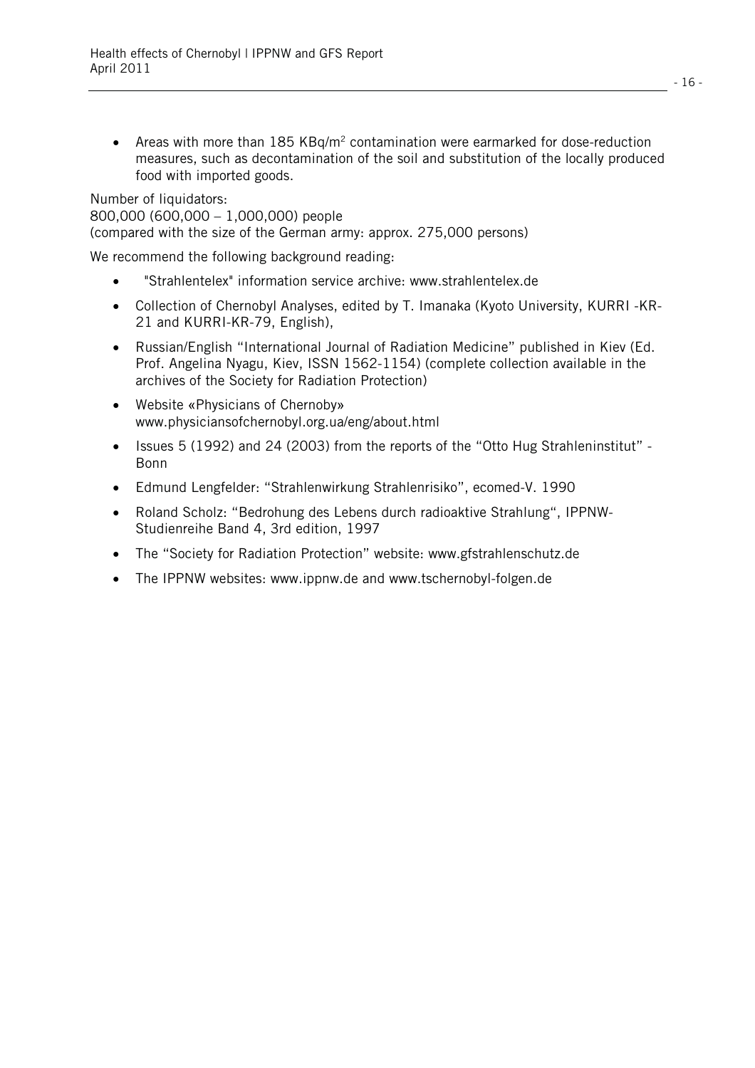- Areas with more than 185 KBq/m$^2$ contamination were earmarked for dose-reduction measures, such as decontamination of the soil and substitution of the locally produced food with imported goods.

Number of liquidators:
800,000 (600,000 – 1,000,000) people
(compared with the size of the German army: approx. 275,000 persons)

We recommend the following background reading:

- "Strahlentelex" information service archive: www.strahlentelex.de
- Collection of Chernobyl Analyses, edited by T. Imanaka (Kyoto University, KURRI -KR-21 and KURRI-KR-79, English),
- Russian/English "International Journal of Radiation Medicine" published in Kiev (Ed. Prof. Angelina Nyagu, Kiev, ISSN 1562-1154) (complete collection available in the archives of the Society for Radiation Protection)
- Website «Physicians of Chernoby» www.physiciansofchernobyl.org.ua/eng/about.html
- Issues 5 (1992) and 24 (2003) from the reports of the "Otto Hug Strahleninstitut" - Bonn
- Edmund Lengfelder: "Strahlenwirkung Strahlenrisiko", ecomed-V. 1990
- Roland Scholz: "Bedrohung des Lebens durch radioaktive Strahlung", IPPNW-Studienreihe Band 4, 3rd edition, 1997
- The "Society for Radiation Protection" website: www.gfstrahlenschutz.de
- The IPPNW websites: www.ippnw.de and www.tschernobyl-folgen.de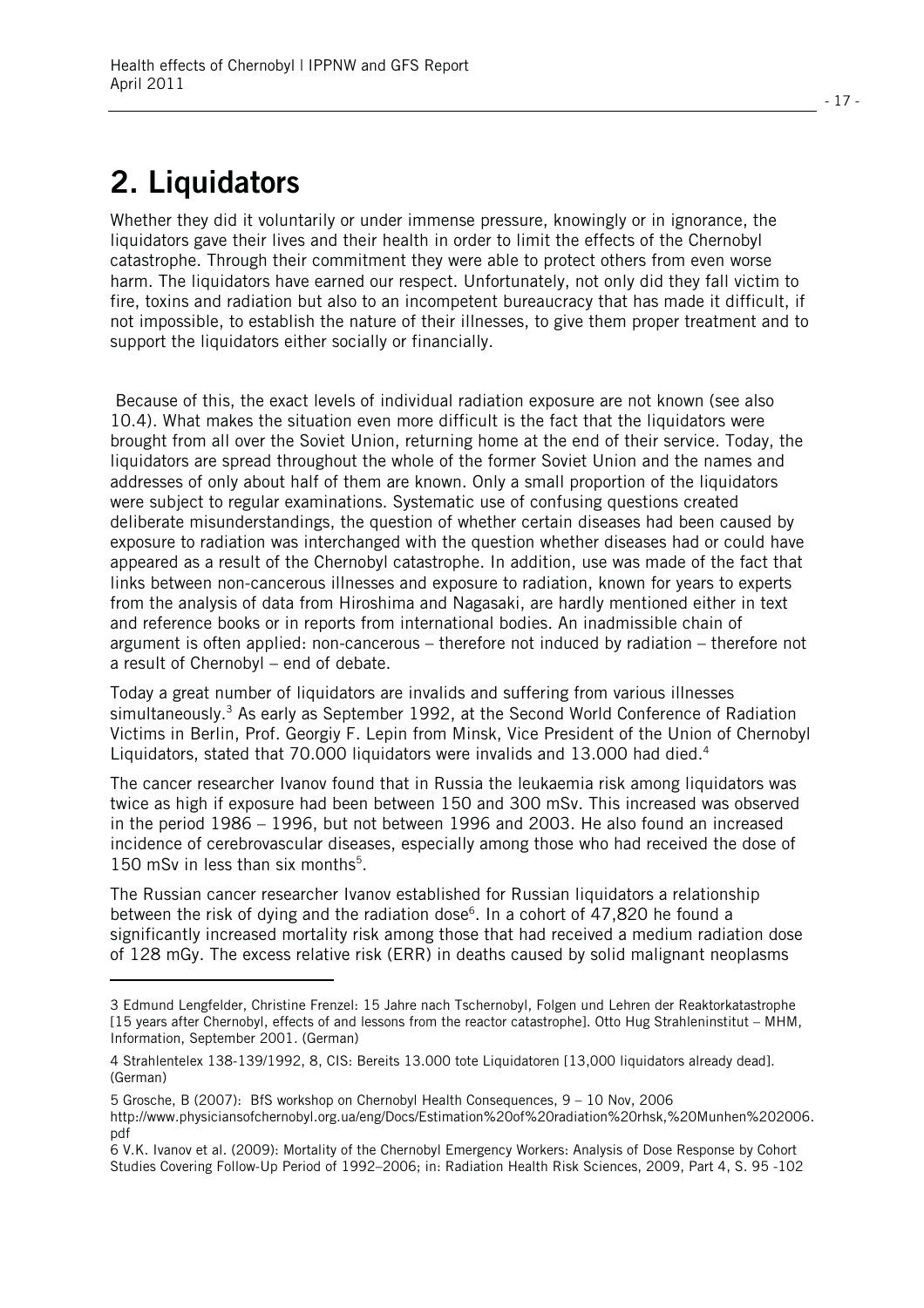# 2. Liquidators

Whether they did it voluntarily or under immense pressure, knowingly or in ignorance, the liquidators gave their lives and their health in order to limit the effects of the Chernobyl catastrophe. Through their commitment they were able to protect others from even worse harm. The liquidators have earned our respect. Unfortunately, not only did they fall victim to fire, toxins and radiation but also to an incompetent bureaucracy that has made it difficult, if not impossible, to establish the nature of their illnesses, to give them proper treatment and to support the liquidators either socially or financially.

Because of this, the exact levels of individual radiation exposure are not known (see also 10.4). What makes the situation even more difficult is the fact that the liquidators were brought from all over the Soviet Union, returning home at the end of their service. Today, the liquidators are spread throughout the whole of the former Soviet Union and the names and addresses of only about half of them are known. Only a small proportion of the liquidators were subject to regular examinations. Systematic use of confusing questions created deliberate misunderstandings, the question of whether certain diseases had been caused by exposure to radiation was interchanged with the question whether diseases had or could have appeared as a result of the Chernobyl catastrophe. In addition, use was made of the fact that links between non-cancerous illnesses and exposure to radiation, known for years to experts from the analysis of data from Hiroshima and Nagasaki, are hardly mentioned either in text and reference books or in reports from international bodies. An inadmissible chain of argument is often applied: non-cancerous – therefore not induced by radiation – therefore not a result of Chernobyl – end of debate.

Today a great number of liquidators are invalids and suffering from various illnesses simultaneously.[3] As early as September 1992, at the Second World Conference of Radiation Victims in Berlin, Prof. Georgiy F. Lepin from Minsk, Vice President of the Union of Chernobyl Liquidators, stated that 70.000 liquidators were invalids and 13.000 had died.[4]

The cancer researcher Ivanov found that in Russia the leukaemia risk among liquidators was twice as high if exposure had been between 150 and 300 mSv. This increased was observed in the period 1986 – 1996, but not between 1996 and 2003. He also found an increased incidence of cerebrovascular diseases, especially among those who had received the dose of 150 mSv in less than six months[5].

The Russian cancer researcher Ivanov established for Russian liquidators a relationship between the risk of dying and the radiation dose[6]. In a cohort of 47,820 he found a significantly increased mortality risk among those that had received a medium radiation dose of 128 mGy. The excess relative risk (ERR) in deaths caused by solid malignant neoplasms

---

3 Edmund Lengfelder, Christine Frenzel: 15 Jahre nach Tschernobyl, Folgen und Lehren der Reaktorkatastrophe [15 years after Chernobyl, effects of and lessons from the reactor catastrophe]. Otto Hug Strahleninstitut – MHM, Information, September 2001. (German)

4 Strahlentelex 138-139/1992, 8, CIS: Bereits 13.000 tote Liquidatoren [13,000 liquidators already dead]. (German)

5 Grosche, B (2007): BfS workshop on Chernobyl Health Consequences, 9 – 10 Nov, 2006 http://www.physiciansofchernobyl.org.ua/eng/Docs/Estimation%20of%20radiation%20rhsk,%20Munhen%202006.pdf

6 V.K. Ivanov et al. (2009): Mortality of the Chernobyl Emergency Workers: Analysis of Dose Response by Cohort Studies Covering Follow-Up Period of 1992–2006; in: Radiation Health Risk Sciences, 2009, Part 4, S. 95 -102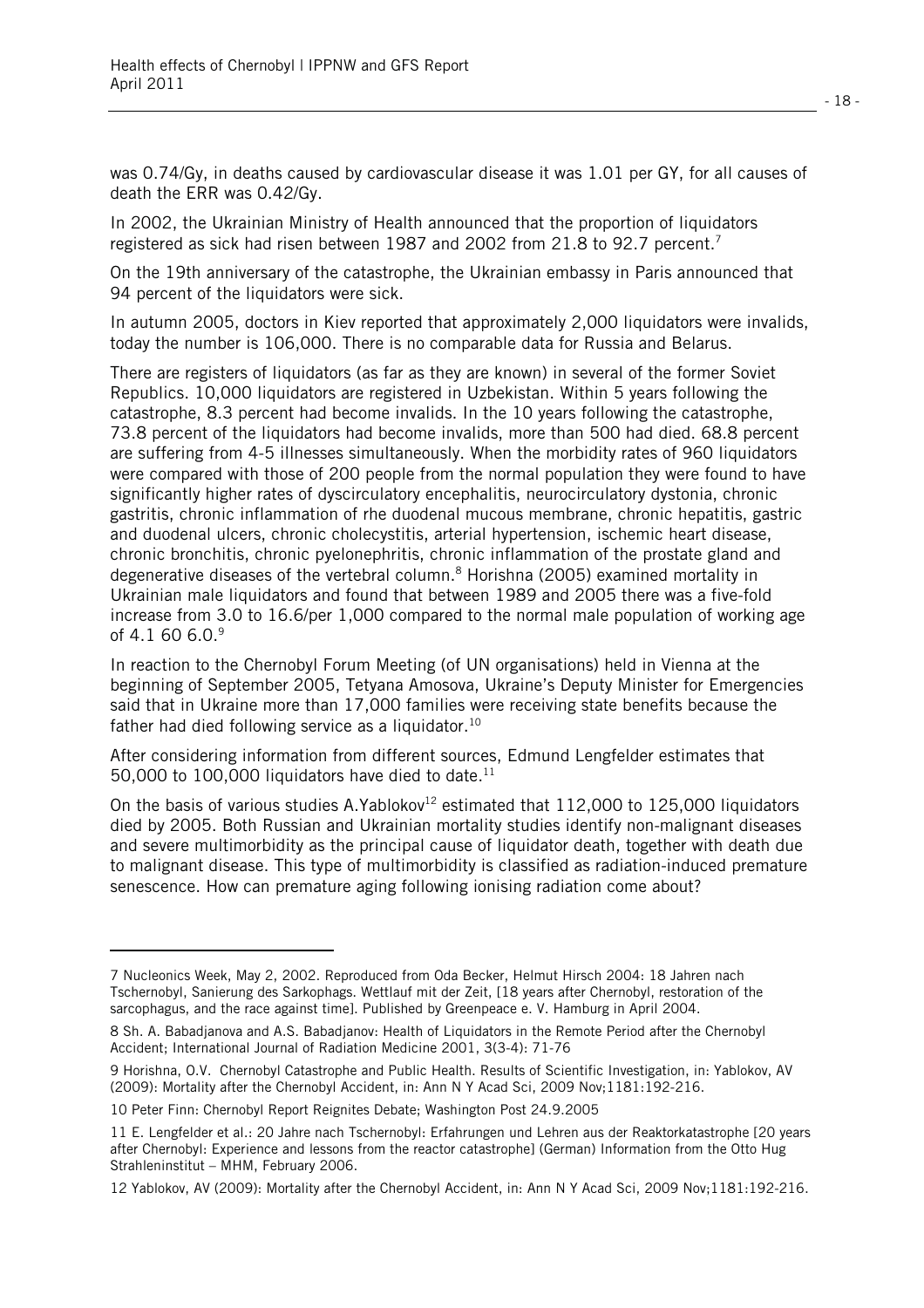was 0.74/Gy, in deaths caused by cardiovascular disease it was 1.01 per GY, for all causes of death the ERR was 0.42/Gy.

In 2002, the Ukrainian Ministry of Health announced that the proportion of liquidators registered as sick had risen between 1987 and 2002 from 21.8 to 92.7 percent.[7]

On the 19th anniversary of the catastrophe, the Ukrainian embassy in Paris announced that 94 percent of the liquidators were sick.

In autumn 2005, doctors in Kiev reported that approximately 2,000 liquidators were invalids, today the number is 106,000. There is no comparable data for Russia and Belarus.

There are registers of liquidators (as far as they are known) in several of the former Soviet Republics. 10,000 liquidators are registered in Uzbekistan. Within 5 years following the catastrophe, 8.3 percent had become invalids. In the 10 years following the catastrophe, 73.8 percent of the liquidators had become invalids, more than 500 had died. 68.8 percent are suffering from 4-5 illnesses simultaneously. When the morbidity rates of 960 liquidators were compared with those of 200 people from the normal population they were found to have significantly higher rates of dyscirculatory encephalitis, neurocirculatory dystonia, chronic gastritis, chronic inflammation of rhe duodenal mucous membrane, chronic hepatitis, gastric and duodenal ulcers, chronic cholecystitis, arterial hypertension, ischemic heart disease, chronic bronchitis, chronic pyelonephritis, chronic inflammation of the prostate gland and degenerative diseases of the vertebral column.[8] Horishna (2005) examined mortality in Ukrainian male liquidators and found that between 1989 and 2005 there was a five-fold increase from 3.0 to 16.6/per 1,000 compared to the normal male population of working age of 4.1 60 6.0.[9]

In reaction to the Chernobyl Forum Meeting (of UN organisations) held in Vienna at the beginning of September 2005, Tetyana Amosova, Ukraine's Deputy Minister for Emergencies said that in Ukraine more than 17,000 families were receiving state benefits because the father had died following service as a liquidator.[10]

After considering information from different sources, Edmund Lengfelder estimates that 50,000 to 100,000 liquidators have died to date.[11]

On the basis of various studies A.Yablokov[12] estimated that 112,000 to 125,000 liquidators died by 2005. Both Russian and Ukrainian mortality studies identify non-malignant diseases and severe multimorbidity as the principal cause of liquidator death, together with death due to malignant disease. This type of multimorbidity is classified as radiation-induced premature senescence. How can premature aging following ionising radiation come about?

---

7 Nucleonics Week, May 2, 2002. Reproduced from Oda Becker, Helmut Hirsch 2004: 18 Jahren nach Tschernobyl, Sanierung des Sarkophags. Wettlauf mit der Zeit, [18 years after Chernobyl, restoration of the sarcophagus, and the race against time]. Published by Greenpeace e. V. Hamburg in April 2004.

8 Sh. A. Babadjanova and A.S. Babadjanov: Health of Liquidators in the Remote Period after the Chernobyl Accident; International Journal of Radiation Medicine 2001, 3(3-4): 71-76

9 Horishna, O.V. Chernobyl Catastrophe and Public Health. Results of Scientific Investigation, in: Yablokov, AV (2009): Mortality after the Chernobyl Accident, in: Ann N Y Acad Sci, 2009 Nov;1181:192-216.

10 Peter Finn: Chernobyl Report Reignites Debate; Washington Post 24.9.2005

11 E. Lengfelder et al.: 20 Jahre nach Tschernobyl: Erfahrungen und Lehren aus der Reaktorkatastrophe [20 years after Chernobyl: Experience and lessons from the reactor catastrophe] (German) Information from the Otto Hug Strahleninstitut – MHM, February 2006.

12 Yablokov, AV (2009): Mortality after the Chernobyl Accident, in: Ann N Y Acad Sci, 2009 Nov;1181:192-216.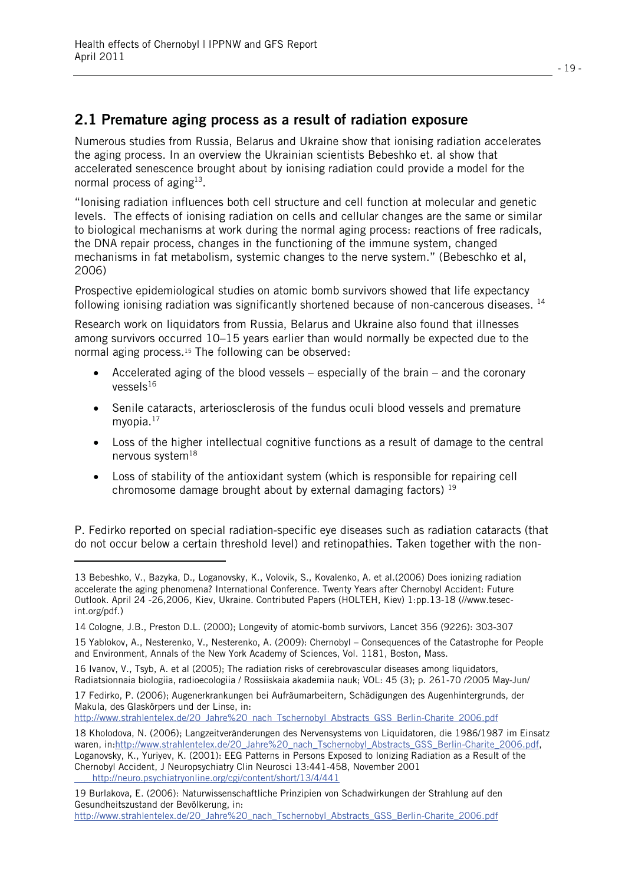## 2.1 Premature aging process as a result of radiation exposure

Numerous studies from Russia, Belarus and Ukraine show that ionising radiation accelerates the aging process. In an overview the Ukrainian scientists Bebeshko et. al show that accelerated senescence brought about by ionising radiation could provide a model for the normal process of aging[13].

"Ionising radiation influences both cell structure and cell function at molecular and genetic levels. The effects of ionising radiation on cells and cellular changes are the same or similar to biological mechanisms at work during the normal aging process: reactions of free radicals, the DNA repair process, changes in the functioning of the immune system, changed mechanisms in fat metabolism, systemic changes to the nerve system." (Bebeschko et al, 2006)

Prospective epidemiological studies on atomic bomb survivors showed that life expectancy following ionising radiation was significantly shortened because of non-cancerous diseases. [14]

Research work on liquidators from Russia, Belarus and Ukraine also found that illnesses among survivors occurred 10–15 years earlier than would normally be expected due to the normal aging process.[15] The following can be observed:

- Accelerated aging of the blood vessels – especially of the brain – and the coronary vessels[16]
- Senile cataracts, arteriosclerosis of the fundus oculi blood vessels and premature myopia.[17]
- Loss of the higher intellectual cognitive functions as a result of damage to the central nervous system[18]
- Loss of stability of the antioxidant system (which is responsible for repairing cell chromosome damage brought about by external damaging factors) [19]

P. Fedirko reported on special radiation-specific eye diseases such as radiation cataracts (that do not occur below a certain threshold level) and retinopathies. Taken together with the non-

---

13 Bebeshko, V., Bazyka, D., Loganovsky, K., Volovik, S., Kovalenko, A. et al.(2006) Does ionizing radiation accelerate the aging phenomena? International Conference. Twenty Years after Chernobyl Accident: Future Outlook. April 24 -26,2006, Kiev, Ukraine. Contributed Papers (HOLTEH, Kiev) 1:pp.13-18 (//www.tesec-int.org/pdf.)

14 Cologne, J.B., Preston D.L. (2000); Longevity of atomic-bomb survivors, Lancet 356 (9226): 303-307

15 Yablokov, A., Nesterenko, V., Nesterenko, A. (2009): Chernobyl – Consequences of the Catastrophe for People and Environment, Annals of the New York Academy of Sciences, Vol. 1181, Boston, Mass.

16 Ivanov, V., Tsyb, A. et al (2005); The radiation risks of cerebrovascular diseases among liquidators, Radiatsionnaia biologiia, radioecologiia / Rossiiskaia akademiia nauk; VOL: 45 (3); p. 261-70 /2005 May-Jun/

17 Fedirko, P. (2006); Augenerkrankungen bei Aufräumarbeitern, Schädigungen des Augenhintergrunds, der Makula, des Glaskörpers und der Linse, in: http://www.strahlentelex.de/20_Jahre%20_nach_Tschernobyl_Abstracts_GSS_Berlin-Charite_2006.pdf

18 Kholodova, N. (2006); Langzeitveränderungen des Nervensystems von Liquidatoren, die 1986/1987 im Einsatz waren, in:http://www.strahlentelex.de/20_Jahre%20_nach_Tschernobyl_Abstracts_GSS_Berlin-Charite_2006.pdf, Loganovsky, K., Yuriyev, K. (2001): EEG Patterns in Persons Exposed to Ionizing Radiation as a Result of the Chernobyl Accident, J Neuropsychiatry Clin Neurosci 13:441-458, November 2001 http://neuro.psychiatryonline.org/cgi/content/short/13/4/441

19 Burlakova, E. (2006): Naturwissenschaftliche Prinzipien von Schadwirkungen der Strahlung auf den Gesundheitszustand der Bevölkerung, in: http://www.strahlentelex.de/20_Jahre%20_nach_Tschernobyl_Abstracts_GSS_Berlin-Charite_2006.pdf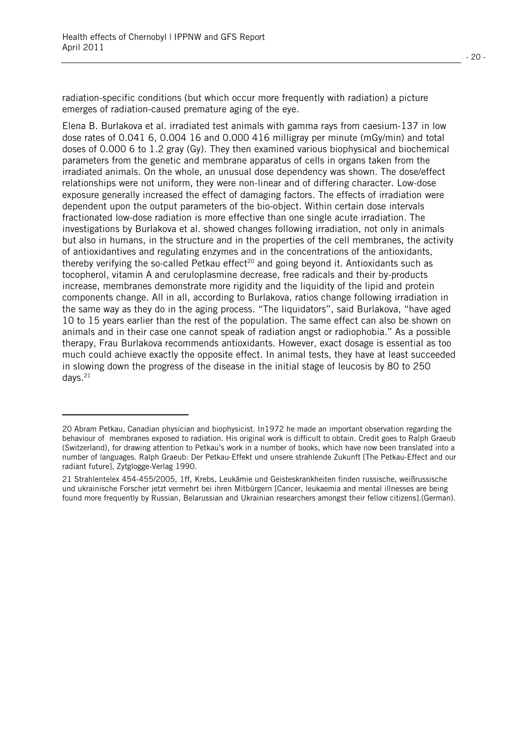radiation-specific conditions (but which occur more frequently with radiation) a picture emerges of radiation-caused premature aging of the eye.

Elena B. Burlakova et al. irradiated test animals with gamma rays from caesium-137 in low dose rates of 0.041 6, 0.004 16 and 0.000 416 milligray per minute (mGy/min) and total doses of 0.000 6 to 1.2 gray (Gy). They then examined various biophysical and biochemical parameters from the genetic and membrane apparatus of cells in organs taken from the irradiated animals. On the whole, an unusual dose dependency was shown. The dose/effect relationships were not uniform, they were non-linear and of differing character. Low-dose exposure generally increased the effect of damaging factors. The effects of irradiation were dependent upon the output parameters of the bio-object. Within certain dose intervals fractionated low-dose radiation is more effective than one single acute irradiation. The investigations by Burlakova et al. showed changes following irradiation, not only in animals but also in humans, in the structure and in the properties of the cell membranes, the activity of antioxidantives and regulating enzymes and in the concentrations of the antioxidants, thereby verifying the so-called Petkau effect[20] and going beyond it. Antioxidants such as tocopherol, vitamin A and ceruloplasmine decrease, free radicals and their by-products increase, membranes demonstrate more rigidity and the liquidity of the lipid and protein components change. All in all, according to Burlakova, ratios change following irradiation in the same way as they do in the aging process. "The liquidators", said Burlakova, "have aged 10 to 15 years earlier than the rest of the population. The same effect can also be shown on animals and in their case one cannot speak of radiation angst or radiophobia." As a possible therapy, Frau Burlakova recommends antioxidants. However, exact dosage is essential as too much could achieve exactly the opposite effect. In animal tests, they have at least succeeded in slowing down the progress of the disease in the initial stage of leucosis by 80 to 250 days.[21]

---

20 Abram Petkau, Canadian physician and biophysicist. In1972 he made an important observation regarding the behaviour of membranes exposed to radiation. His original work is difficult to obtain. Credit goes to Ralph Graeub (Switzerland), for drawing attention to Petkau's work in a number of books, which have now been translated into a number of languages. Ralph Graeub: Der Petkau-Effekt und unsere strahlende Zukunft [The Petkau-Effect and our radiant future], Zytglogge-Verlag 1990.

21 Strahlentelex 454-455/2005, 1ff, Krebs, Leukämie und Geisteskrankheiten finden russische, weißrussische und ukrainische Forscher jetzt vermehrt bei ihren Mitbürgern [Cancer, leukaemia and mental illnesses are being found more frequently by Russian, Belarussian and Ukrainian researchers amongst their fellow citizens].(German).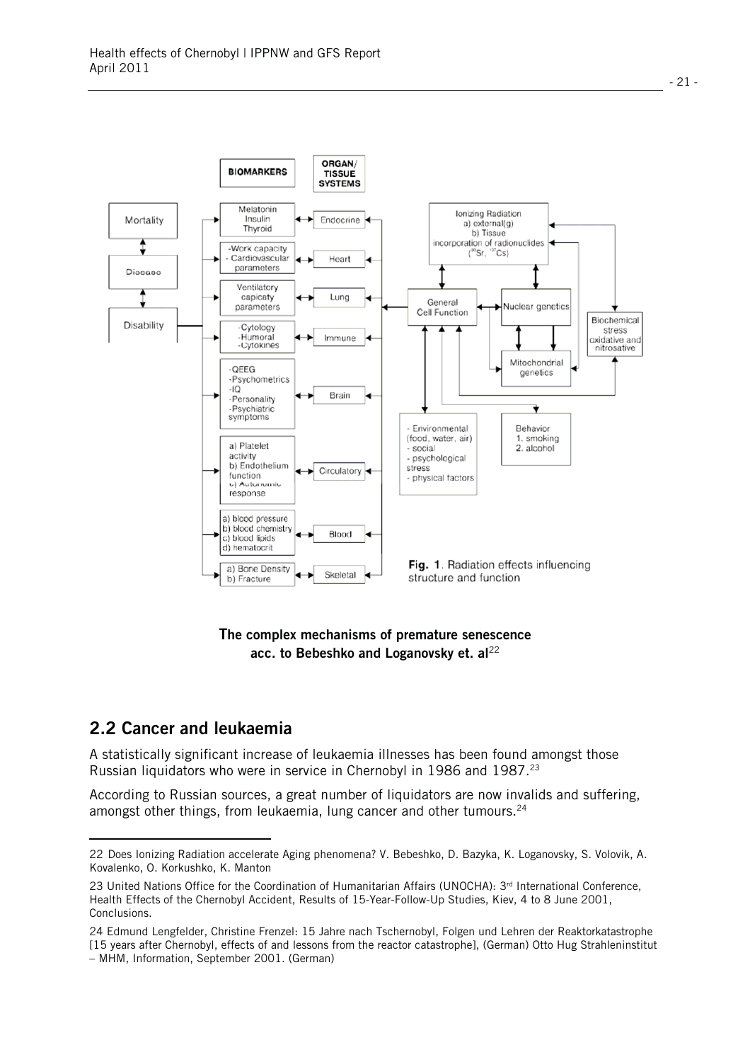**The complex mechanisms of premature senescence acc. to Bebeshko and Loganovsky et. al[22]**

## 2.2 Cancer and leukaemia

A statistically significant increase of leukaemia illnesses has been found amongst those Russian liquidators who were in service in Chernobyl in 1986 and 1987.[23]

According to Russian sources, a great number of liquidators are now invalids and suffering, amongst other things, from leukaemia, lung cancer and other tumours.[24]

---

22 Does Ionizing Radiation accelerate Aging phenomena? V. Bebeshko, D. Bazyka, K. Loganovsky, S. Volovik, A. Kovalenko, O. Korkushko, K. Manton

23 United Nations Office for the Coordination of Humanitarian Affairs (UNOCHA): 3rd International Conference, Health Effects of the Chernobyl Accident, Results of 15-Year-Follow-Up Studies, Kiev, 4 to 8 June 2001, Conclusions.

24 Edmund Lengfelder, Christine Frenzel: 15 Jahre nach Tschernobyl, Folgen und Lehren der Reaktorkatastrophe [15 years after Chernobyl, effects of and lessons from the reactor catastrophe], (German) Otto Hug Strahleninstitut – MHM, Information, September 2001. (German)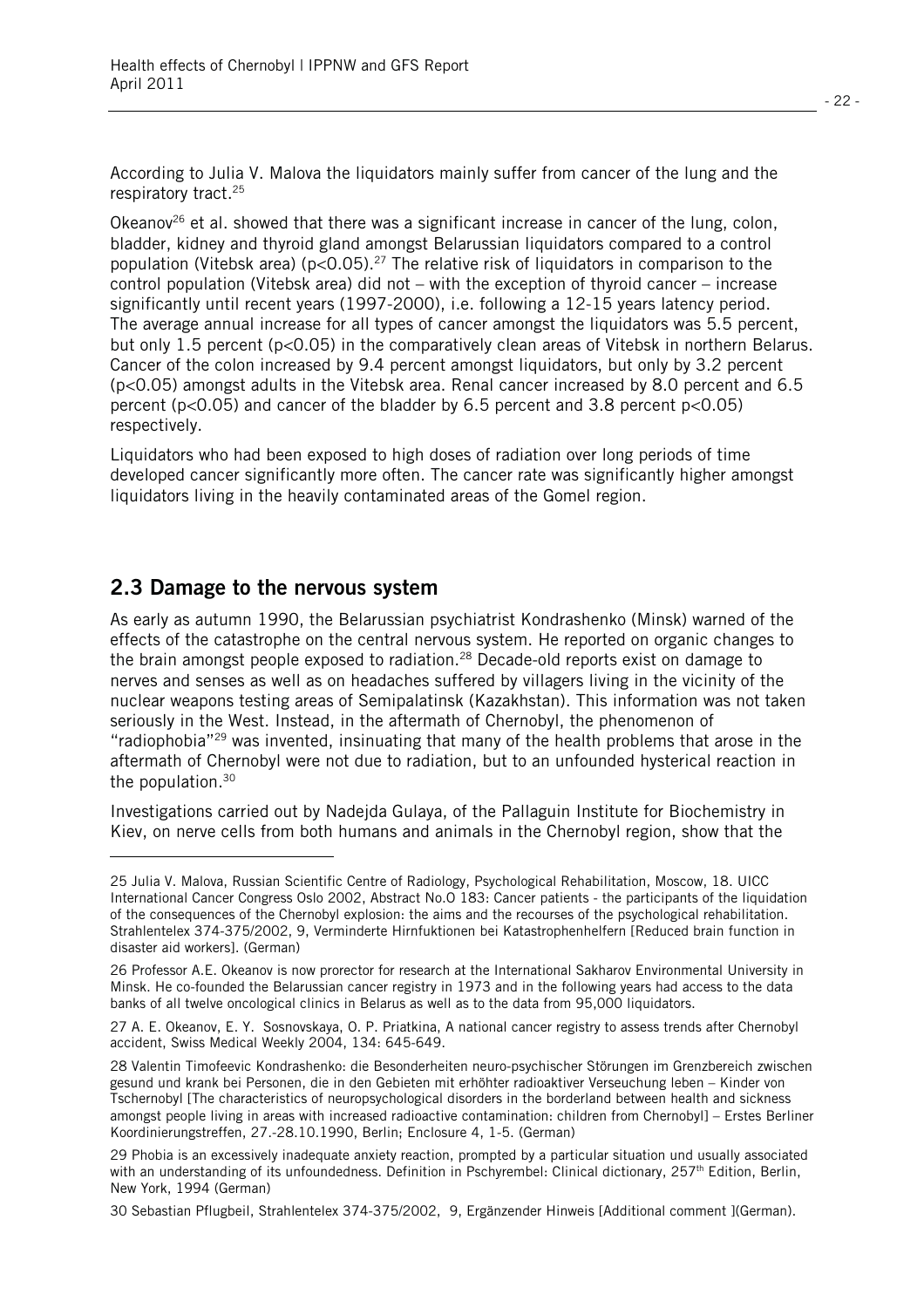According to Julia V. Malova the liquidators mainly suffer from cancer of the lung and the respiratory tract.[25]

Okeanov[26] et al. showed that there was a significant increase in cancer of the lung, colon, bladder, kidney and thyroid gland amongst Belarussian liquidators compared to a control population (Vitebsk area) ($p<0.05$).[27] The relative risk of liquidators in comparison to the control population (Vitebsk area) did not – with the exception of thyroid cancer – increase significantly until recent years (1997-2000), i.e. following a 12-15 years latency period. The average annual increase for all types of cancer amongst the liquidators was 5.5 percent, but only 1.5 percent ($p<0.05$) in the comparatively clean areas of Vitebsk in northern Belarus. Cancer of the colon increased by 9.4 percent amongst liquidators, but only by 3.2 percent ($p<0.05$) amongst adults in the Vitebsk area. Renal cancer increased by 8.0 percent and 6.5 percent ($p<0.05$) and cancer of the bladder by 6.5 percent and 3.8 percent $p<0.05$) respectively.

Liquidators who had been exposed to high doses of radiation over long periods of time developed cancer significantly more often. The cancer rate was significantly higher amongst liquidators living in the heavily contaminated areas of the Gomel region.

## 2.3 Damage to the nervous system

As early as autumn 1990, the Belarussian psychiatrist Kondrashenko (Minsk) warned of the effects of the catastrophe on the central nervous system. He reported on organic changes to the brain amongst people exposed to radiation.[28] Decade-old reports exist on damage to nerves and senses as well as on headaches suffered by villagers living in the vicinity of the nuclear weapons testing areas of Semipalatinsk (Kazakhstan). This information was not taken seriously in the West. Instead, in the aftermath of Chernobyl, the phenomenon of "radiophobia"[29] was invented, insinuating that many of the health problems that arose in the aftermath of Chernobyl were not due to radiation, but to an unfounded hysterical reaction in the population.[30]

Investigations carried out by Nadejda Gulaya, of the Pallaguin Institute for Biochemistry in Kiev, on nerve cells from both humans and animals in the Chernobyl region, show that the

---

25 Julia V. Malova, Russian Scientific Centre of Radiology, Psychological Rehabilitation, Moscow, 18. UICC International Cancer Congress Oslo 2002, Abstract No.O 183: Cancer patients - the participants of the liquidation of the consequences of the Chernobyl explosion: the aims and the recourses of the psychological rehabilitation. Strahlentelex 374-375/2002, 9, Verminderte Hirnfuktionen bei Katastrophenhelfern [Reduced brain function in disaster aid workers]. (German)

26 Professor A.E. Okeanov is now prorector for research at the International Sakharov Environmental University in Minsk. He co-founded the Belarussian cancer registry in 1973 and in the following years had access to the data banks of all twelve oncological clinics in Belarus as well as to the data from 95,000 liquidators.

27 A. E. Okeanov, E. Y. Sosnovskaya, O. P. Priatkina, A national cancer registry to assess trends after Chernobyl accident, Swiss Medical Weekly 2004, 134: 645-649.

28 Valentin Timofeevic Kondrashenko: die Besonderheiten neuro-psychischer Störungen im Grenzbereich zwischen gesund und krank bei Personen, die in den Gebieten mit erhöhter radioaktiver Verseuchung leben – Kinder von Tschernobyl [The characteristics of neuropsychological disorders in the borderland between health and sickness amongst people living in areas with increased radioactive contamination: children from Chernobyl] – Erstes Berliner Koordinierungstreffen, 27.-28.10.1990, Berlin; Enclosure 4, 1-5. (German)

29 Phobia is an excessively inadequate anxiety reaction, prompted by a particular situation und usually associated with an understanding of its unfoundedness. Definition in Pschyrembel: Clinical dictionary, 257th Edition, Berlin, New York, 1994 (German)

30 Sebastian Pflugbeil, Strahlentelex 374-375/2002, 9, Ergänzender Hinweis [Additional comment ](German).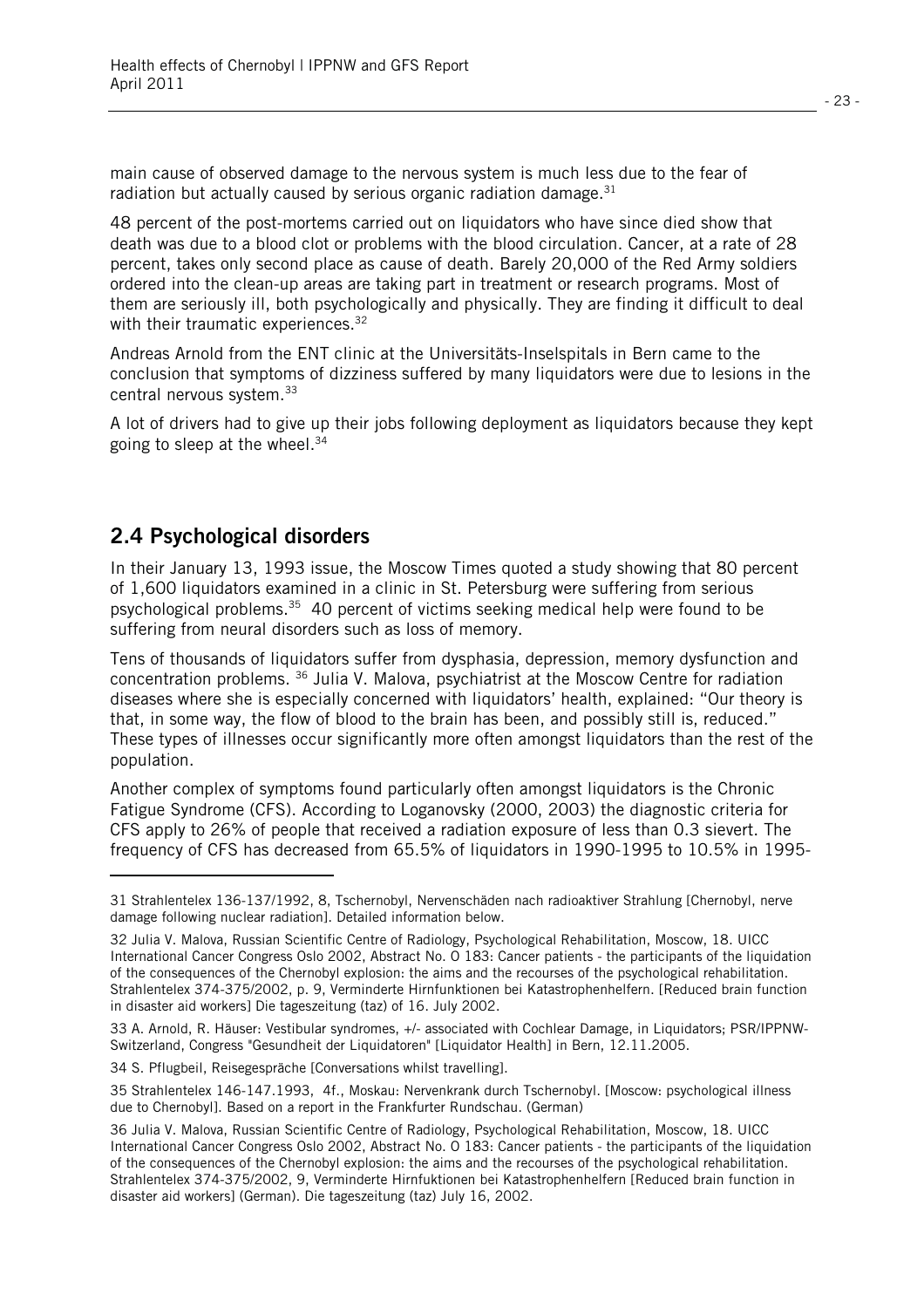main cause of observed damage to the nervous system is much less due to the fear of radiation but actually caused by serious organic radiation damage.[31]

48 percent of the post-mortems carried out on liquidators who have since died show that death was due to a blood clot or problems with the blood circulation. Cancer, at a rate of 28 percent, takes only second place as cause of death. Barely 20,000 of the Red Army soldiers ordered into the clean-up areas are taking part in treatment or research programs. Most of them are seriously ill, both psychologically and physically. They are finding it difficult to deal with their traumatic experiences.[32]

Andreas Arnold from the ENT clinic at the Universitäts-Inselspitals in Bern came to the conclusion that symptoms of dizziness suffered by many liquidators were due to lesions in the central nervous system.[33]

A lot of drivers had to give up their jobs following deployment as liquidators because they kept going to sleep at the wheel.[34]

## 2.4 Psychological disorders

In their January 13, 1993 issue, the Moscow Times quoted a study showing that 80 percent of 1,600 liquidators examined in a clinic in St. Petersburg were suffering from serious psychological problems.[35] 40 percent of victims seeking medical help were found to be suffering from neural disorders such as loss of memory.

Tens of thousands of liquidators suffer from dysphasia, depression, memory dysfunction and concentration problems. [36] Julia V. Malova, psychiatrist at the Moscow Centre for radiation diseases where she is especially concerned with liquidators' health, explained: "Our theory is that, in some way, the flow of blood to the brain has been, and possibly still is, reduced." These types of illnesses occur significantly more often amongst liquidators than the rest of the population.

Another complex of symptoms found particularly often amongst liquidators is the Chronic Fatigue Syndrome (CFS). According to Loganovsky (2000, 2003) the diagnostic criteria for CFS apply to 26% of people that received a radiation exposure of less than 0.3 sievert. The frequency of CFS has decreased from 65.5% of liquidators in 1990-1995 to 10.5% in 1995-

---

31 Strahlentelex 136-137/1992, 8, Tschernobyl, Nervenschäden nach radioaktiver Strahlung [Chernobyl, nerve damage following nuclear radiation]. Detailed information below.

32 Julia V. Malova, Russian Scientific Centre of Radiology, Psychological Rehabilitation, Moscow, 18. UICC International Cancer Congress Oslo 2002, Abstract No. O 183: Cancer patients - the participants of the liquidation of the consequences of the Chernobyl explosion: the aims and the recourses of the psychological rehabilitation. Strahlentelex 374-375/2002, p. 9, Verminderte Hirnfunktionen bei Katastrophenhelfern. [Reduced brain function in disaster aid workers] Die tageszeitung (taz) of 16. July 2002.

33 A. Arnold, R. Häuser: Vestibular syndromes, +/- associated with Cochlear Damage, in Liquidators; PSR/IPPNW-Switzerland, Congress "Gesundheit der Liquidatoren" [Liquidator Health] in Bern, 12.11.2005.

34 S. Pflugbeil, Reisegespräche [Conversations whilst travelling].

35 Strahlentelex 146-147.1993, 4f., Moskau: Nervenkrank durch Tschernobyl. [Moscow: psychological illness due to Chernobyl]. Based on a report in the Frankfurter Rundschau. (German)

36 Julia V. Malova, Russian Scientific Centre of Radiology, Psychological Rehabilitation, Moscow, 18. UICC International Cancer Congress Oslo 2002, Abstract No. O 183: Cancer patients - the participants of the liquidation of the consequences of the Chernobyl explosion: the aims and the recourses of the psychological rehabilitation. Strahlentelex 374-375/2002, 9, Verminderte Hirnfuktionen bei Katastrophenhelfern [Reduced brain function in disaster aid workers] (German). Die tageszeitung (taz) July 16, 2002.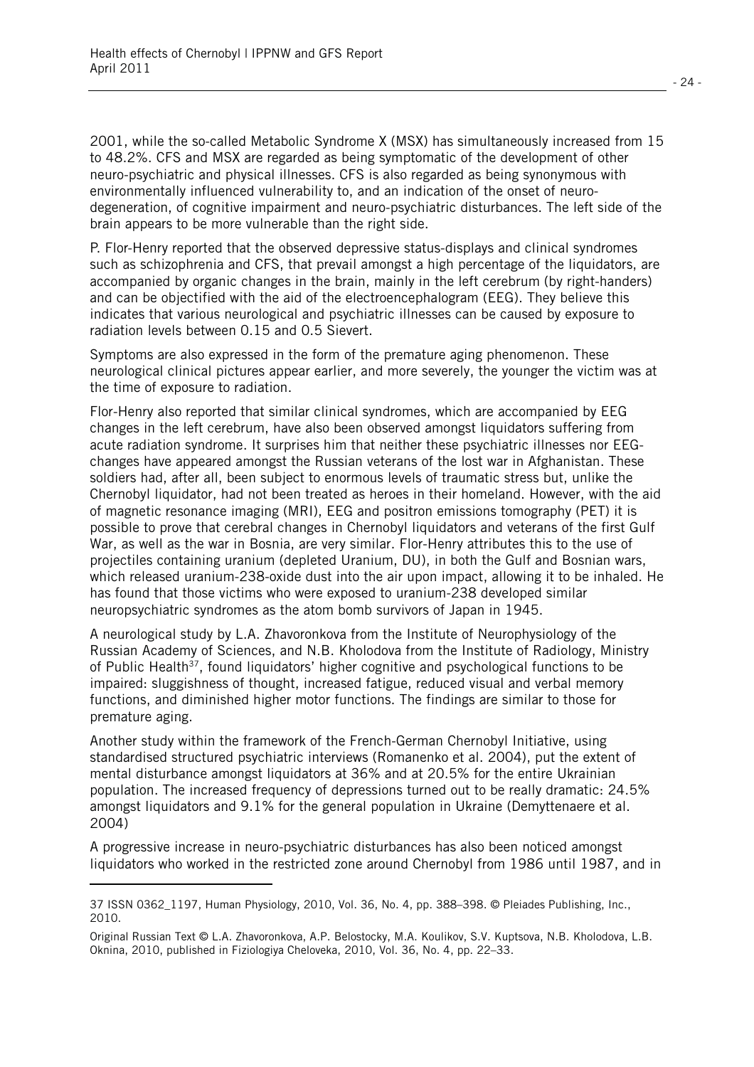2001, while the so-called Metabolic Syndrome X (MSX) has simultaneously increased from 15 to 48.2%. CFS and MSX are regarded as being symptomatic of the development of other neuro-psychiatric and physical illnesses. CFS is also regarded as being synonymous with environmentally influenced vulnerability to, and an indication of the onset of neuro-degeneration, of cognitive impairment and neuro-psychiatric disturbances. The left side of the brain appears to be more vulnerable than the right side.

P. Flor-Henry reported that the observed depressive status-displays and clinical syndromes such as schizophrenia and CFS, that prevail amongst a high percentage of the liquidators, are accompanied by organic changes in the brain, mainly in the left cerebrum (by right-handers) and can be objectified with the aid of the electroencephalogram (EEG). They believe this indicates that various neurological and psychiatric illnesses can be caused by exposure to radiation levels between 0.15 and 0.5 Sievert.

Symptoms are also expressed in the form of the premature aging phenomenon. These neurological clinical pictures appear earlier, and more severely, the younger the victim was at the time of exposure to radiation.

Flor-Henry also reported that similar clinical syndromes, which are accompanied by EEG changes in the left cerebrum, have also been observed amongst liquidators suffering from acute radiation syndrome. It surprises him that neither these psychiatric illnesses nor EEG-changes have appeared amongst the Russian veterans of the lost war in Afghanistan. These soldiers had, after all, been subject to enormous levels of traumatic stress but, unlike the Chernobyl liquidator, had not been treated as heroes in their homeland. However, with the aid of magnetic resonance imaging (MRI), EEG and positron emissions tomography (PET) it is possible to prove that cerebral changes in Chernobyl liquidators and veterans of the first Gulf War, as well as the war in Bosnia, are very similar. Flor-Henry attributes this to the use of projectiles containing uranium (depleted Uranium, DU), in both the Gulf and Bosnian wars, which released uranium-238-oxide dust into the air upon impact, allowing it to be inhaled. He has found that those victims who were exposed to uranium-238 developed similar neuropsychiatric syndromes as the atom bomb survivors of Japan in 1945.

A neurological study by L.A. Zhavoronkova from the Institute of Neurophysiology of the Russian Academy of Sciences, and N.B. Kholodova from the Institute of Radiology, Ministry of Public Health[37], found liquidators' higher cognitive and psychological functions to be impaired: sluggishness of thought, increased fatigue, reduced visual and verbal memory functions, and diminished higher motor functions. The findings are similar to those for premature aging.

Another study within the framework of the French-German Chernobyl Initiative, using standardised structured psychiatric interviews (Romanenko et al. 2004), put the extent of mental disturbance amongst liquidators at 36% and at 20.5% for the entire Ukrainian population. The increased frequency of depressions turned out to be really dramatic: 24.5% amongst liquidators and 9.1% for the general population in Ukraine (Demyttenaere et al. 2004)

A progressive increase in neuro-psychiatric disturbances has also been noticed amongst liquidators who worked in the restricted zone around Chernobyl from 1986 until 1987, and in

---

37 ISSN 0362_1197, Human Physiology, 2010, Vol. 36, No. 4, pp. 388–398. © Pleiades Publishing, Inc., 2010.

Original Russian Text © L.A. Zhavoronkova, A.P. Belostocky, M.A. Koulikov, S.V. Kuptsova, N.B. Kholodova, L.B. Oknina, 2010, published in Fiziologiya Cheloveka, 2010, Vol. 36, No. 4, pp. 22–33.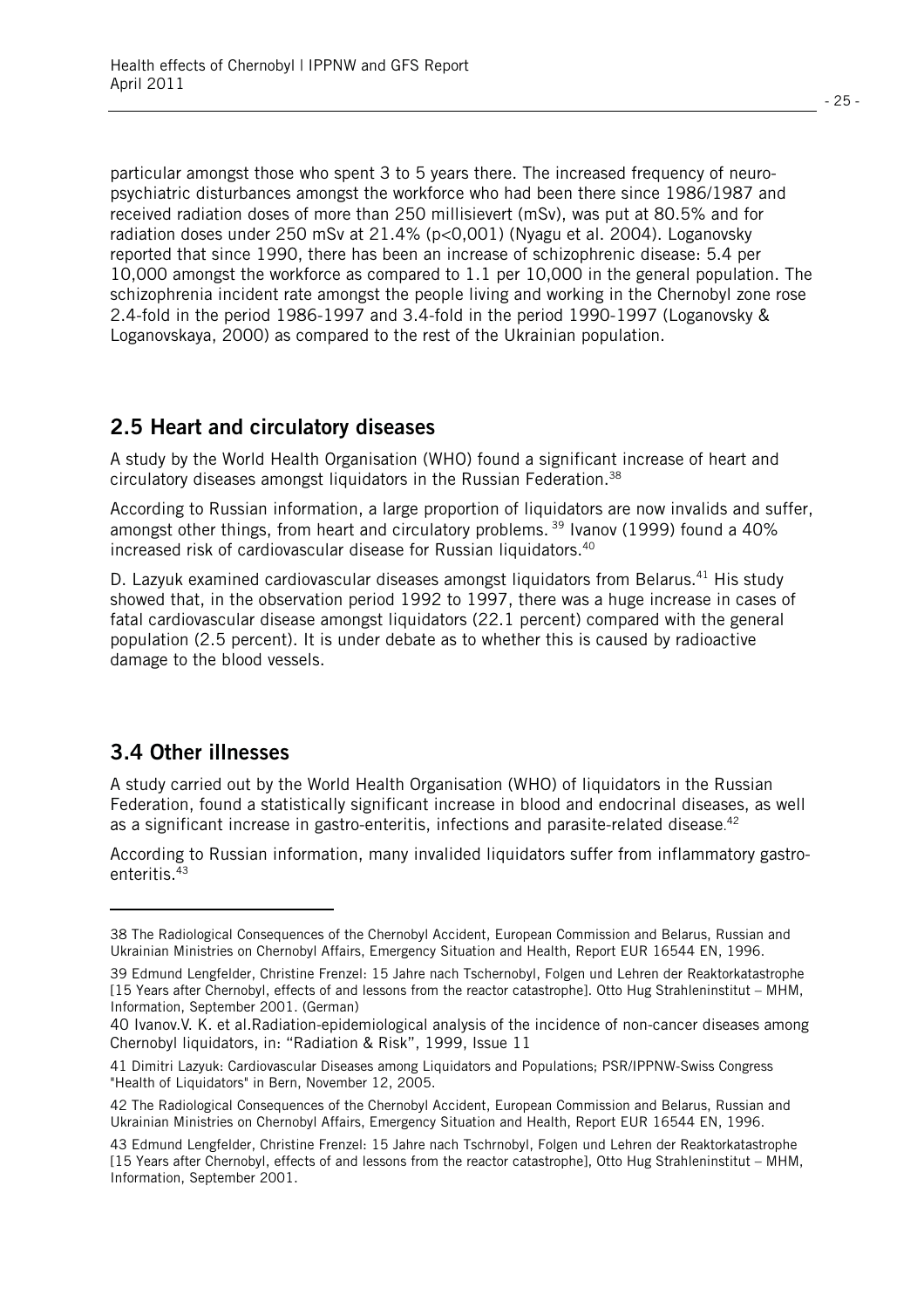particular amongst those who spent 3 to 5 years there. The increased frequency of neuro-psychiatric disturbances amongst the workforce who had been there since 1986/1987 and received radiation doses of more than 250 millisievert (mSv), was put at 80.5% and for radiation doses under 250 mSv at 21.4% ($p<0{,}001$) (Nyagu et al. 2004). Loganovsky reported that since 1990, there has been an increase of schizophrenic disease: 5.4 per 10,000 amongst the workforce as compared to 1.1 per 10,000 in the general population. The schizophrenia incident rate amongst the people living and working in the Chernobyl zone rose 2.4-fold in the period 1986-1997 and 3.4-fold in the period 1990-1997 (Loganovsky & Loganovskaya, 2000) as compared to the rest of the Ukrainian population.

## 2.5 Heart and circulatory diseases

A study by the World Health Organisation (WHO) found a significant increase of heart and circulatory diseases amongst liquidators in the Russian Federation.[38]

According to Russian information, a large proportion of liquidators are now invalids and suffer, amongst other things, from heart and circulatory problems. [39] Ivanov (1999) found a 40% increased risk of cardiovascular disease for Russian liquidators.[40]

D. Lazyuk examined cardiovascular diseases amongst liquidators from Belarus.[41] His study showed that, in the observation period 1992 to 1997, there was a huge increase in cases of fatal cardiovascular disease amongst liquidators (22.1 percent) compared with the general population (2.5 percent). It is under debate as to whether this is caused by radioactive damage to the blood vessels.

## 3.4 Other illnesses

A study carried out by the World Health Organisation (WHO) of liquidators in the Russian Federation, found a statistically significant increase in blood and endocrinal diseases, as well as a significant increase in gastro-enteritis, infections and parasite-related disease.[42]

According to Russian information, many invalided liquidators suffer from inflammatory gastro-enteritis.[43]

---

38 The Radiological Consequences of the Chernobyl Accident, European Commission and Belarus, Russian and Ukrainian Ministries on Chernobyl Affairs, Emergency Situation and Health, Report EUR 16544 EN, 1996.

39 Edmund Lengfelder, Christine Frenzel: 15 Jahre nach Tschernobyl, Folgen und Lehren der Reaktorkatastrophe [15 Years after Chernobyl, effects of and lessons from the reactor catastrophe]. Otto Hug Strahleninstitut – MHM, Information, September 2001. (German)

40 Ivanov.V. K. et al.Radiation-epidemiological analysis of the incidence of non-cancer diseases among Chernobyl liquidators, in: "Radiation & Risk", 1999, Issue 11

41 Dimitri Lazyuk: Cardiovascular Diseases among Liquidators and Populations; PSR/IPPNW-Swiss Congress "Health of Liquidators" in Bern, November 12, 2005.

42 The Radiological Consequences of the Chernobyl Accident, European Commission and Belarus, Russian and Ukrainian Ministries on Chernobyl Affairs, Emergency Situation and Health, Report EUR 16544 EN, 1996.

43 Edmund Lengfelder, Christine Frenzel: 15 Jahre nach Tschrnobyl, Folgen und Lehren der Reaktorkatastrophe [15 Years after Chernobyl, effects of and lessons from the reactor catastrophe], Otto Hug Strahleninstitut – MHM, Information, September 2001.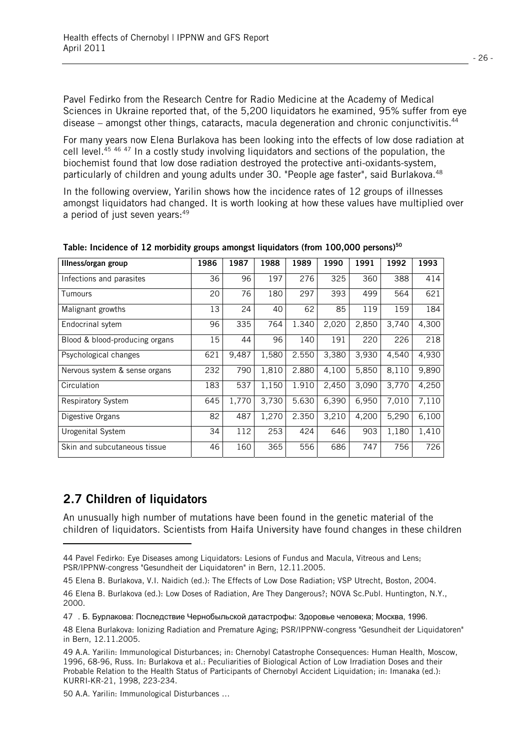Pavel Fedirko from the Research Centre for Radio Medicine at the Academy of Medical Sciences in Ukraine reported that, of the 5,200 liquidators he examined, 95% suffer from eye disease – amongst other things, cataracts, macula degeneration and chronic conjunctivitis.[44]

For many years now Elena Burlakova has been looking into the effects of low dose radiation at cell level.[45 46 47] In a costly study involving liquidators and sections of the population, the biochemist found that low dose radiation destroyed the protective anti-oxidants-system, particularly of children and young adults under 30. "People age faster", said Burlakova.[48]

In the following overview, Yarilin shows how the incidence rates of 12 groups of illnesses amongst liquidators had changed. It is worth looking at how these values have multiplied over a period of just seven years:[49]

**Table: Incidence of 12 morbidity groups amongst liquidators (from 100,000 persons)[50]**

| Illness/organ group | 1986 | 1987 | 1988 | 1989 | 1990 | 1991 | 1992 | 1993 |
|---|---|---|---|---|---|---|---|---|
| Infections and parasites | 36 | 96 | 197 | 276 | 325 | 360 | 388 | 414 |
| Tumours | 20 | 76 | 180 | 297 | 393 | 499 | 564 | 621 |
| Malignant growths | 13 | 24 | 40 | 62 | 85 | 119 | 159 | 184 |
| Endocrinal sytem | 96 | 335 | 764 | 1.340 | 2,020 | 2,850 | 3,740 | 4,300 |
| Blood & blood-producing organs | 15 | 44 | 96 | 140 | 191 | 220 | 226 | 218 |
| Psychological changes | 621 | 9,487 | 1,580 | 2.550 | 3,380 | 3,930 | 4,540 | 4,930 |
| Nervous system & sense organs | 232 | 790 | 1,810 | 2.880 | 4,100 | 5,850 | 8,110 | 9,890 |
| Circulation | 183 | 537 | 1,150 | 1.910 | 2,450 | 3,090 | 3,770 | 4,250 |
| Respiratory System | 645 | 1,770 | 3,730 | 5.630 | 6,390 | 6,950 | 7,010 | 7,110 |
| Digestive Organs | 82 | 487 | 1,270 | 2.350 | 3,210 | 4,200 | 5,290 | 6,100 |
| Urogenital System | 34 | 112 | 253 | 424 | 646 | 903 | 1,180 | 1,410 |
| Skin and subcutaneous tissue | 46 | 160 | 365 | 556 | 686 | 747 | 756 | 726 |

## 2.7 Children of liquidators

An unusually high number of mutations have been found in the genetic material of the children of liquidators. Scientists from Haifa University have found changes in these children

---

44 Pavel Fedirko: Eye Diseases among Liquidators: Lesions of Fundus and Macula, Vitreous and Lens; PSR/IPPNW-congress "Gesundheit der Liquidatoren" in Bern, 12.11.2005.

45 Elena B. Burlakova, V.I. Naidich (ed.): The Effects of Low Dose Radiation; VSP Utrecht, Boston, 2004.

46 Elena B. Burlakova (ed.): Low Doses of Radiation, Are They Dangerous?; NOVA Sc.Publ. Huntington, N.Y., 2000.

47 . Б. Бурлакова: Последствие Чернобыльской датастрофы: Здоровье человека; Москва, 1996.

48 Elena Burlakova: Ionizing Radiation and Premature Aging; PSR/IPPNW-congress "Gesundheit der Liquidatoren" in Bern, 12.11.2005.

49 A.A. Yarilin: Immunological Disturbances; in: Chernobyl Catastrophe Consequences: Human Health, Moscow, 1996, 68-96, Russ. In: Burlakova et al.: Peculiarities of Biological Action of Low Irradiation Doses and their Probable Relation to the Health Status of Participants of Chernobyl Accident Liquidation; in: Imanaka (ed.): KURRI-KR-21, 1998, 223-234.

50 A.A. Yarilin: Immunological Disturbances …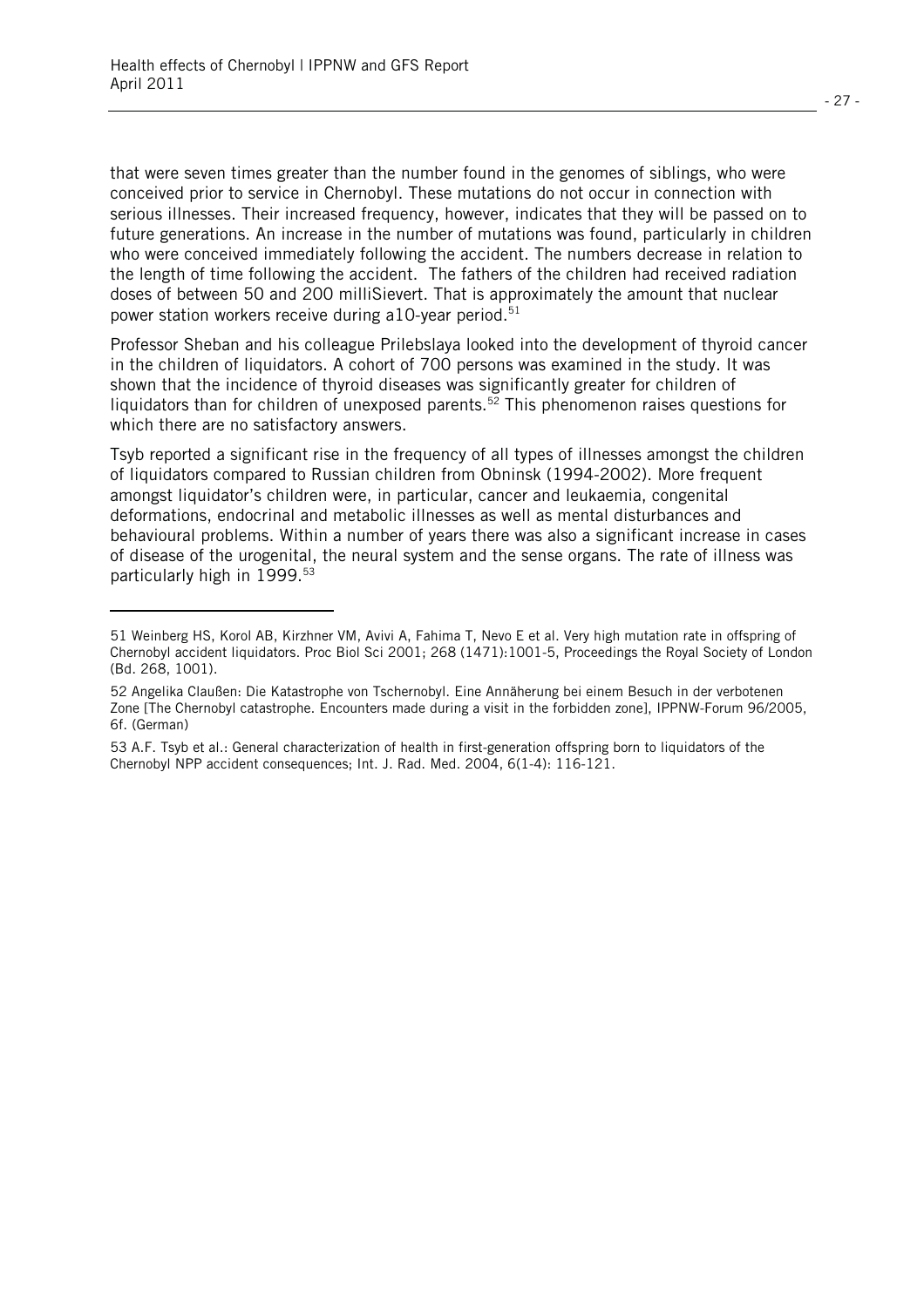that were seven times greater than the number found in the genomes of siblings, who were conceived prior to service in Chernobyl. These mutations do not occur in connection with serious illnesses. Their increased frequency, however, indicates that they will be passed on to future generations. An increase in the number of mutations was found, particularly in children who were conceived immediately following the accident. The numbers decrease in relation to the length of time following the accident. The fathers of the children had received radiation doses of between 50 and 200 milliSievert. That is approximately the amount that nuclear power station workers receive during a10-year period.[51]

Professor Sheban and his colleague Prilebslaya looked into the development of thyroid cancer in the children of liquidators. A cohort of 700 persons was examined in the study. It was shown that the incidence of thyroid diseases was significantly greater for children of liquidators than for children of unexposed parents.[52] This phenomenon raises questions for which there are no satisfactory answers.

Tsyb reported a significant rise in the frequency of all types of illnesses amongst the children of liquidators compared to Russian children from Obninsk (1994-2002). More frequent amongst liquidator's children were, in particular, cancer and leukaemia, congenital deformations, endocrinal and metabolic illnesses as well as mental disturbances and behavioural problems. Within a number of years there was also a significant increase in cases of disease of the urogenital, the neural system and the sense organs. The rate of illness was particularly high in 1999.[53]

---

51 Weinberg HS, Korol AB, Kirzhner VM, Avivi A, Fahima T, Nevo E et al. Very high mutation rate in offspring of Chernobyl accident liquidators. Proc Biol Sci 2001; 268 (1471):1001-5, Proceedings the Royal Society of London (Bd. 268, 1001).

52 Angelika Claußen: Die Katastrophe von Tschernobyl. Eine Annäherung bei einem Besuch in der verbotenen Zone [The Chernobyl catastrophe. Encounters made during a visit in the forbidden zone], IPPNW-Forum 96/2005, 6f. (German)

53 A.F. Tsyb et al.: General characterization of health in first-generation offspring born to liquidators of the Chernobyl NPP accident consequences; Int. J. Rad. Med. 2004, 6(1-4): 116-121.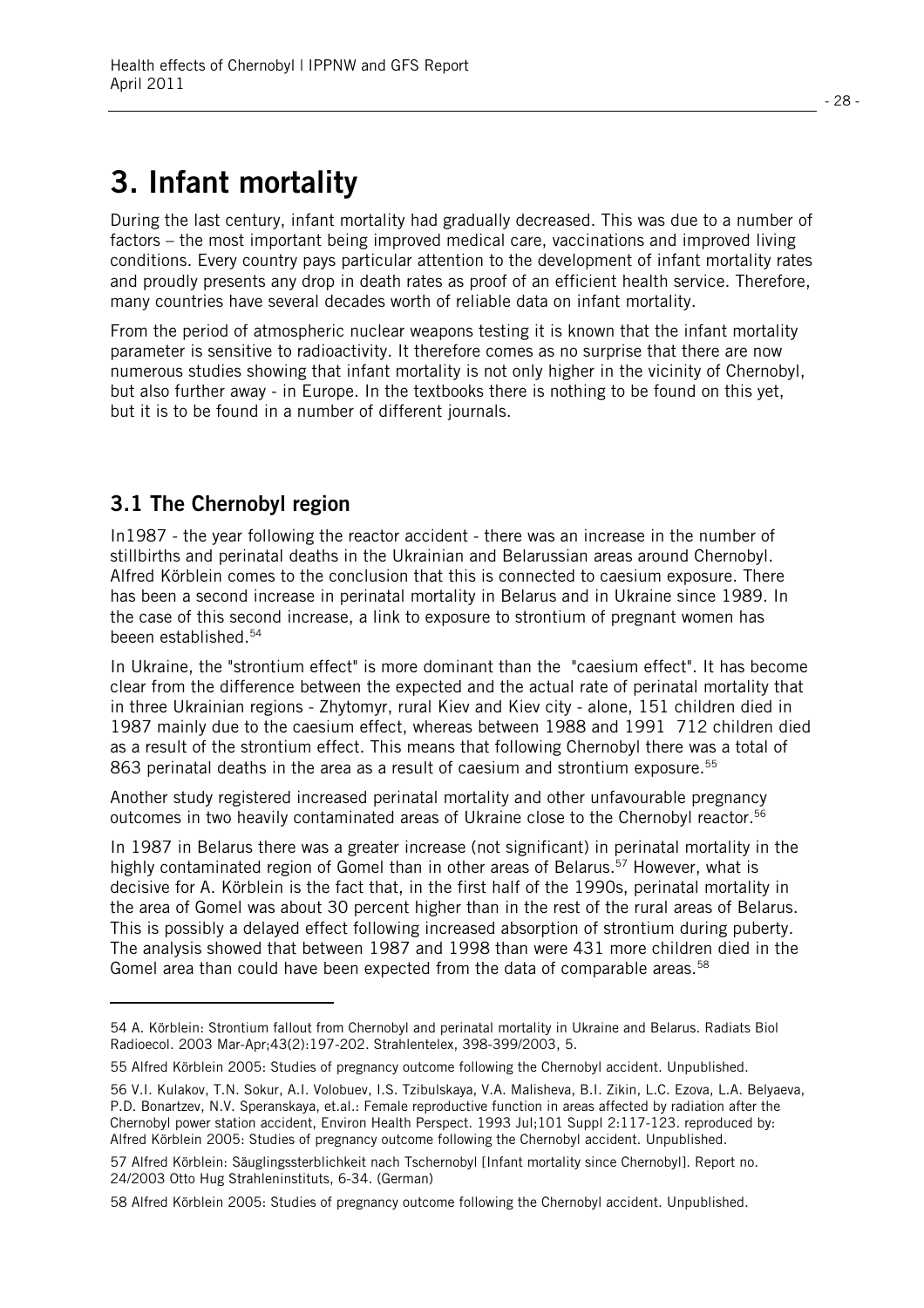# 3. Infant mortality

During the last century, infant mortality had gradually decreased. This was due to a number of factors – the most important being improved medical care, vaccinations and improved living conditions. Every country pays particular attention to the development of infant mortality rates and proudly presents any drop in death rates as proof of an efficient health service. Therefore, many countries have several decades worth of reliable data on infant mortality.

From the period of atmospheric nuclear weapons testing it is known that the infant mortality parameter is sensitive to radioactivity. It therefore comes as no surprise that there are now numerous studies showing that infant mortality is not only higher in the vicinity of Chernobyl, but also further away - in Europe. In the textbooks there is nothing to be found on this yet, but it is to be found in a number of different journals.

## 3.1 The Chernobyl region

In1987 - the year following the reactor accident - there was an increase in the number of stillbirths and perinatal deaths in the Ukrainian and Belarussian areas around Chernobyl. Alfred Körblein comes to the conclusion that this is connected to caesium exposure. There has been a second increase in perinatal mortality in Belarus and in Ukraine since 1989. In the case of this second increase, a link to exposure to strontium of pregnant women has beeen established.[54]

In Ukraine, the "strontium effect" is more dominant than the "caesium effect". It has become clear from the difference between the expected and the actual rate of perinatal mortality that in three Ukrainian regions - Zhytomyr, rural Kiev and Kiev city - alone, 151 children died in 1987 mainly due to the caesium effect, whereas between 1988 and 1991 712 children died as a result of the strontium effect. This means that following Chernobyl there was a total of 863 perinatal deaths in the area as a result of caesium and strontium exposure.[55]

Another study registered increased perinatal mortality and other unfavourable pregnancy outcomes in two heavily contaminated areas of Ukraine close to the Chernobyl reactor.[56]

In 1987 in Belarus there was a greater increase (not significant) in perinatal mortality in the highly contaminated region of Gomel than in other areas of Belarus.[57] However, what is decisive for A. Körblein is the fact that, in the first half of the 1990s, perinatal mortality in the area of Gomel was about 30 percent higher than in the rest of the rural areas of Belarus. This is possibly a delayed effect following increased absorption of strontium during puberty. The analysis showed that between 1987 and 1998 than were 431 more children died in the Gomel area than could have been expected from the data of comparable areas.[58]

---

54 A. Körblein: Strontium fallout from Chernobyl and perinatal mortality in Ukraine and Belarus. Radiats Biol Radioecol. 2003 Mar-Apr;43(2):197-202. Strahlentelex, 398-399/2003, 5.

55 Alfred Körblein 2005: Studies of pregnancy outcome following the Chernobyl accident. Unpublished.

56 V.I. Kulakov, T.N. Sokur, A.I. Volobuev, I.S. Tzibulskaya, V.A. Malisheva, B.I. Zikin, L.C. Ezova, L.A. Belyaeva, P.D. Bonartzev, N.V. Speranskaya, et.al.: Female reproductive function in areas affected by radiation after the Chernobyl power station accident, Environ Health Perspect. 1993 Jul;101 Suppl 2:117-123. reproduced by: Alfred Körblein 2005: Studies of pregnancy outcome following the Chernobyl accident. Unpublished.

57 Alfred Körblein: Säuglingssterblichkeit nach Tschernobyl [Infant mortality since Chernobyl]. Report no. 24/2003 Otto Hug Strahleninstituts, 6-34. (German)

58 Alfred Körblein 2005: Studies of pregnancy outcome following the Chernobyl accident. Unpublished.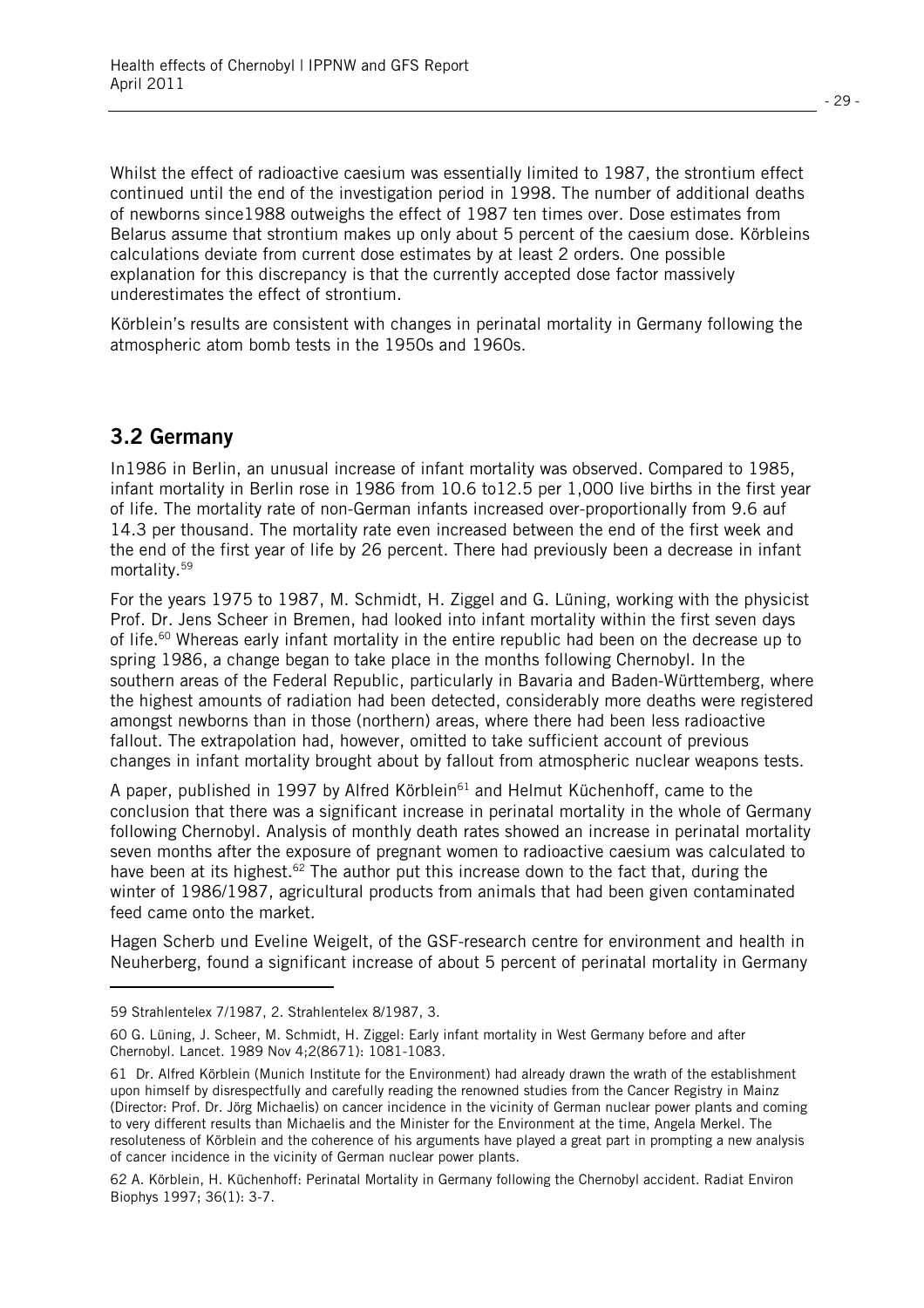Whilst the effect of radioactive caesium was essentially limited to 1987, the strontium effect continued until the end of the investigation period in 1998. The number of additional deaths of newborns since1988 outweighs the effect of 1987 ten times over. Dose estimates from Belarus assume that strontium makes up only about 5 percent of the caesium dose. Körbleins calculations deviate from current dose estimates by at least 2 orders. One possible explanation for this discrepancy is that the currently accepted dose factor massively underestimates the effect of strontium.

Körblein's results are consistent with changes in perinatal mortality in Germany following the atmospheric atom bomb tests in the 1950s and 1960s.

## 3.2 Germany

In1986 in Berlin, an unusual increase of infant mortality was observed. Compared to 1985, infant mortality in Berlin rose in 1986 from 10.6 to12.5 per 1,000 live births in the first year of life. The mortality rate of non-German infants increased over-proportionally from 9.6 auf 14.3 per thousand. The mortality rate even increased between the end of the first week and the end of the first year of life by 26 percent. There had previously been a decrease in infant mortality.[59]

For the years 1975 to 1987, M. Schmidt, H. Ziggel and G. Lüning, working with the physicist Prof. Dr. Jens Scheer in Bremen, had looked into infant mortality within the first seven days of life.[60] Whereas early infant mortality in the entire republic had been on the decrease up to spring 1986, a change began to take place in the months following Chernobyl. In the southern areas of the Federal Republic, particularly in Bavaria and Baden-Württemberg, where the highest amounts of radiation had been detected, considerably more deaths were registered amongst newborns than in those (northern) areas, where there had been less radioactive fallout. The extrapolation had, however, omitted to take sufficient account of previous changes in infant mortality brought about by fallout from atmospheric nuclear weapons tests.

A paper, published in 1997 by Alfred Körblein[61] and Helmut Küchenhoff, came to the conclusion that there was a significant increase in perinatal mortality in the whole of Germany following Chernobyl. Analysis of monthly death rates showed an increase in perinatal mortality seven months after the exposure of pregnant women to radioactive caesium was calculated to have been at its highest.[62] The author put this increase down to the fact that, during the winter of 1986/1987, agricultural products from animals that had been given contaminated feed came onto the market.

Hagen Scherb und Eveline Weigelt, of the GSF-research centre for environment and health in Neuherberg, found a significant increase of about 5 percent of perinatal mortality in Germany

---

59 Strahlentelex 7/1987, 2. Strahlentelex 8/1987, 3.

60 G. Lüning, J. Scheer, M. Schmidt, H. Ziggel: Early infant mortality in West Germany before and after Chernobyl. Lancet. 1989 Nov 4;2(8671): 1081-1083.

61 Dr. Alfred Körblein (Munich Institute for the Environment) had already drawn the wrath of the establishment upon himself by disrespectfully and carefully reading the renowned studies from the Cancer Registry in Mainz (Director: Prof. Dr. Jörg Michaelis) on cancer incidence in the vicinity of German nuclear power plants and coming to very different results than Michaelis and the Minister for the Environment at the time, Angela Merkel. The resoluteness of Körblein and the coherence of his arguments have played a great part in prompting a new analysis of cancer incidence in the vicinity of German nuclear power plants.

62 A. Körblein, H. Küchenhoff: Perinatal Mortality in Germany following the Chernobyl accident. Radiat Environ Biophys 1997; 36(1): 3-7.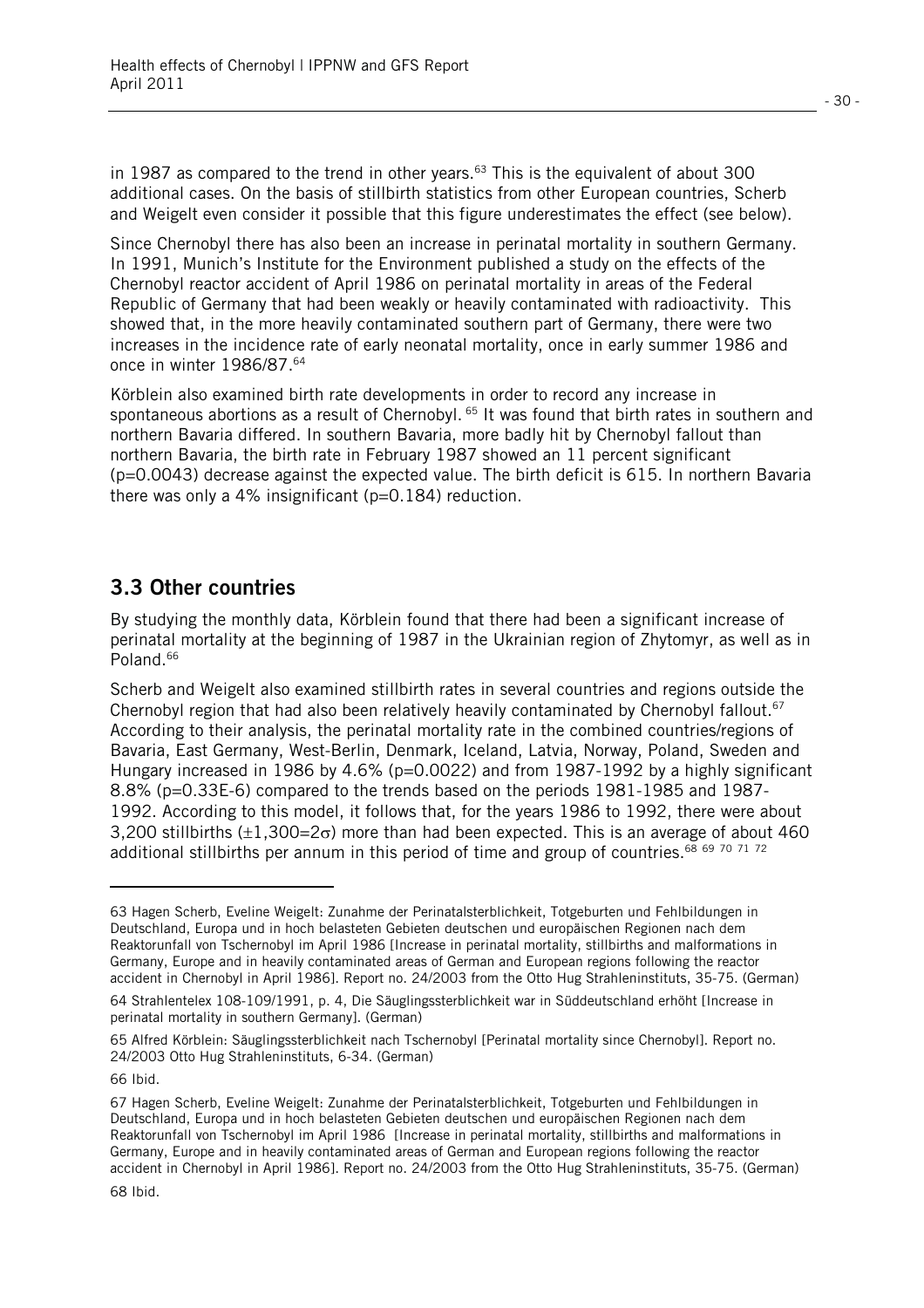in 1987 as compared to the trend in other years.[63] This is the equivalent of about 300 additional cases. On the basis of stillbirth statistics from other European countries, Scherb and Weigelt even consider it possible that this figure underestimates the effect (see below).

Since Chernobyl there has also been an increase in perinatal mortality in southern Germany. In 1991, Munich's Institute for the Environment published a study on the effects of the Chernobyl reactor accident of April 1986 on perinatal mortality in areas of the Federal Republic of Germany that had been weakly or heavily contaminated with radioactivity. This showed that, in the more heavily contaminated southern part of Germany, there were two increases in the incidence rate of early neonatal mortality, once in early summer 1986 and once in winter 1986/87.[64]

Körblein also examined birth rate developments in order to record any increase in spontaneous abortions as a result of Chernobyl.[65] It was found that birth rates in southern and northern Bavaria differed. In southern Bavaria, more badly hit by Chernobyl fallout than northern Bavaria, the birth rate in February 1987 showed an 11 percent significant ($p=0.0043$) decrease against the expected value. The birth deficit is 615. In northern Bavaria there was only a 4% insignificant ($p=0.184$) reduction.

## 3.3 Other countries

By studying the monthly data, Körblein found that there had been a significant increase of perinatal mortality at the beginning of 1987 in the Ukrainian region of Zhytomyr, as well as in Poland.[66]

Scherb and Weigelt also examined stillbirth rates in several countries and regions outside the Chernobyl region that had also been relatively heavily contaminated by Chernobyl fallout.[67] According to their analysis, the perinatal mortality rate in the combined countries/regions of Bavaria, East Germany, West-Berlin, Denmark, Iceland, Latvia, Norway, Poland, Sweden and Hungary increased in 1986 by 4.6% ($p=0.0022$) and from 1987-1992 by a highly significant 8.8% ($p=0.33E\text{-}6$) compared to the trends based on the periods 1981-1985 and 1987-1992. According to this model, it follows that, for the years 1986 to 1992, there were about 3,200 stillbirths ($\pm 1{,}300=2\sigma$) more than had been expected. This is an average of about 460 additional stillbirths per annum in this period of time and group of countries.[68 69 70 71 72]

---

63 Hagen Scherb, Eveline Weigelt: Zunahme der Perinatalsterblichkeit, Totgeburten und Fehlbildungen in Deutschland, Europa und in hoch belasteten Gebieten deutschen und europäischen Regionen nach dem Reaktorunfall von Tschernobyl im April 1986 [Increase in perinatal mortality, stillbirths and malformations in Germany, Europe and in heavily contaminated areas of German and European regions following the reactor accident in Chernobyl in April 1986]. Report no. 24/2003 from the Otto Hug Strahleninstituts, 35-75. (German)

64 Strahlentelex 108-109/1991, p. 4, Die Säuglingssterblichkeit war in Süddeutschland erhöht [Increase in perinatal mortality in southern Germany]. (German)

65 Alfred Körblein: Säuglingssterblichkeit nach Tschernobyl [Perinatal mortality since Chernobyl]. Report no. 24/2003 Otto Hug Strahleninstituts, 6-34. (German)

66 Ibid.

67 Hagen Scherb, Eveline Weigelt: Zunahme der Perinatalsterblichkeit, Totgeburten und Fehlbildungen in Deutschland, Europa und in hoch belasteten Gebieten deutschen und europäischen Regionen nach dem Reaktorunfall von Tschernobyl im April 1986 [Increase in perinatal mortality, stillbirths and malformations in Germany, Europe and in heavily contaminated areas of German and European regions following the reactor accident in Chernobyl in April 1986]. Report no. 24/2003 from the Otto Hug Strahleninstituts, 35-75. (German)

68 Ibid.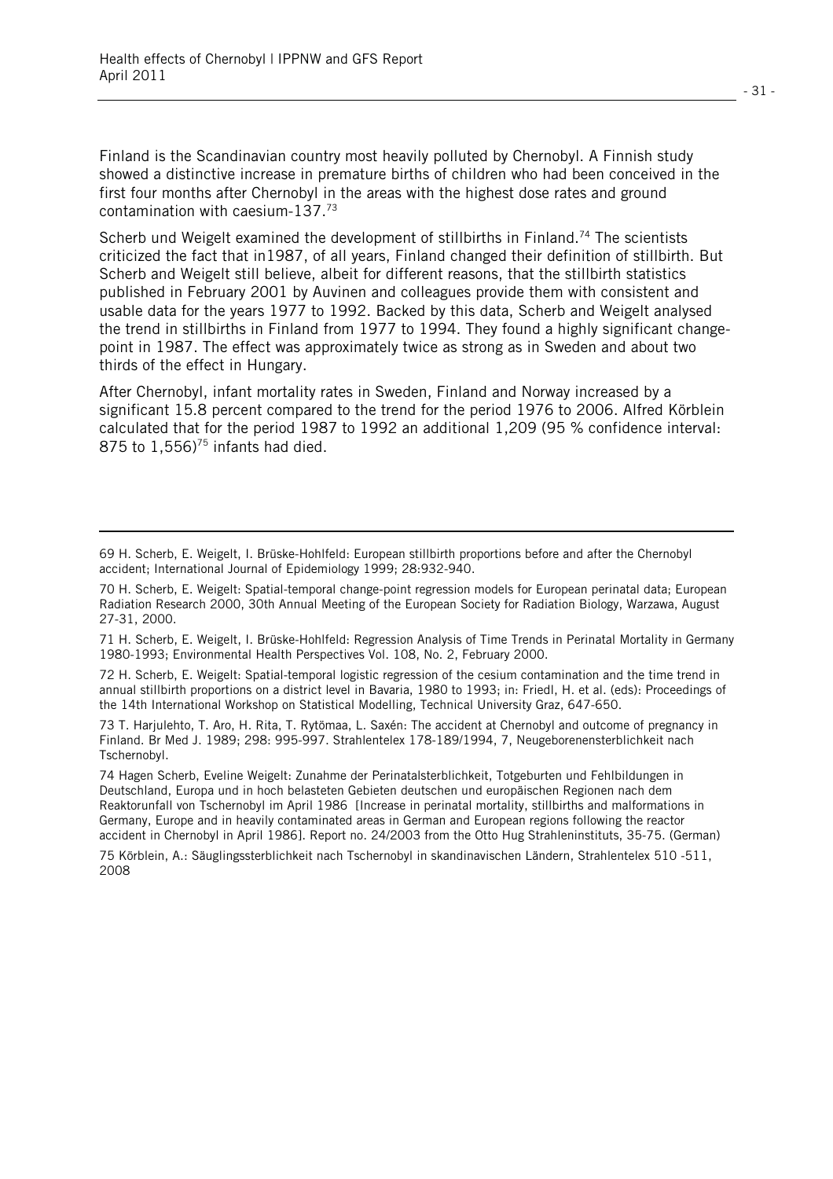Finland is the Scandinavian country most heavily polluted by Chernobyl. A Finnish study showed a distinctive increase in premature births of children who had been conceived in the first four months after Chernobyl in the areas with the highest dose rates and ground contamination with caesium-137.[73]

Scherb und Weigelt examined the development of stillbirths in Finland.[74] The scientists criticized the fact that in1987, of all years, Finland changed their definition of stillbirth. But Scherb and Weigelt still believe, albeit for different reasons, that the stillbirth statistics published in February 2001 by Auvinen and colleagues provide them with consistent and usable data for the years 1977 to 1992. Backed by this data, Scherb and Weigelt analysed the trend in stillbirths in Finland from 1977 to 1994. They found a highly significant change-point in 1987. The effect was approximately twice as strong as in Sweden and about two thirds of the effect in Hungary.

After Chernobyl, infant mortality rates in Sweden, Finland and Norway increased by a significant 15.8 percent compared to the trend for the period 1976 to 2006. Alfred Körblein calculated that for the period 1987 to 1992 an additional 1,209 (95 % confidence interval: 875 to 1,556)[75] infants had died.

---

69 H. Scherb, E. Weigelt, I. Brüske-Hohlfeld: European stillbirth proportions before and after the Chernobyl accident; International Journal of Epidemiology 1999; 28:932-940.

70 H. Scherb, E. Weigelt: Spatial-temporal change-point regression models for European perinatal data; European Radiation Research 2000, 30th Annual Meeting of the European Society for Radiation Biology, Warzawa, August 27-31, 2000.

71 H. Scherb, E. Weigelt, I. Brüske-Hohlfeld: Regression Analysis of Time Trends in Perinatal Mortality in Germany 1980-1993; Environmental Health Perspectives Vol. 108, No. 2, February 2000.

72 H. Scherb, E. Weigelt: Spatial-temporal logistic regression of the cesium contamination and the time trend in annual stillbirth proportions on a district level in Bavaria, 1980 to 1993; in: Friedl, H. et al. (eds): Proceedings of the 14th International Workshop on Statistical Modelling, Technical University Graz, 647-650.

73 T. Harjulehto, T. Aro, H. Rita, T. Rytömaa, L. Saxén: The accident at Chernobyl and outcome of pregnancy in Finland. Br Med J. 1989; 298: 995-997. Strahlentelex 178-189/1994, 7, Neugeborenensterblichkeit nach Tschernobyl.

74 Hagen Scherb, Eveline Weigelt: Zunahme der Perinatalsterblichkeit, Totgeburten und Fehlbildungen in Deutschland, Europa und in hoch belasteten Gebieten deutschen und europäischen Regionen nach dem Reaktorunfall von Tschernobyl im April 1986 [Increase in perinatal mortality, stillbirths and malformations in Germany, Europe and in heavily contaminated areas in German and European regions following the reactor accident in Chernobyl in April 1986]. Report no. 24/2003 from the Otto Hug Strahleninstituts, 35-75. (German)

75 Körblein, A.: Säuglingssterblichkeit nach Tschernobyl in skandinavischen Ländern, Strahlentelex 510 -511, 2008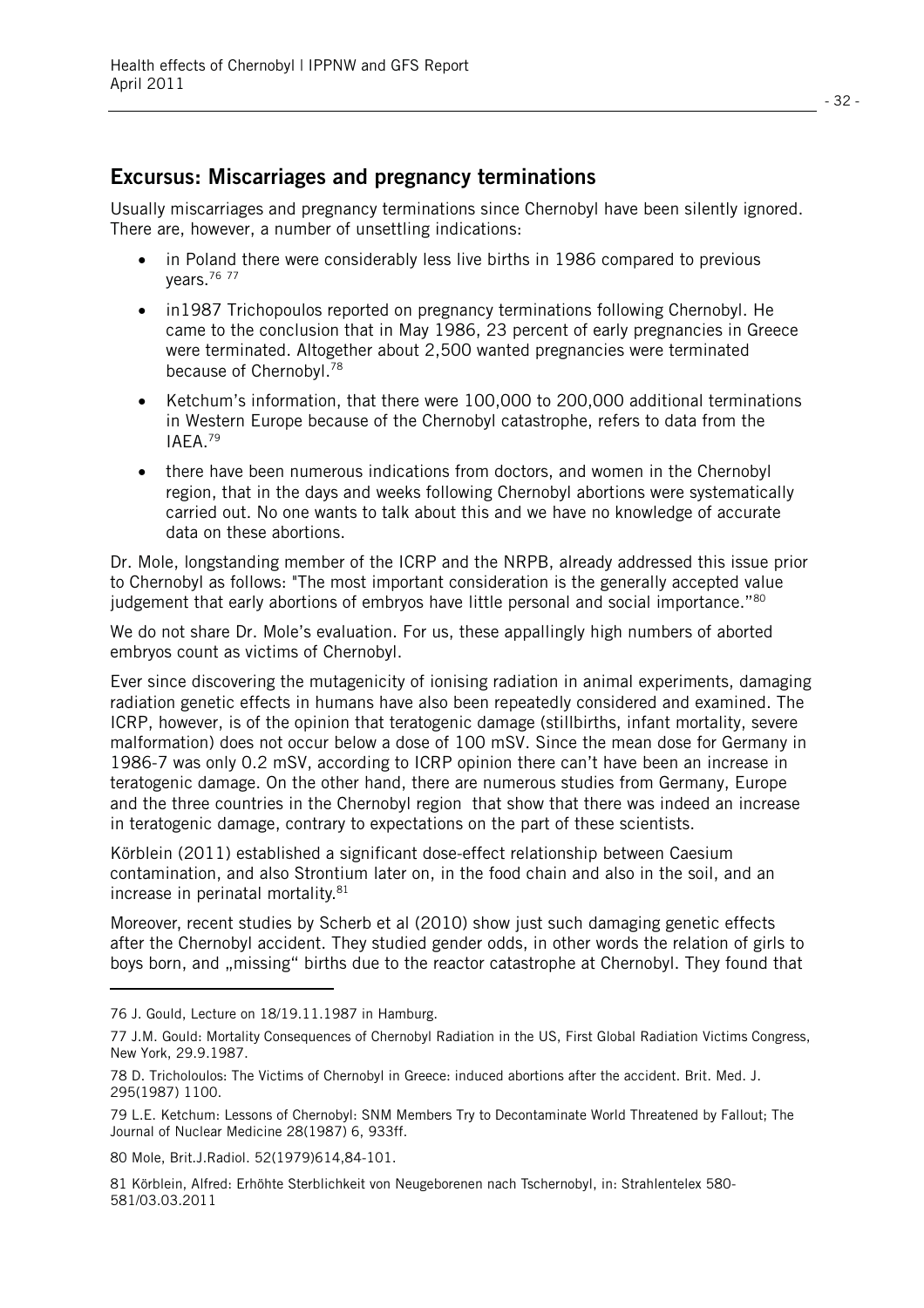## Excursus: Miscarriages and pregnancy terminations

Usually miscarriages and pregnancy terminations since Chernobyl have been silently ignored. There are, however, a number of unsettling indications:

- in Poland there were considerably less live births in 1986 compared to previous years.[76 77]
- in1987 Trichopoulos reported on pregnancy terminations following Chernobyl. He came to the conclusion that in May 1986, 23 percent of early pregnancies in Greece were terminated. Altogether about 2,500 wanted pregnancies were terminated because of Chernobyl.[78]
- Ketchum's information, that there were 100,000 to 200,000 additional terminations in Western Europe because of the Chernobyl catastrophe, refers to data from the IAEA.[79]
- there have been numerous indications from doctors, and women in the Chernobyl region, that in the days and weeks following Chernobyl abortions were systematically carried out. No one wants to talk about this and we have no knowledge of accurate data on these abortions.

Dr. Mole, longstanding member of the ICRP and the NRPB, already addressed this issue prior to Chernobyl as follows: "The most important consideration is the generally accepted value judgement that early abortions of embryos have little personal and social importance."[80]

We do not share Dr. Mole's evaluation. For us, these appallingly high numbers of aborted embryos count as victims of Chernobyl.

Ever since discovering the mutagenicity of ionising radiation in animal experiments, damaging radiation genetic effects in humans have also been repeatedly considered and examined. The ICRP, however, is of the opinion that teratogenic damage (stillbirths, infant mortality, severe malformation) does not occur below a dose of 100 mSV. Since the mean dose for Germany in 1986-7 was only 0.2 mSV, according to ICRP opinion there can't have been an increase in teratogenic damage. On the other hand, there are numerous studies from Germany, Europe and the three countries in the Chernobyl region that show that there was indeed an increase in teratogenic damage, contrary to expectations on the part of these scientists.

Körblein (2011) established a significant dose-effect relationship between Caesium contamination, and also Strontium later on, in the food chain and also in the soil, and an increase in perinatal mortality.[81]

Moreover, recent studies by Scherb et al (2010) show just such damaging genetic effects after the Chernobyl accident. They studied gender odds, in other words the relation of girls to boys born, and „missing" births due to the reactor catastrophe at Chernobyl. They found that

---

76 J. Gould, Lecture on 18/19.11.1987 in Hamburg.

77 J.M. Gould: Mortality Consequences of Chernobyl Radiation in the US, First Global Radiation Victims Congress, New York, 29.9.1987.

78 D. Tricholoulos: The Victims of Chernobyl in Greece: induced abortions after the accident. Brit. Med. J. 295(1987) 1100.

79 L.E. Ketchum: Lessons of Chernobyl: SNM Members Try to Decontaminate World Threatened by Fallout; The Journal of Nuclear Medicine 28(1987) 6, 933ff.

80 Mole, Brit.J.Radiol. 52(1979)614,84-101.

81 Körblein, Alfred: Erhöhte Sterblichkeit von Neugeborenen nach Tschernobyl, in: Strahlentelex 580-581/03.03.2011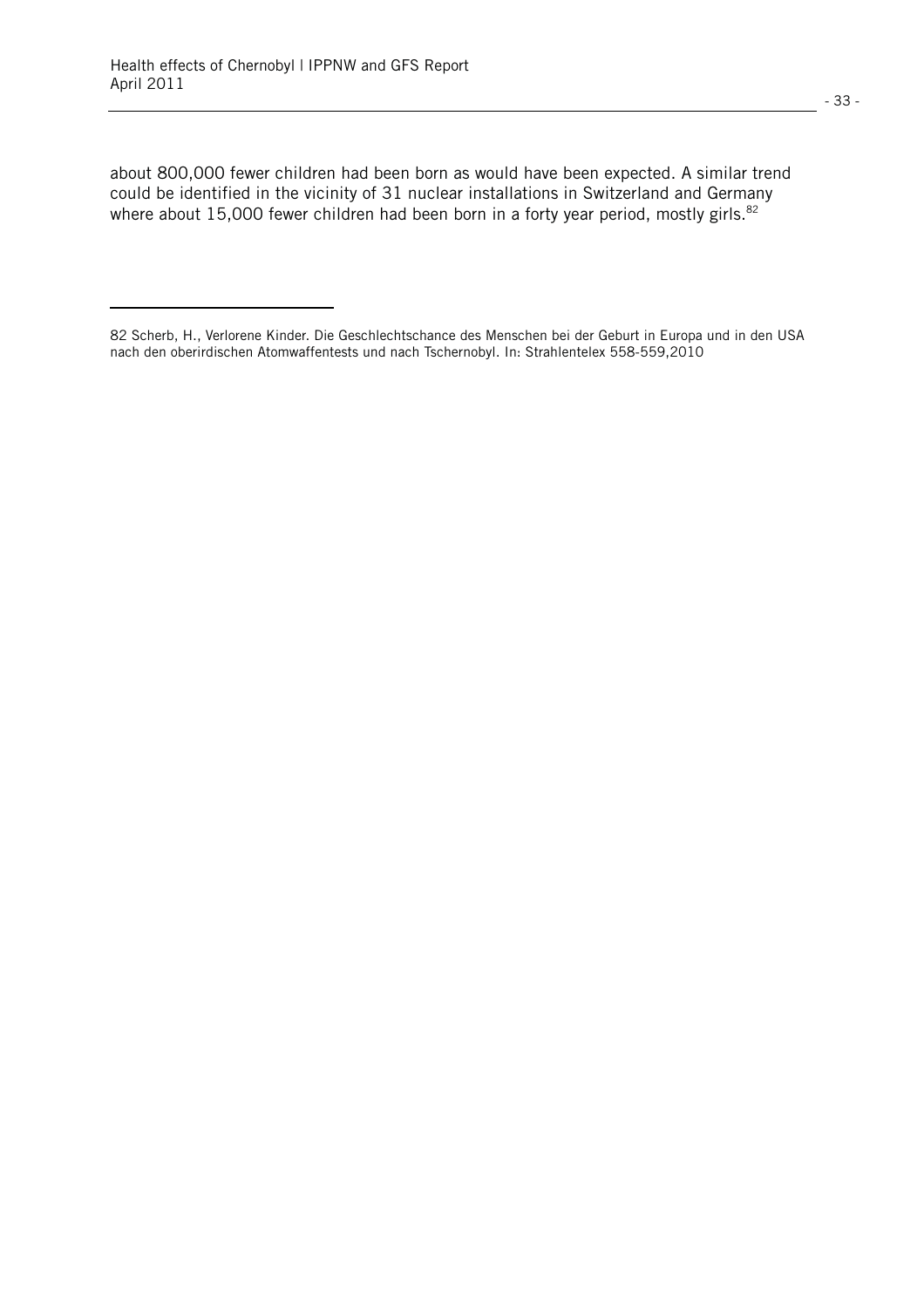about 800,000 fewer children had been born as would have been expected. A similar trend could be identified in the vicinity of 31 nuclear installations in Switzerland and Germany where about 15,000 fewer children had been born in a forty year period, mostly girls.[82]

---

82 Scherb, H., Verlorene Kinder. Die Geschlechtschance des Menschen bei der Geburt in Europa und in den USA nach den oberirdischen Atomwaffentests und nach Tschernobyl. In: Strahlentelex 558-559,2010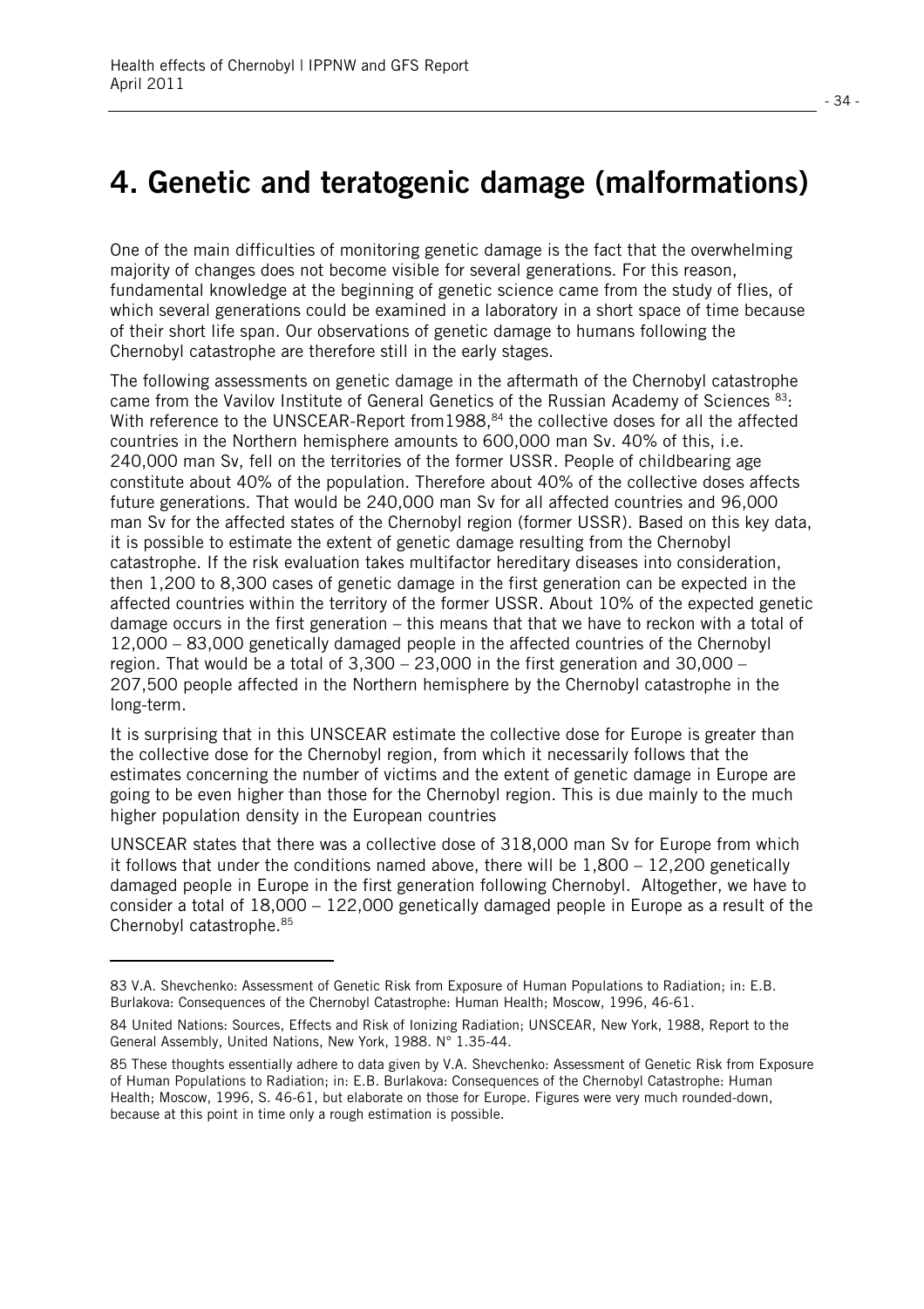# 4. Genetic and teratogenic damage (malformations)

One of the main difficulties of monitoring genetic damage is the fact that the overwhelming majority of changes does not become visible for several generations. For this reason, fundamental knowledge at the beginning of genetic science came from the study of flies, of which several generations could be examined in a laboratory in a short space of time because of their short life span. Our observations of genetic damage to humans following the Chernobyl catastrophe are therefore still in the early stages.

The following assessments on genetic damage in the aftermath of the Chernobyl catastrophe came from the Vavilov Institute of General Genetics of the Russian Academy of Sciences [83]: With reference to the UNSCEAR-Report from1988,[84] the collective doses for all the affected countries in the Northern hemisphere amounts to 600,000 man Sv. 40% of this, i.e. 240,000 man Sv, fell on the territories of the former USSR. People of childbearing age constitute about 40% of the population. Therefore about 40% of the collective doses affects future generations. That would be 240,000 man Sv for all affected countries and 96,000 man Sv for the affected states of the Chernobyl region (former USSR). Based on this key data, it is possible to estimate the extent of genetic damage resulting from the Chernobyl catastrophe. If the risk evaluation takes multifactor hereditary diseases into consideration, then 1,200 to 8,300 cases of genetic damage in the first generation can be expected in the affected countries within the territory of the former USSR. About 10% of the expected genetic damage occurs in the first generation – this means that that we have to reckon with a total of 12,000 – 83,000 genetically damaged people in the affected countries of the Chernobyl region. That would be a total of 3,300 – 23,000 in the first generation and 30,000 – 207,500 people affected in the Northern hemisphere by the Chernobyl catastrophe in the long-term.

It is surprising that in this UNSCEAR estimate the collective dose for Europe is greater than the collective dose for the Chernobyl region, from which it necessarily follows that the estimates concerning the number of victims and the extent of genetic damage in Europe are going to be even higher than those for the Chernobyl region. This is due mainly to the much higher population density in the European countries

UNSCEAR states that there was a collective dose of 318,000 man Sv for Europe from which it follows that under the conditions named above, there will be 1,800 – 12,200 genetically damaged people in Europe in the first generation following Chernobyl. Altogether, we have to consider a total of 18,000 – 122,000 genetically damaged people in Europe as a result of the Chernobyl catastrophe.[85]

---

83 V.A. Shevchenko: Assessment of Genetic Risk from Exposure of Human Populations to Radiation; in: E.B. Burlakova: Consequences of the Chernobyl Catastrophe: Human Health; Moscow, 1996, 46-61.

84 United Nations: Sources, Effects and Risk of Ionizing Radiation; UNSCEAR, New York, 1988, Report to the General Assembly, United Nations, New York, 1988. N° 1.35-44.

85 These thoughts essentially adhere to data given by V.A. Shevchenko: Assessment of Genetic Risk from Exposure of Human Populations to Radiation; in: E.B. Burlakova: Consequences of the Chernobyl Catastrophe: Human Health; Moscow, 1996, S. 46-61, but elaborate on those for Europe. Figures were very much rounded-down, because at this point in time only a rough estimation is possible.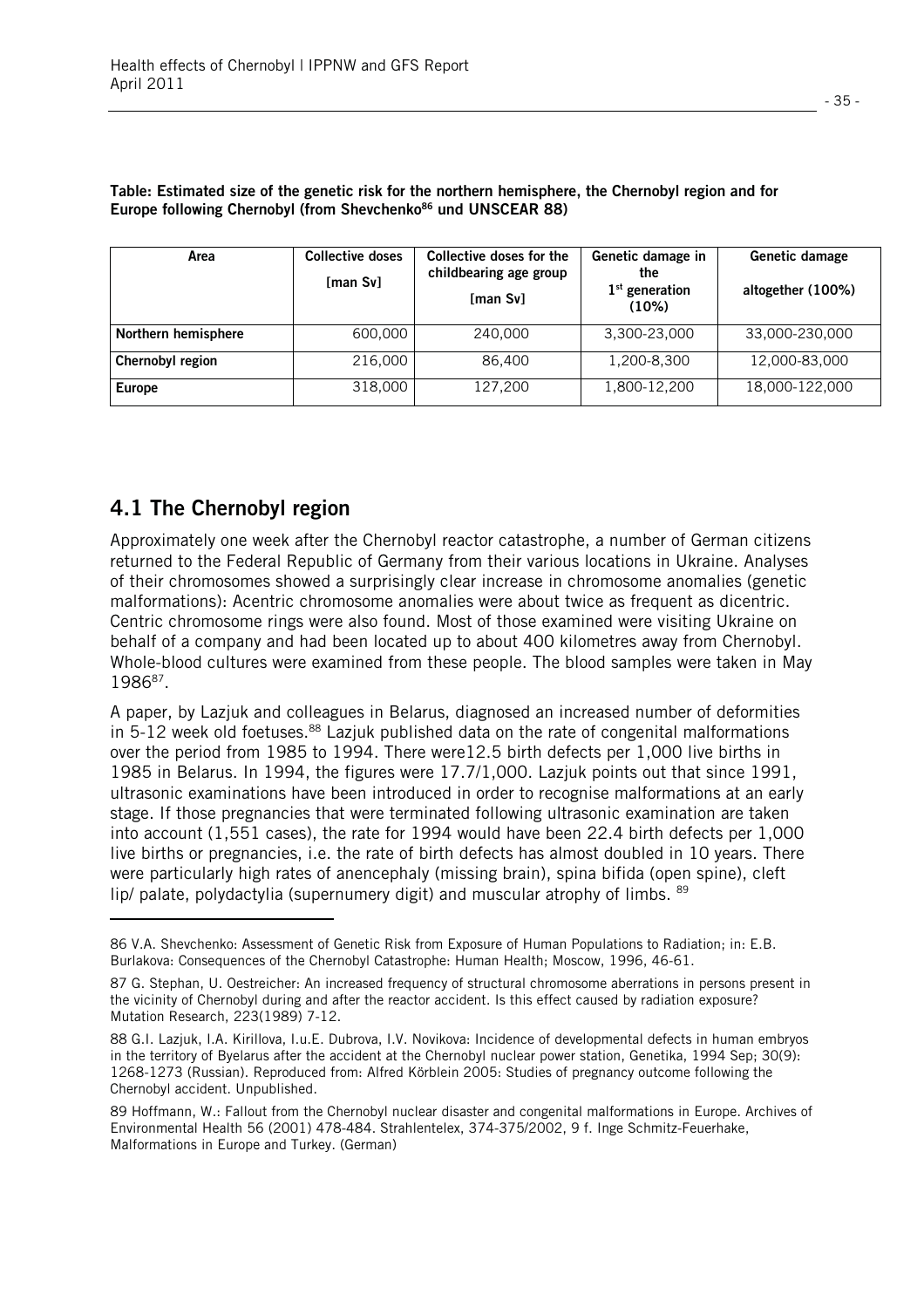**Table: Estimated size of the genetic risk for the northern hemisphere, the Chernobyl region and for Europe following Chernobyl (from Shevchenko[86] und UNSCEAR 88)**

| Area | Collective doses [man Sv] | Collective doses for the childbearing age group [man Sv] | Genetic damage in the 1st generation (10%) | Genetic damage altogether (100%) |
|---|---|---|---|---|
| **Northern hemisphere** | 600,000 | 240,000 | 3,300-23,000 | 33,000-230,000 |
| **Chernobyl region** | 216,000 | 86,400 | 1,200-8,300 | 12,000-83,000 |
| **Europe** | 318,000 | 127,200 | 1,800-12,200 | 18,000-122,000 |

## 4.1 The Chernobyl region

Approximately one week after the Chernobyl reactor catastrophe, a number of German citizens returned to the Federal Republic of Germany from their various locations in Ukraine. Analyses of their chromosomes showed a surprisingly clear increase in chromosome anomalies (genetic malformations): Acentric chromosome anomalies were about twice as frequent as dicentric. Centric chromosome rings were also found. Most of those examined were visiting Ukraine on behalf of a company and had been located up to about 400 kilometres away from Chernobyl. Whole-blood cultures were examined from these people. The blood samples were taken in May 1986[87].

A paper, by Lazjuk and colleagues in Belarus, diagnosed an increased number of deformities in 5-12 week old foetuses.[88] Lazjuk published data on the rate of congenital malformations over the period from 1985 to 1994. There were12.5 birth defects per 1,000 live births in 1985 in Belarus. In 1994, the figures were 17.7/1,000. Lazjuk points out that since 1991, ultrasonic examinations have been introduced in order to recognise malformations at an early stage. If those pregnancies that were terminated following ultrasonic examination are taken into account (1,551 cases), the rate for 1994 would have been 22.4 birth defects per 1,000 live births or pregnancies, i.e. the rate of birth defects has almost doubled in 10 years. There were particularly high rates of anencephaly (missing brain), spina bifida (open spine), cleft lip/ palate, polydactylia (supernumery digit) and muscular atrophy of limbs. [89]

---

86 V.A. Shevchenko: Assessment of Genetic Risk from Exposure of Human Populations to Radiation; in: E.B. Burlakova: Consequences of the Chernobyl Catastrophe: Human Health; Moscow, 1996, 46-61.

87 G. Stephan, U. Oestreicher: An increased frequency of structural chromosome aberrations in persons present in the vicinity of Chernobyl during and after the reactor accident. Is this effect caused by radiation exposure? Mutation Research, 223(1989) 7-12.

88 G.I. Lazjuk, I.A. Kirillova, I.u.E. Dubrova, I.V. Novikova: Incidence of developmental defects in human embryos in the territory of Byelarus after the accident at the Chernobyl nuclear power station, Genetika, 1994 Sep; 30(9): 1268-1273 (Russian). Reproduced from: Alfred Körblein 2005: Studies of pregnancy outcome following the Chernobyl accident. Unpublished.

89 Hoffmann, W.: Fallout from the Chernobyl nuclear disaster and congenital malformations in Europe. Archives of Environmental Health 56 (2001) 478-484. Strahlentelex, 374-375/2002, 9 f. Inge Schmitz-Feuerhake, Malformations in Europe and Turkey. (German)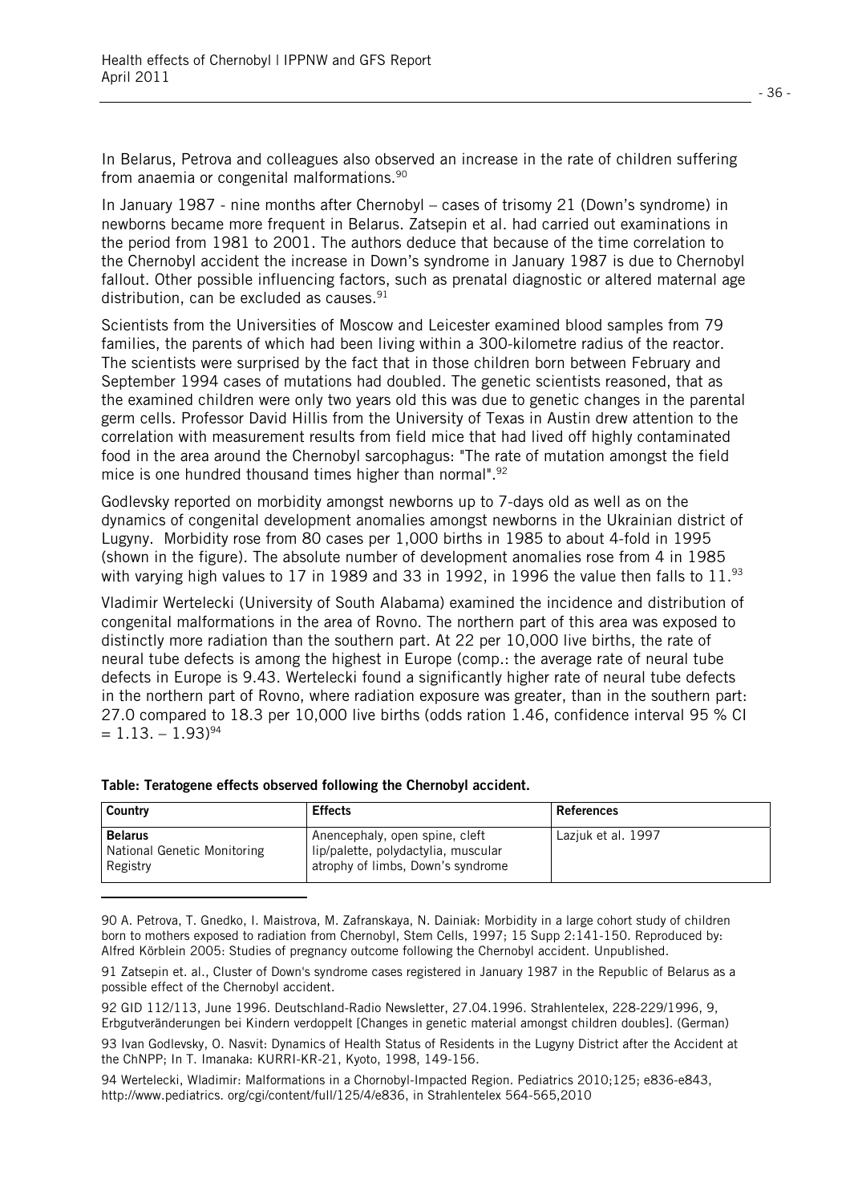In Belarus, Petrova and colleagues also observed an increase in the rate of children suffering from anaemia or congenital malformations.[90]

In January 1987 - nine months after Chernobyl – cases of trisomy 21 (Down's syndrome) in newborns became more frequent in Belarus. Zatsepin et al. had carried out examinations in the period from 1981 to 2001. The authors deduce that because of the time correlation to the Chernobyl accident the increase in Down's syndrome in January 1987 is due to Chernobyl fallout. Other possible influencing factors, such as prenatal diagnostic or altered maternal age distribution, can be excluded as causes.[91]

Scientists from the Universities of Moscow and Leicester examined blood samples from 79 families, the parents of which had been living within a 300-kilometre radius of the reactor. The scientists were surprised by the fact that in those children born between February and September 1994 cases of mutations had doubled. The genetic scientists reasoned, that as the examined children were only two years old this was due to genetic changes in the parental germ cells. Professor David Hillis from the University of Texas in Austin drew attention to the correlation with measurement results from field mice that had lived off highly contaminated food in the area around the Chernobyl sarcophagus: "The rate of mutation amongst the field mice is one hundred thousand times higher than normal".[92]

Godlevsky reported on morbidity amongst newborns up to 7-days old as well as on the dynamics of congenital development anomalies amongst newborns in the Ukrainian district of Lugyny. Morbidity rose from 80 cases per 1,000 births in 1985 to about 4-fold in 1995 (shown in the figure). The absolute number of development anomalies rose from 4 in 1985 with varying high values to 17 in 1989 and 33 in 1992, in 1996 the value then falls to 11.[93]

Vladimir Wertelecki (University of South Alabama) examined the incidence and distribution of congenital malformations in the area of Rovno. The northern part of this area was exposed to distinctly more radiation than the southern part. At 22 per 10,000 live births, the rate of neural tube defects is among the highest in Europe (comp.: the average rate of neural tube defects in Europe is 9.43. Wertelecki found a significantly higher rate of neural tube defects in the northern part of Rovno, where radiation exposure was greater, than in the southern part: 27.0 compared to 18.3 per 10,000 live births (odds ration 1.46, confidence interval 95 % CI = 1.13. – 1.93)[94]

**Table: Teratogene effects observed following the Chernobyl accident.**

| Country | Effects | References |
|---|---|---|
| **Belarus** National Genetic Monitoring Registry | Anencephaly, open spine, cleft lip/palette, polydactylia, muscular atrophy of limbs, Down's syndrome | Lazjuk et al. 1997 |

---

90 A. Petrova, T. Gnedko, I. Maistrova, M. Zafranskaya, N. Dainiak: Morbidity in a large cohort study of children born to mothers exposed to radiation from Chernobyl, Stem Cells, 1997; 15 Supp 2:141-150. Reproduced by: Alfred Körblein 2005: Studies of pregnancy outcome following the Chernobyl accident. Unpublished.

91 Zatsepin et. al., Cluster of Down's syndrome cases registered in January 1987 in the Republic of Belarus as a possible effect of the Chernobyl accident.

92 GID 112/113, June 1996. Deutschland-Radio Newsletter, 27.04.1996. Strahlentelex, 228-229/1996, 9, Erbgutveränderungen bei Kindern verdoppelt [Changes in genetic material amongst children doubles]. (German)

93 Ivan Godlevsky, O. Nasvit: Dynamics of Health Status of Residents in the Lugyny District after the Accident at the ChNPP; In T. Imanaka: KURRI-KR-21, Kyoto, 1998, 149-156.

94 Wertelecki, Wladimir: Malformations in a Chornobyl-Impacted Region. Pediatrics 2010;125; e836-e843, http://www.pediatrics. org/cgi/content/full/125/4/e836, in Strahlentelex 564-565,2010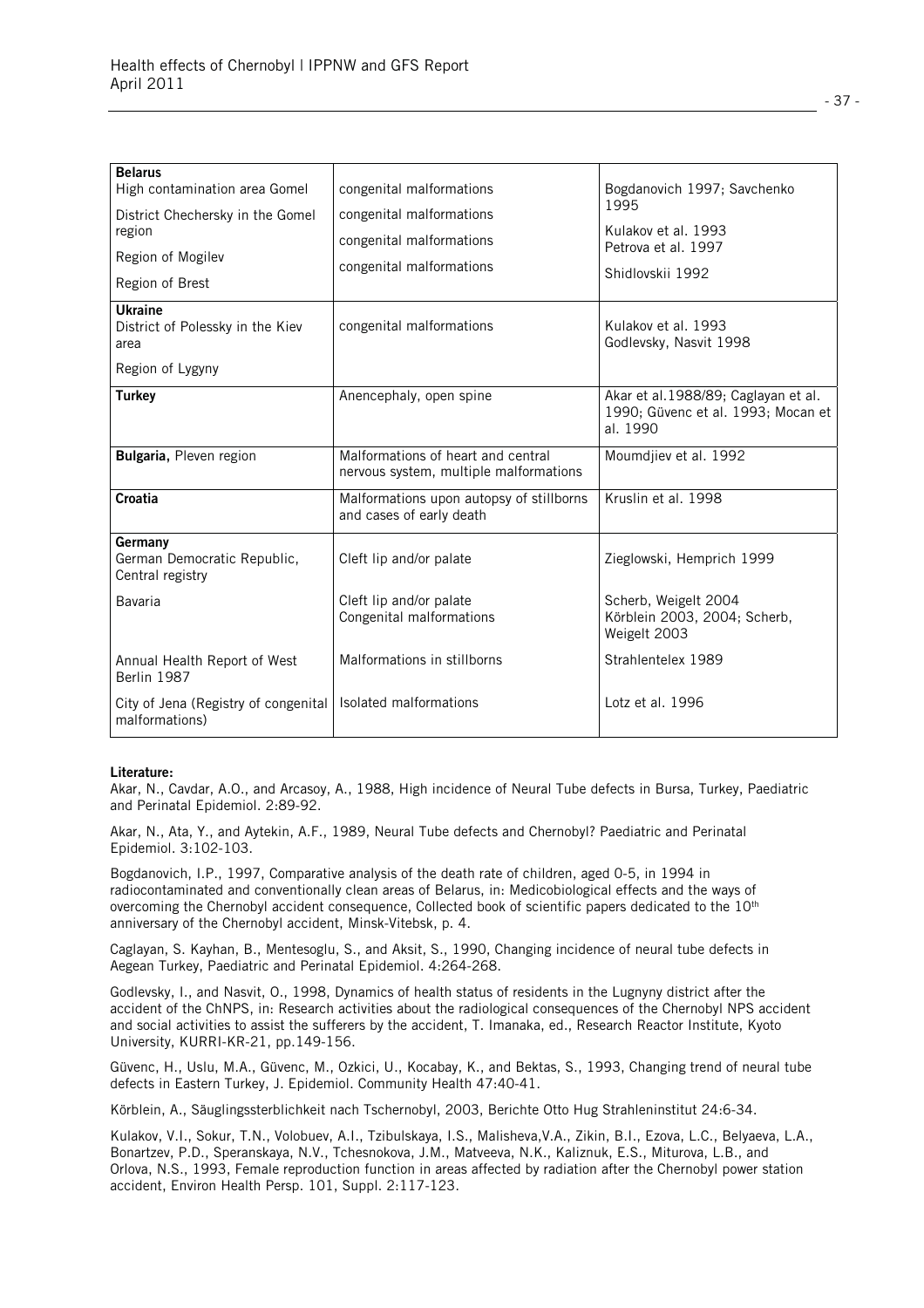| | | |
|---|---|---|
| **Belarus**<br>High contamination area Gomel<br>District Chechersky in the Gomel region<br>Region of Mogilev<br>Region of Brest | congenital malformations<br>congenital malformations<br>congenital malformations<br>congenital malformations | Bogdanovich 1997; Savchenko 1995<br>Kulakov et al. 1993<br>Petrova et al. 1997<br>Shidlovskii 1992 |
| **Ukraine**<br>District of Polessky in the Kiev area<br>Region of Lygyny | congenital malformations | Kulakov et al. 1993<br>Godlevsky, Nasvit 1998 |
| **Turkey** | Anencephaly, open spine | Akar et al.1988/89; Caglayan et al. 1990; Güvenc et al. 1993; Mocan et al. 1990 |
| **Bulgaria,** Pleven region | Malformations of heart and central nervous system, multiple malformations | Moumdjiev et al. 1992 |
| **Croatia** | Malformations upon autopsy of stillborns and cases of early death | Kruslin et al. 1998 |
| **Germany**<br>German Democratic Republic, Central registry | Cleft lip and/or palate | Zieglowski, Hemprich 1999 |
| Bavaria | Cleft lip and/or palate<br>Congenital malformations | Scherb, Weigelt 2004<br>Körblein 2003, 2004; Scherb, Weigelt 2003 |
| Annual Health Report of West Berlin 1987 | Malformations in stillborns | Strahlentelex 1989 |
| City of Jena (Registry of congenital malformations) | Isolated malformations | Lotz et al. 1996 |

**Literature:**

Akar, N., Cavdar, A.O., and Arcasoy, A., 1988, High incidence of Neural Tube defects in Bursa, Turkey, Paediatric and Perinatal Epidemiol. 2:89-92.

Akar, N., Ata, Y., and Aytekin, A.F., 1989, Neural Tube defects and Chernobyl? Paediatric and Perinatal Epidemiol. 3:102-103.

Bogdanovich, I.P., 1997, Comparative analysis of the death rate of children, aged 0-5, in 1994 in radiocontaminated and conventionally clean areas of Belarus, in: Medicobiological effects and the ways of overcoming the Chernobyl accident consequence, Collected book of scientific papers dedicated to the 10th anniversary of the Chernobyl accident, Minsk-Vitebsk, p. 4.

Caglayan, S. Kayhan, B., Mentesoglu, S., and Aksit, S., 1990, Changing incidence of neural tube defects in Aegean Turkey, Paediatric and Perinatal Epidemiol. 4:264-268.

Godlevsky, I., and Nasvit, O., 1998, Dynamics of health status of residents in the Lugnyny district after the accident of the ChNPS, in: Research activities about the radiological consequences of the Chernobyl NPS accident and social activities to assist the sufferers by the accident, T. Imanaka, ed., Research Reactor Institute, Kyoto University, KURRI-KR-21, pp.149-156.

Güvenc, H., Uslu, M.A., Güvenc, M., Ozkici, U., Kocabay, K., and Bektas, S., 1993, Changing trend of neural tube defects in Eastern Turkey, J. Epidemiol. Community Health 47:40-41.

Körblein, A., Säuglingssterblichkeit nach Tschernobyl, 2003, Berichte Otto Hug Strahleninstitut 24:6-34.

Kulakov, V.I., Sokur, T.N., Volobuev, A.I., Tzibulskaya, I.S., Malisheva,V.A., Zikin, B.I., Ezova, L.C., Belyaeva, L.A., Bonartzev, P.D., Speranskaya, N.V., Tchesnokova, J.M., Matveeva, N.K., Kaliznuk, E.S., Miturova, L.B., and Orlova, N.S., 1993, Female reproduction function in areas affected by radiation after the Chernobyl power station accident, Environ Health Persp. 101, Suppl. 2:117-123.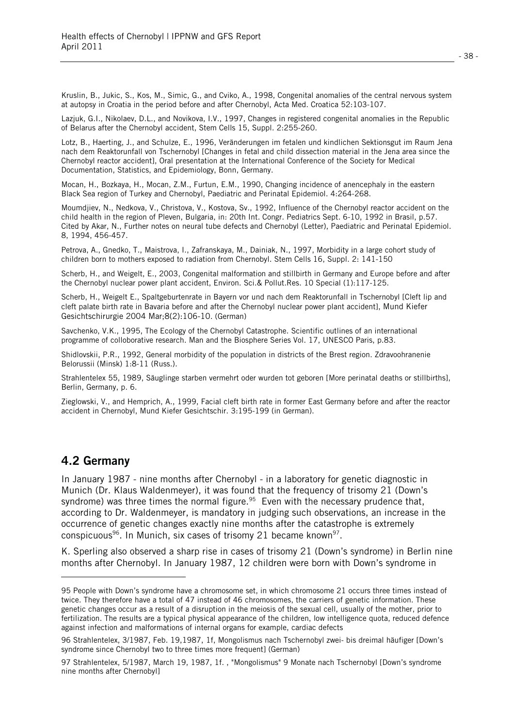Kruslin, B., Jukic, S., Kos, M., Simic, G., and Cviko, A., 1998, Congenital anomalies of the central nervous system at autopsy in Croatia in the period before and after Chernobyl, Acta Med. Croatica 52:103-107.

Lazjuk, G.I., Nikolaev, D.L., and Novikova, I.V., 1997, Changes in registered congenital anomalies in the Republic of Belarus after the Chernobyl accident, Stem Cells 15, Suppl. 2:255-260.

Lotz, B., Haerting, J., and Schulze, E., 1996, Veränderungen im fetalen und kindlichen Sektionsgut im Raum Jena nach dem Reaktorunfall von Tschernobyl [Changes in fetal and child dissection material in the Jena area since the Chernobyl reactor accident], Oral presentation at the International Conference of the Society for Medical Documentation, Statistics, and Epidemiology, Bonn, Germany.

Mocan, H., Bozkaya, H., Mocan, Z.M., Furtun, E.M., 1990, Changing incidence of anencephaly in the eastern Black Sea region of Turkey and Chernobyl, Paediatric and Perinatal Epidemiol. 4:264-268.

Moumdjiev, N., Nedkova, V., Christova, V., Kostova, Sv., 1992, Influence of the Chernobyl reactor accident on the child health in the region of Pleven, Bulgaria, in: 20th Int. Congr. Pediatrics Sept. 6-10, 1992 in Brasil, p.57. Cited by Akar, N., Further notes on neural tube defects and Chernobyl (Letter), Paediatric and Perinatal Epidemiol. 8, 1994, 456-457.

Petrova, A., Gnedko, T., Maistrova, I., Zafranskaya, M., Dainiak, N., 1997, Morbidity in a large cohort study of children born to mothers exposed to radiation from Chernobyl. Stem Cells 16, Suppl. 2: 141-150

Scherb, H., and Weigelt, E., 2003, Congenital malformation and stillbirth in Germany and Europe before and after the Chernobyl nuclear power plant accident, Environ. Sci.& Pollut.Res. 10 Special (1):117-125.

Scherb, H., Weigelt E., Spaltgeburtenrate in Bayern vor und nach dem Reaktorunfall in Tschernobyl [Cleft lip and cleft palate birth rate in Bavaria before and after the Chernobyl nuclear power plant accident], Mund Kiefer Gesichtschirurgie 2004 Mar;8(2):106-10. (German)

Savchenko, V.K., 1995, The Ecology of the Chernobyl Catastrophe. Scientific outlines of an international programme of colloborative research. Man and the Biosphere Series Vol. 17, UNESCO Paris, p.83.

Shidlovskii, P.R., 1992, General morbidity of the population in districts of the Brest region. Zdravoohranenie Belorussii (Minsk) 1:8-11 (Russ.).

Strahlentelex 55, 1989, Säuglinge starben vermehrt oder wurden tot geboren [More perinatal deaths or stillbirths], Berlin, Germany, p. 6.

Zieglowski, V., and Hemprich, A., 1999, Facial cleft birth rate in former East Germany before and after the reactor accident in Chernobyl, Mund Kiefer Gesichtschir. 3:195-199 (in German).

## 4.2 Germany

In January 1987 - nine months after Chernobyl - in a laboratory for genetic diagnostic in Munich (Dr. Klaus Waldenmeyer), it was found that the frequency of trisomy 21 (Down's syndrome) was three times the normal figure.[95] Even with the necessary prudence that, according to Dr. Waldenmeyer, is mandatory in judging such observations, an increase in the occurrence of genetic changes exactly nine months after the catastrophe is extremely conspicuous[96]. In Munich, six cases of trisomy 21 became known[97].

K. Sperling also observed a sharp rise in cases of trisomy 21 (Down's syndrome) in Berlin nine months after Chernobyl. In January 1987, 12 children were born with Down's syndrome in

---

95 People with Down's syndrome have a chromosome set, in which chromosome 21 occurs three times instead of twice. They therefore have a total of 47 instead of 46 chromosomes, the carriers of genetic information. These genetic changes occur as a result of a disruption in the meiosis of the sexual cell, usually of the mother, prior to fertilization. The results are a typical physical appearance of the children, low intelligence quota, reduced defence against infection and malformations of internal organs for example, cardiac defects

96 Strahlentelex, 3/1987, Feb. 19,1987, 1f, Mongolismus nach Tschernobyl zwei- bis dreimal häufiger [Down's syndrome since Chernobyl two to three times more frequent] (German)

97 Strahlentelex, 5/1987, March 19, 1987, 1f. , "Mongolismus" 9 Monate nach Tschernobyl [Down's syndrome nine months after Chernobyl]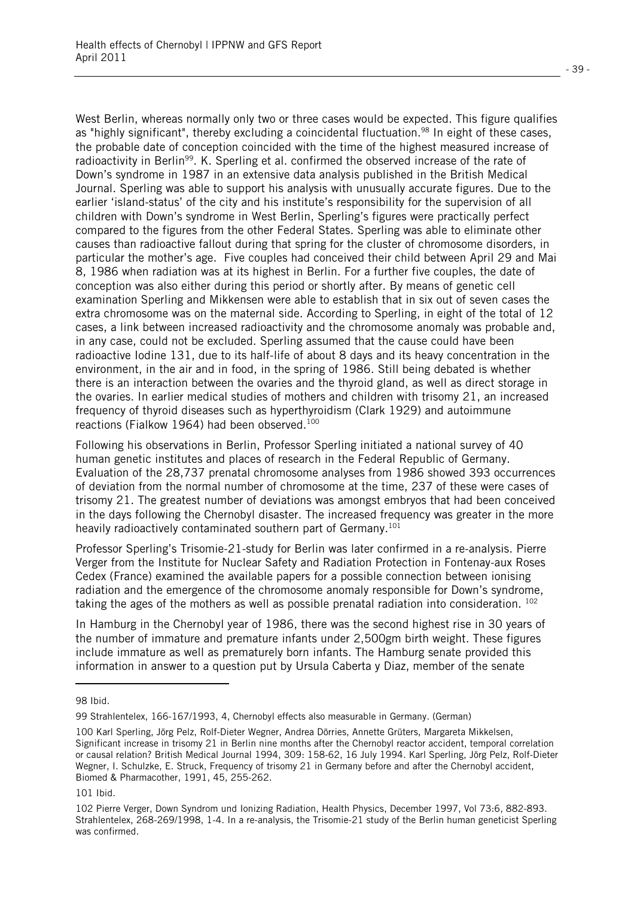West Berlin, whereas normally only two or three cases would be expected. This figure qualifies as "highly significant", thereby excluding a coincidental fluctuation.[98] In eight of these cases, the probable date of conception coincided with the time of the highest measured increase of radioactivity in Berlin[99]. K. Sperling et al. confirmed the observed increase of the rate of Down's syndrome in 1987 in an extensive data analysis published in the British Medical Journal. Sperling was able to support his analysis with unusually accurate figures. Due to the earlier 'island-status' of the city and his institute's responsibility for the supervision of all children with Down's syndrome in West Berlin, Sperling's figures were practically perfect compared to the figures from the other Federal States. Sperling was able to eliminate other causes than radioactive fallout during that spring for the cluster of chromosome disorders, in particular the mother's age. Five couples had conceived their child between April 29 and Mai 8, 1986 when radiation was at its highest in Berlin. For a further five couples, the date of conception was also either during this period or shortly after. By means of genetic cell examination Sperling and Mikkensen were able to establish that in six out of seven cases the extra chromosome was on the maternal side. According to Sperling, in eight of the total of 12 cases, a link between increased radioactivity and the chromosome anomaly was probable and, in any case, could not be excluded. Sperling assumed that the cause could have been radioactive Iodine 131, due to its half-life of about 8 days and its heavy concentration in the environment, in the air and in food, in the spring of 1986. Still being debated is whether there is an interaction between the ovaries and the thyroid gland, as well as direct storage in the ovaries. In earlier medical studies of mothers and children with trisomy 21, an increased frequency of thyroid diseases such as hyperthyroidism (Clark 1929) and autoimmune reactions (Fialkow 1964) had been observed.[100]

Following his observations in Berlin, Professor Sperling initiated a national survey of 40 human genetic institutes and places of research in the Federal Republic of Germany. Evaluation of the 28,737 prenatal chromosome analyses from 1986 showed 393 occurrences of deviation from the normal number of chromosome at the time, 237 of these were cases of trisomy 21. The greatest number of deviations was amongst embryos that had been conceived in the days following the Chernobyl disaster. The increased frequency was greater in the more heavily radioactively contaminated southern part of Germany.[101]

Professor Sperling's Trisomie-21-study for Berlin was later confirmed in a re-analysis. Pierre Verger from the Institute for Nuclear Safety and Radiation Protection in Fontenay-aux Roses Cedex (France) examined the available papers for a possible connection between ionising radiation and the emergence of the chromosome anomaly responsible for Down's syndrome, taking the ages of the mothers as well as possible prenatal radiation into consideration. [102]

In Hamburg in the Chernobyl year of 1986, there was the second highest rise in 30 years of the number of immature and premature infants under 2,500gm birth weight. These figures include immature as well as prematurely born infants. The Hamburg senate provided this information in answer to a question put by Ursula Caberta y Diaz, member of the senate

---

98 Ibid.

99 Strahlentelex, 166-167/1993, 4, Chernobyl effects also measurable in Germany. (German)

100 Karl Sperling, Jörg Pelz, Rolf-Dieter Wegner, Andrea Dörries, Annette Grüters, Margareta Mikkelsen, Significant increase in trisomy 21 in Berlin nine months after the Chernobyl reactor accident, temporal correlation or causal relation? British Medical Journal 1994, 309: 158-62, 16 July 1994. Karl Sperling, Jörg Pelz, Rolf-Dieter Wegner, I. Schulzke, E. Struck, Frequency of trisomy 21 in Germany before and after the Chernobyl accident, Biomed & Pharmacother, 1991, 45, 255-262.

101 Ibid.

102 Pierre Verger, Down Syndrom und Ionizing Radiation, Health Physics, December 1997, Vol 73:6, 882-893. Strahlentelex, 268-269/1998, 1-4. In a re-analysis, the Trisomie-21 study of the Berlin human geneticist Sperling was confirmed.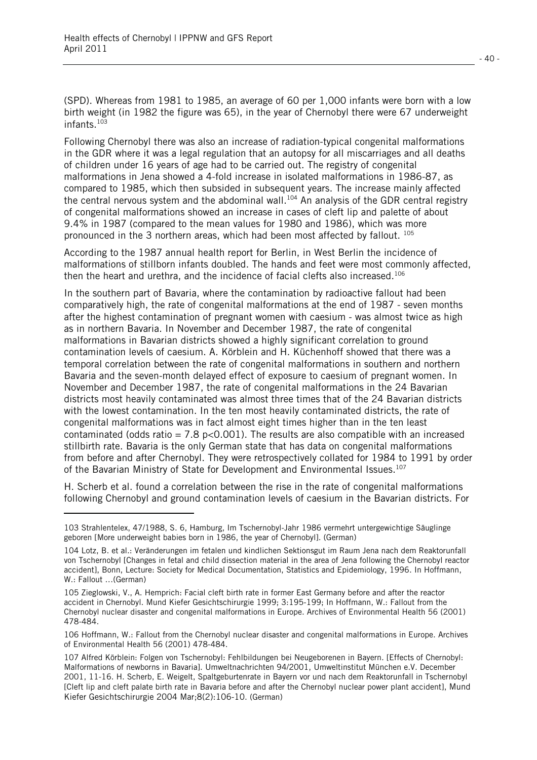(SPD). Whereas from 1981 to 1985, an average of 60 per 1,000 infants were born with a low birth weight (in 1982 the figure was 65), in the year of Chernobyl there were 67 underweight infants.[103]

Following Chernobyl there was also an increase of radiation-typical congenital malformations in the GDR where it was a legal regulation that an autopsy for all miscarriages and all deaths of children under 16 years of age had to be carried out. The registry of congenital malformations in Jena showed a 4-fold increase in isolated malformations in 1986-87, as compared to 1985, which then subsided in subsequent years. The increase mainly affected the central nervous system and the abdominal wall.[104] An analysis of the GDR central registry of congenital malformations showed an increase in cases of cleft lip and palette of about 9.4% in 1987 (compared to the mean values for 1980 and 1986), which was more pronounced in the 3 northern areas, which had been most affected by fallout. [105]

According to the 1987 annual health report for Berlin, in West Berlin the incidence of malformations of stillborn infants doubled. The hands and feet were most commonly affected, then the heart and urethra, and the incidence of facial clefts also increased.[106]

In the southern part of Bavaria, where the contamination by radioactive fallout had been comparatively high, the rate of congenital malformations at the end of 1987 - seven months after the highest contamination of pregnant women with caesium - was almost twice as high as in northern Bavaria. In November and December 1987, the rate of congenital malformations in Bavarian districts showed a highly significant correlation to ground contamination levels of caesium. A. Körblein and H. Küchenhoff showed that there was a temporal correlation between the rate of congenital malformations in southern and northern Bavaria and the seven-month delayed effect of exposure to caesium of pregnant women. In November and December 1987, the rate of congenital malformations in the 24 Bavarian districts most heavily contaminated was almost three times that of the 24 Bavarian districts with the lowest contamination. In the ten most heavily contaminated districts, the rate of congenital malformations was in fact almost eight times higher than in the ten least contaminated (odds ratio = 7.8 $p<0.001$). The results are also compatible with an increased stillbirth rate. Bavaria is the only German state that has data on congenital malformations from before and after Chernobyl. They were retrospectively collated for 1984 to 1991 by order of the Bavarian Ministry of State for Development and Environmental Issues.[107]

H. Scherb et al. found a correlation between the rise in the rate of congenital malformations following Chernobyl and ground contamination levels of caesium in the Bavarian districts. For

---

103 Strahlentelex, 47/1988, S. 6, Hamburg, Im Tschernobyl-Jahr 1986 vermehrt untergewichtige Säuglinge geboren [More underweight babies born in 1986, the year of Chernobyl]. (German)

104 Lotz, B. et al.: Veränderungen im fetalen und kindlichen Sektionsgut im Raum Jena nach dem Reaktorunfall von Tschernobyl [Changes in fetal and child dissection material in the area of Jena following the Chernobyl reactor accident], Bonn, Lecture: Society for Medical Documentation, Statistics and Epidemiology, 1996. In Hoffmann, W.: Fallout ...(German)

105 Zieglowski, V., A. Hemprich: Facial cleft birth rate in former East Germany before and after the reactor accident in Chernobyl. Mund Kiefer Gesichtschirurgie 1999; 3:195-199; In Hoffmann, W.: Fallout from the Chernobyl nuclear disaster and congenital malformations in Europe. Archives of Environmental Health 56 (2001) 478-484.

106 Hoffmann, W.: Fallout from the Chernobyl nuclear disaster and congenital malformations in Europe. Archives of Environmental Health 56 (2001) 478-484.

107 Alfred Körblein: Folgen von Tschernobyl: Fehlbildungen bei Neugeborenen in Bayern. [Effects of Chernobyl: Malformations of newborns in Bavaria]. Umweltnachrichten 94/2001, Umweltinstitut München e.V. December 2001, 11-16. H. Scherb, E. Weigelt, Spaltgeburtenrate in Bayern vor und nach dem Reaktorunfall in Tschernobyl [Cleft lip and cleft palate birth rate in Bavaria before and after the Chernobyl nuclear power plant accident], Mund Kiefer Gesichtschirurgie 2004 Mar;8(2):106-10. (German)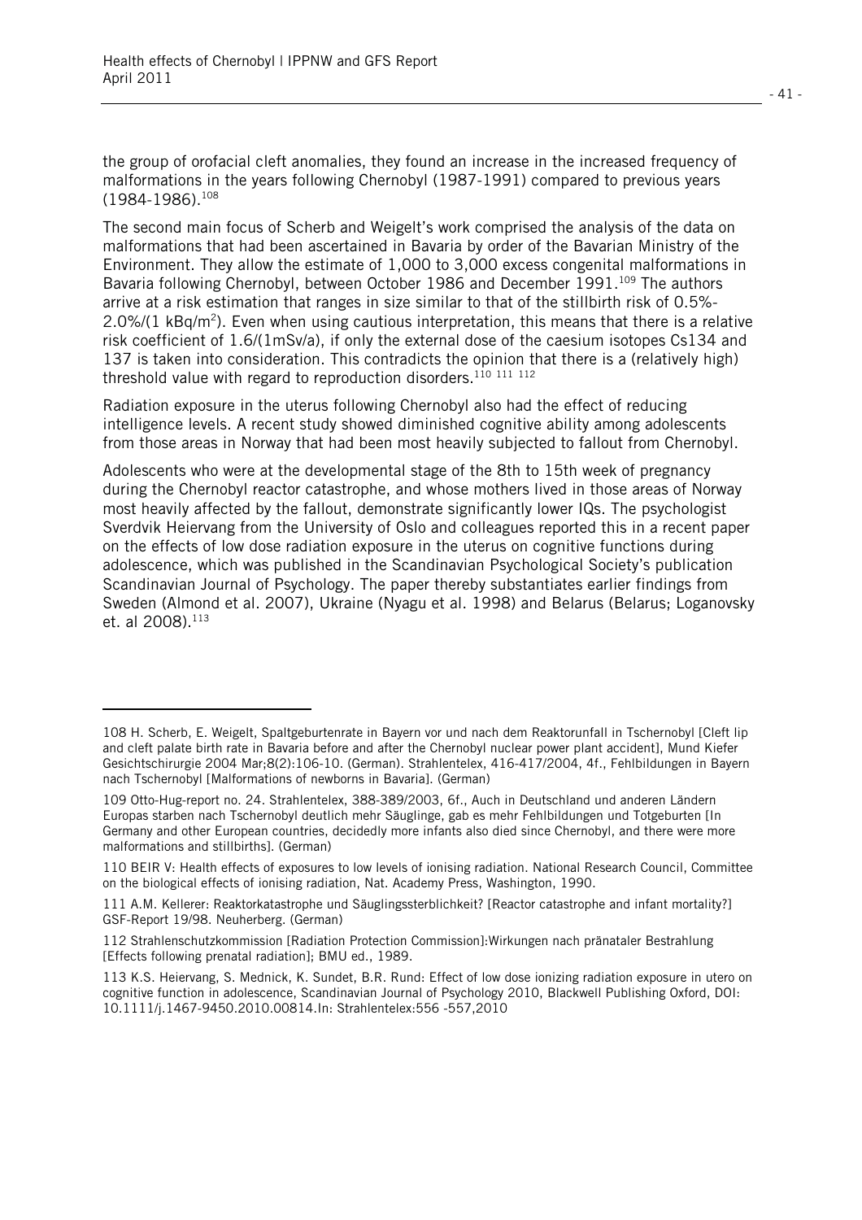the group of orofacial cleft anomalies, they found an increase in the increased frequency of malformations in the years following Chernobyl (1987-1991) compared to previous years (1984-1986).[108]

The second main focus of Scherb and Weigelt's work comprised the analysis of the data on malformations that had been ascertained in Bavaria by order of the Bavarian Ministry of the Environment. They allow the estimate of 1,000 to 3,000 excess congenital malformations in Bavaria following Chernobyl, between October 1986 and December 1991.[109] The authors arrive at a risk estimation that ranges in size similar to that of the stillbirth risk of 0.5%-2.0%/(1 kBq/m$^2$). Even when using cautious interpretation, this means that there is a relative risk coefficient of 1.6/(1mSv/a), if only the external dose of the caesium isotopes Cs134 and 137 is taken into consideration. This contradicts the opinion that there is a (relatively high) threshold value with regard to reproduction disorders.[110 111 112]

Radiation exposure in the uterus following Chernobyl also had the effect of reducing intelligence levels. A recent study showed diminished cognitive ability among adolescents from those areas in Norway that had been most heavily subjected to fallout from Chernobyl.

Adolescents who were at the developmental stage of the 8th to 15th week of pregnancy during the Chernobyl reactor catastrophe, and whose mothers lived in those areas of Norway most heavily affected by the fallout, demonstrate significantly lower IQs. The psychologist Sverdvik Heiervang from the University of Oslo and colleagues reported this in a recent paper on the effects of low dose radiation exposure in the uterus on cognitive functions during adolescence, which was published in the Scandinavian Psychological Society's publication Scandinavian Journal of Psychology. The paper thereby substantiates earlier findings from Sweden (Almond et al. 2007), Ukraine (Nyagu et al. 1998) and Belarus (Belarus; Loganovsky et. al 2008).[113]

---

108 H. Scherb, E. Weigelt, Spaltgeburtenrate in Bayern vor und nach dem Reaktorunfall in Tschernobyl [Cleft lip and cleft palate birth rate in Bavaria before and after the Chernobyl nuclear power plant accident], Mund Kiefer Gesichtschirurgie 2004 Mar;8(2):106-10. (German). Strahlentelex, 416-417/2004, 4f., Fehlbildungen in Bayern nach Tschernobyl [Malformations of newborns in Bavaria]. (German)

109 Otto-Hug-report no. 24. Strahlentelex, 388-389/2003, 6f., Auch in Deutschland und anderen Ländern Europas starben nach Tschernobyl deutlich mehr Säuglinge, gab es mehr Fehlbildungen und Totgeburten [In Germany and other European countries, decidedly more infants also died since Chernobyl, and there were more malformations and stillbirths]. (German)

110 BEIR V: Health effects of exposures to low levels of ionising radiation. National Research Council, Committee on the biological effects of ionising radiation, Nat. Academy Press, Washington, 1990.

111 A.M. Kellerer: Reaktorkatastrophe und Säuglingssterblichkeit? [Reactor catastrophe and infant mortality?] GSF-Report 19/98. Neuherberg. (German)

112 Strahlenschutzkommission [Radiation Protection Commission]:Wirkungen nach pränataler Bestrahlung [Effects following prenatal radiation]; BMU ed., 1989.

113 K.S. Heiervang, S. Mednick, K. Sundet, B.R. Rund: Effect of low dose ionizing radiation exposure in utero on cognitive function in adolescence, Scandinavian Journal of Psychology 2010, Blackwell Publishing Oxford, DOI: 10.1111/j.1467-9450.2010.00814.In: Strahlentelex:556 -557,2010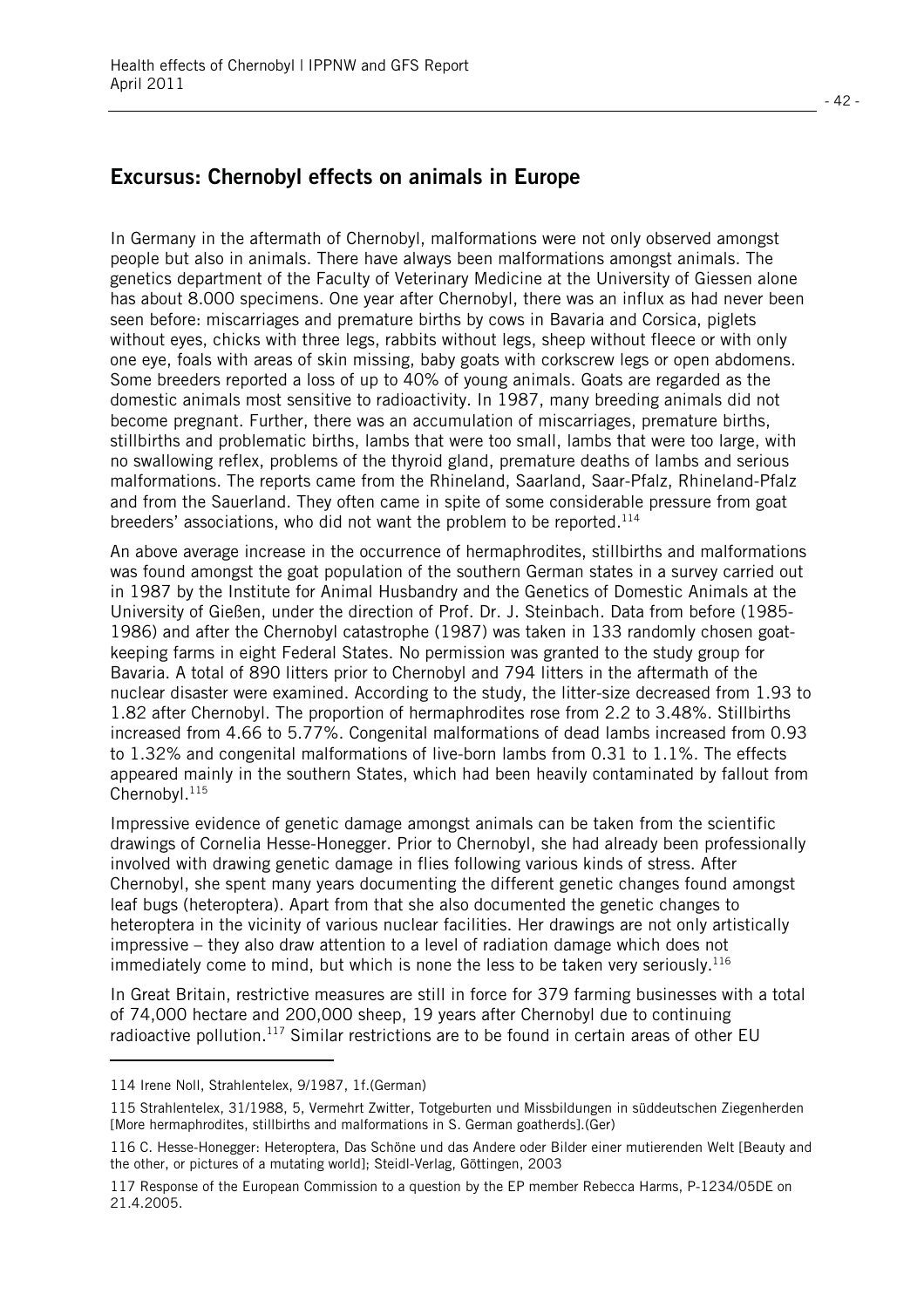## Excursus: Chernobyl effects on animals in Europe

In Germany in the aftermath of Chernobyl, malformations were not only observed amongst people but also in animals. There have always been malformations amongst animals. The genetics department of the Faculty of Veterinary Medicine at the University of Giessen alone has about 8.000 specimens. One year after Chernobyl, there was an influx as had never been seen before: miscarriages and premature births by cows in Bavaria and Corsica, piglets without eyes, chicks with three legs, rabbits without legs, sheep without fleece or with only one eye, foals with areas of skin missing, baby goats with corkscrew legs or open abdomens. Some breeders reported a loss of up to 40% of young animals. Goats are regarded as the domestic animals most sensitive to radioactivity. In 1987, many breeding animals did not become pregnant. Further, there was an accumulation of miscarriages, premature births, stillbirths and problematic births, lambs that were too small, lambs that were too large, with no swallowing reflex, problems of the thyroid gland, premature deaths of lambs and serious malformations. The reports came from the Rhineland, Saarland, Saar-Pfalz, Rhineland-Pfalz and from the Sauerland. They often came in spite of some considerable pressure from goat breeders' associations, who did not want the problem to be reported.[114]

An above average increase in the occurrence of hermaphrodites, stillbirths and malformations was found amongst the goat population of the southern German states in a survey carried out in 1987 by the Institute for Animal Husbandry and the Genetics of Domestic Animals at the University of Gießen, under the direction of Prof. Dr. J. Steinbach. Data from before (1985-1986) and after the Chernobyl catastrophe (1987) was taken in 133 randomly chosen goat-keeping farms in eight Federal States. No permission was granted to the study group for Bavaria. A total of 890 litters prior to Chernobyl and 794 litters in the aftermath of the nuclear disaster were examined. According to the study, the litter-size decreased from 1.93 to 1.82 after Chernobyl. The proportion of hermaphrodites rose from 2.2 to 3.48%. Stillbirths increased from 4.66 to 5.77%. Congenital malformations of dead lambs increased from 0.93 to 1.32% and congenital malformations of live-born lambs from 0.31 to 1.1%. The effects appeared mainly in the southern States, which had been heavily contaminated by fallout from Chernobyl.[115]

Impressive evidence of genetic damage amongst animals can be taken from the scientific drawings of Cornelia Hesse-Honegger. Prior to Chernobyl, she had already been professionally involved with drawing genetic damage in flies following various kinds of stress. After Chernobyl, she spent many years documenting the different genetic changes found amongst leaf bugs (heteroptera). Apart from that she also documented the genetic changes to heteroptera in the vicinity of various nuclear facilities. Her drawings are not only artistically impressive – they also draw attention to a level of radiation damage which does not immediately come to mind, but which is none the less to be taken very seriously.[116]

In Great Britain, restrictive measures are still in force for 379 farming businesses with a total of 74,000 hectare and 200,000 sheep, 19 years after Chernobyl due to continuing radioactive pollution.[117] Similar restrictions are to be found in certain areas of other EU

---

114 Irene Noll, Strahlentelex, 9/1987, 1f.(German)

115 Strahlentelex, 31/1988, 5, Vermehrt Zwitter, Totgeburten und Missbildungen in süddeutschen Ziegenherden [More hermaphrodites, stillbirths and malformations in S. German goatherds].(Ger)

116 C. Hesse-Honegger: Heteroptera, Das Schöne und das Andere oder Bilder einer mutierenden Welt [Beauty and the other, or pictures of a mutating world]; Steidl-Verlag, Göttingen, 2003

117 Response of the European Commission to a question by the EP member Rebecca Harms, P-1234/05DE on 21.4.2005.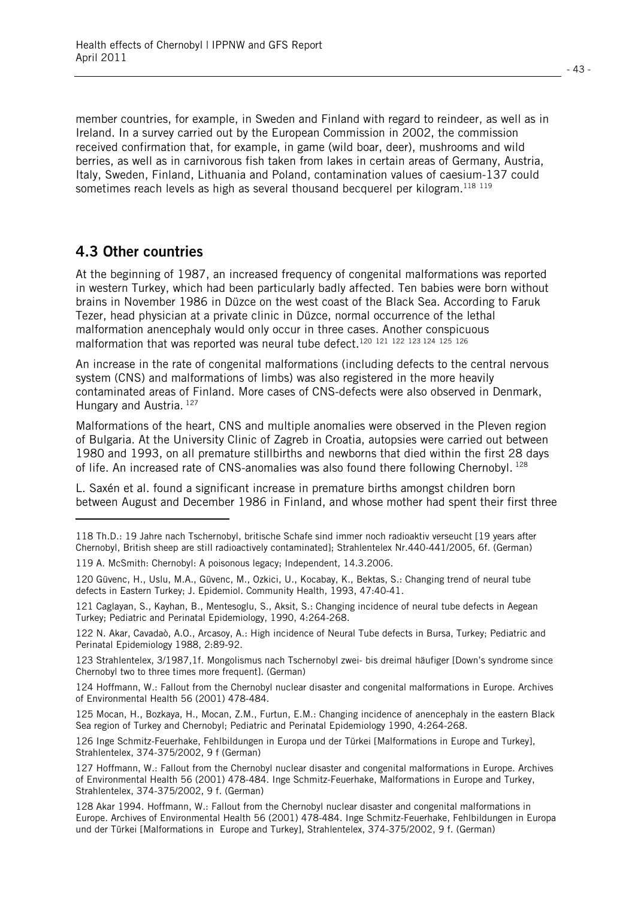member countries, for example, in Sweden and Finland with regard to reindeer, as well as in Ireland. In a survey carried out by the European Commission in 2002, the commission received confirmation that, for example, in game (wild boar, deer), mushrooms and wild berries, as well as in carnivorous fish taken from lakes in certain areas of Germany, Austria, Italy, Sweden, Finland, Lithuania and Poland, contamination values of caesium-137 could sometimes reach levels as high as several thousand becquerel per kilogram.[118 119]

## 4.3 Other countries

At the beginning of 1987, an increased frequency of congenital malformations was reported in western Turkey, which had been particularly badly affected. Ten babies were born without brains in November 1986 in Düzce on the west coast of the Black Sea. According to Faruk Tezer, head physician at a private clinic in Düzce, normal occurrence of the lethal malformation anencephaly would only occur in three cases. Another conspicuous malformation that was reported was neural tube defect.[120 121 122 123 124 125 126]

An increase in the rate of congenital malformations (including defects to the central nervous system (CNS) and malformations of limbs) was also registered in the more heavily contaminated areas of Finland. More cases of CNS-defects were also observed in Denmark, Hungary and Austria. [127]

Malformations of the heart, CNS and multiple anomalies were observed in the Pleven region of Bulgaria. At the University Clinic of Zagreb in Croatia, autopsies were carried out between 1980 and 1993, on all premature stillbirths and newborns that died within the first 28 days of life. An increased rate of CNS-anomalies was also found there following Chernobyl. [128]

L. Saxén et al. found a significant increase in premature births amongst children born between August and December 1986 in Finland, and whose mother had spent their first three

---

118 Th.D.: 19 Jahre nach Tschernobyl, britische Schafe sind immer noch radioaktiv verseucht [19 years after Chernobyl, British sheep are still radioactively contaminated]; Strahlentelex Nr.440-441/2005, 6f. (German)

119 A. McSmith: Chernobyl: A poisonous legacy; Independent, 14.3.2006.

120 Güvenc, H., Uslu, M.A., Güvenc, M., Ozkici, U., Kocabay, K., Bektas, S.: Changing trend of neural tube defects in Eastern Turkey; J. Epidemiol. Community Health, 1993, 47:40-41.

121 Caglayan, S., Kayhan, B., Mentesoglu, S., Aksit, S.: Changing incidence of neural tube defects in Aegean Turkey; Pediatric and Perinatal Epidemiology, 1990, 4:264-268.

122 N. Akar, Cavadaò, A.O., Arcasoy, A.: High incidence of Neural Tube defects in Bursa, Turkey; Pediatric and Perinatal Epidemiology 1988, 2:89-92.

123 Strahlentelex, 3/1987,1f. Mongolismus nach Tschernobyl zwei- bis dreimal häufiger [Down's syndrome since Chernobyl two to three times more frequent]. (German)

124 Hoffmann, W.: Fallout from the Chernobyl nuclear disaster and congenital malformations in Europe. Archives of Environmental Health 56 (2001) 478-484.

125 Mocan, H., Bozkaya, H., Mocan, Z.M., Furtun, E.M.: Changing incidence of anencephaly in the eastern Black Sea region of Turkey and Chernobyl; Pediatric and Perinatal Epidemiology 1990, 4:264-268.

126 Inge Schmitz-Feuerhake, Fehlbildungen in Europa und der Türkei [Malformations in Europe and Turkey], Strahlentelex, 374-375/2002, 9 f (German)

127 Hoffmann, W.: Fallout from the Chernobyl nuclear disaster and congenital malformations in Europe. Archives of Environmental Health 56 (2001) 478-484. Inge Schmitz-Feuerhake, Malformations in Europe and Turkey, Strahlentelex, 374-375/2002, 9 f. (German)

128 Akar 1994. Hoffmann, W.: Fallout from the Chernobyl nuclear disaster and congenital malformations in Europe. Archives of Environmental Health 56 (2001) 478-484. Inge Schmitz-Feuerhake, Fehlbildungen in Europa und der Türkei [Malformations in Europe and Turkey], Strahlentelex, 374-375/2002, 9 f. (German)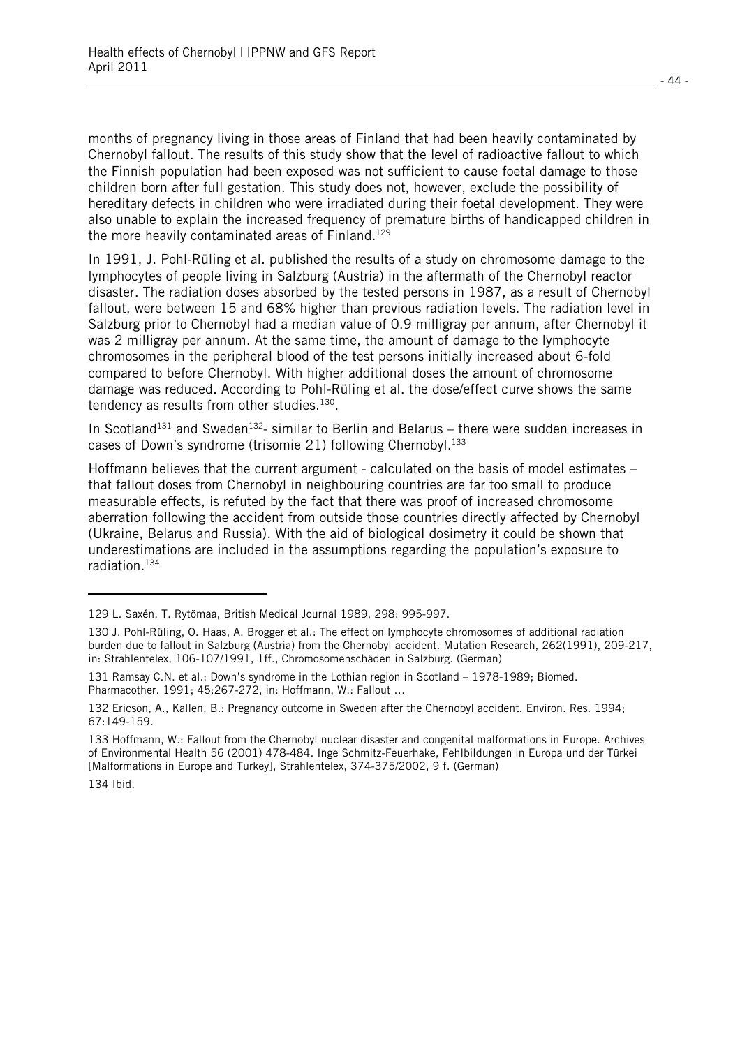months of pregnancy living in those areas of Finland that had been heavily contaminated by Chernobyl fallout. The results of this study show that the level of radioactive fallout to which the Finnish population had been exposed was not sufficient to cause foetal damage to those children born after full gestation. This study does not, however, exclude the possibility of hereditary defects in children who were irradiated during their foetal development. They were also unable to explain the increased frequency of premature births of handicapped children in the more heavily contaminated areas of Finland.[129]

In 1991, J. Pohl-Rüling et al. published the results of a study on chromosome damage to the lymphocytes of people living in Salzburg (Austria) in the aftermath of the Chernobyl reactor disaster. The radiation doses absorbed by the tested persons in 1987, as a result of Chernobyl fallout, were between 15 and 68% higher than previous radiation levels. The radiation level in Salzburg prior to Chernobyl had a median value of 0.9 milligray per annum, after Chernobyl it was 2 milligray per annum. At the same time, the amount of damage to the lymphocyte chromosomes in the peripheral blood of the test persons initially increased about 6-fold compared to before Chernobyl. With higher additional doses the amount of chromosome damage was reduced. According to Pohl-Rüling et al. the dose/effect curve shows the same tendency as results from other studies.[130].

In Scotland[131] and Sweden[132]- similar to Berlin and Belarus – there were sudden increases in cases of Down's syndrome (trisomie 21) following Chernobyl.[133]

Hoffmann believes that the current argument - calculated on the basis of model estimates – that fallout doses from Chernobyl in neighbouring countries are far too small to produce measurable effects, is refuted by the fact that there was proof of increased chromosome aberration following the accident from outside those countries directly affected by Chernobyl (Ukraine, Belarus and Russia). With the aid of biological dosimetry it could be shown that underestimations are included in the assumptions regarding the population's exposure to radiation.[134]

---

129 L. Saxén, T. Rytömaa, British Medical Journal 1989, 298: 995-997.

130 J. Pohl-Rüling, O. Haas, A. Brogger et al.: The effect on lymphocyte chromosomes of additional radiation burden due to fallout in Salzburg (Austria) from the Chernobyl accident. Mutation Research, 262(1991), 209-217, in: Strahlentelex, 106-107/1991, 1ff., Chromosomenschäden in Salzburg. (German)

131 Ramsay C.N. et al.: Down's syndrome in the Lothian region in Scotland – 1978-1989; Biomed. Pharmacother. 1991; 45:267-272, in: Hoffmann, W.: Fallout …

132 Ericson, A., Kallen, B.: Pregnancy outcome in Sweden after the Chernobyl accident. Environ. Res. 1994; 67:149-159.

133 Hoffmann, W.: Fallout from the Chernobyl nuclear disaster and congenital malformations in Europe. Archives of Environmental Health 56 (2001) 478-484. Inge Schmitz-Feuerhake, Fehlbildungen in Europa und der Türkei [Malformations in Europe and Turkey], Strahlentelex, 374-375/2002, 9 f. (German)

134 Ibid.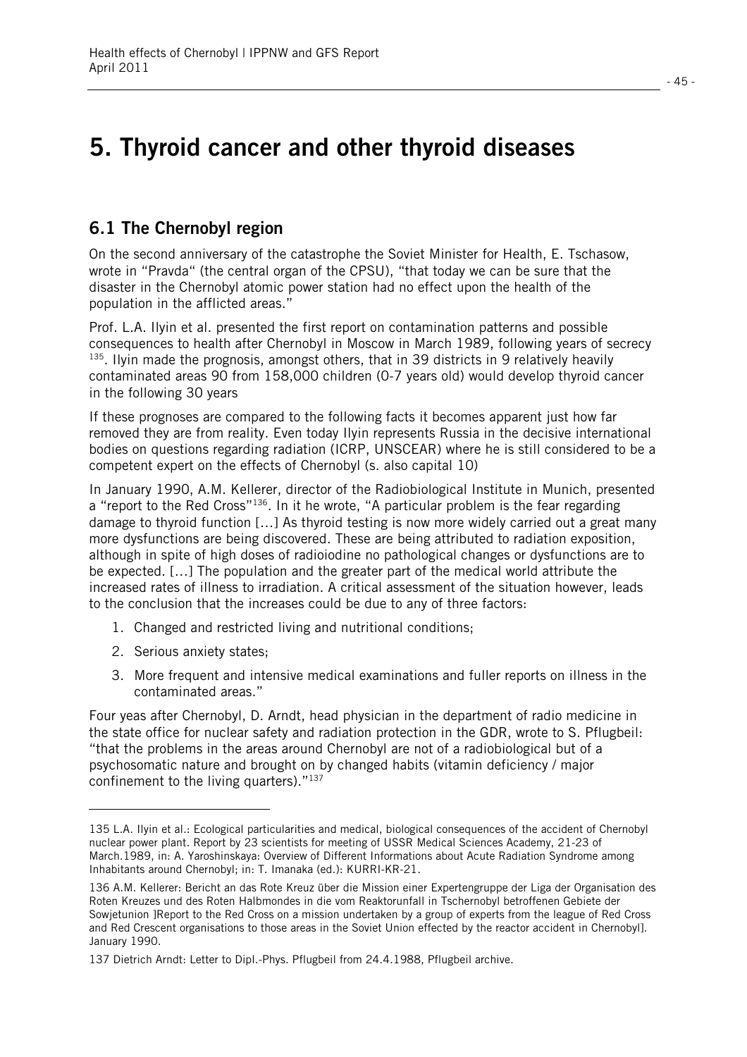# 5. Thyroid cancer and other thyroid diseases

## 6.1 The Chernobyl region

On the second anniversary of the catastrophe the Soviet Minister for Health, E. Tschasow, wrote in "Pravda" (the central organ of the CPSU), "that today we can be sure that the disaster in the Chernobyl atomic power station had no effect upon the health of the population in the afflicted areas."

Prof. L.A. Ilyin et al. presented the first report on contamination patterns and possible consequences to health after Chernobyl in Moscow in March 1989, following years of secrecy [135]. Ilyin made the prognosis, amongst others, that in 39 districts in 9 relatively heavily contaminated areas 90 from 158,000 children (0-7 years old) would develop thyroid cancer in the following 30 years

If these prognoses are compared to the following facts it becomes apparent just how far removed they are from reality. Even today Ilyin represents Russia in the decisive international bodies on questions regarding radiation (ICRP, UNSCEAR) where he is still considered to be a competent expert on the effects of Chernobyl (s. also capital 10)

In January 1990, A.M. Kellerer, director of the Radiobiological Institute in Munich, presented a "report to the Red Cross"[136]. In it he wrote, "A particular problem is the fear regarding damage to thyroid function [...] As thyroid testing is now more widely carried out a great many more dysfunctions are being discovered. These are being attributed to radiation exposition, although in spite of high doses of radioiodine no pathological changes or dysfunctions are to be expected. [...] The population and the greater part of the medical world attribute the increased rates of illness to irradiation. A critical assessment of the situation however, leads to the conclusion that the increases could be due to any of three factors:

1. Changed and restricted living and nutritional conditions;
2. Serious anxiety states;
3. More frequent and intensive medical examinations and fuller reports on illness in the contaminated areas."

Four yeas after Chernobyl, D. Arndt, head physician in the department of radio medicine in the state office for nuclear safety and radiation protection in the GDR, wrote to S. Pflugbeil: "that the problems in the areas around Chernobyl are not of a radiobiological but of a psychosomatic nature and brought on by changed habits (vitamin deficiency / major confinement to the living quarters)."[137]

---

135 L.A. Ilyin et al.: Ecological particularities and medical, biological consequences of the accident of Chernobyl nuclear power plant. Report by 23 scientists for meeting of USSR Medical Sciences Academy, 21-23 of March.1989, in: A. Yaroshinskaya: Overview of Different Informations about Acute Radiation Syndrome among Inhabitants around Chernobyl; in: T. Imanaka (ed.): KURRI-KR-21.

136 A.M. Kellerer: Bericht an das Rote Kreuz über die Mission einer Expertengruppe der Liga der Organisation des Roten Kreuzes und des Roten Halbmondes in die vom Reaktorunfall in Tschernobyl betroffenen Gebiete der Sowjetunion ]Report to the Red Cross on a mission undertaken by a group of experts from the league of Red Cross and Red Crescent organisations to those areas in the Soviet Union effected by the reactor accident in Chernobyl]. January 1990.

137 Dietrich Arndt: Letter to Dipl.-Phys. Pflugbeil from 24.4.1988, Pflugbeil archive.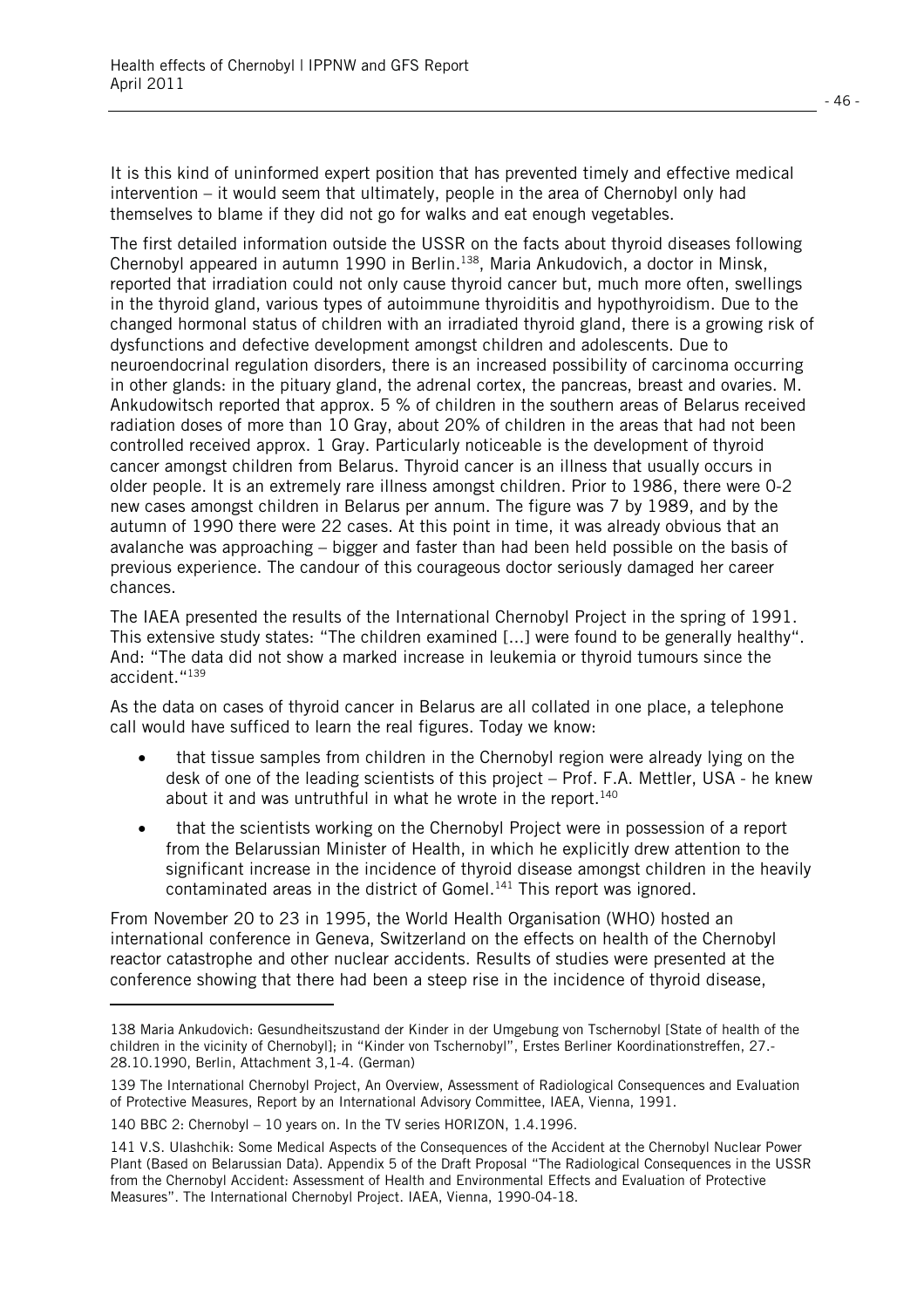It is this kind of uninformed expert position that has prevented timely and effective medical intervention – it would seem that ultimately, people in the area of Chernobyl only had themselves to blame if they did not go for walks and eat enough vegetables.

The first detailed information outside the USSR on the facts about thyroid diseases following Chernobyl appeared in autumn 1990 in Berlin.[138], Maria Ankudovich, a doctor in Minsk, reported that irradiation could not only cause thyroid cancer but, much more often, swellings in the thyroid gland, various types of autoimmune thyroiditis and hypothyroidism. Due to the changed hormonal status of children with an irradiated thyroid gland, there is a growing risk of dysfunctions and defective development amongst children and adolescents. Due to neuroendocrinal regulation disorders, there is an increased possibility of carcinoma occurring in other glands: in the pituary gland, the adrenal cortex, the pancreas, breast and ovaries. M. Ankudowitsch reported that approx. 5 % of children in the southern areas of Belarus received radiation doses of more than 10 Gray, about 20% of children in the areas that had not been controlled received approx. 1 Gray. Particularly noticeable is the development of thyroid cancer amongst children from Belarus. Thyroid cancer is an illness that usually occurs in older people. It is an extremely rare illness amongst children. Prior to 1986, there were 0-2 new cases amongst children in Belarus per annum. The figure was 7 by 1989, and by the autumn of 1990 there were 22 cases. At this point in time, it was already obvious that an avalanche was approaching – bigger and faster than had been held possible on the basis of previous experience. The candour of this courageous doctor seriously damaged her career chances.

The IAEA presented the results of the International Chernobyl Project in the spring of 1991. This extensive study states: "The children examined [...] were found to be generally healthy". And: "The data did not show a marked increase in leukemia or thyroid tumours since the accident."[139]

As the data on cases of thyroid cancer in Belarus are all collated in one place, a telephone call would have sufficed to learn the real figures. Today we know:

- that tissue samples from children in the Chernobyl region were already lying on the desk of one of the leading scientists of this project – Prof. F.A. Mettler, USA - he knew about it and was untruthful in what he wrote in the report.[140]
- that the scientists working on the Chernobyl Project were in possession of a report from the Belarussian Minister of Health, in which he explicitly drew attention to the significant increase in the incidence of thyroid disease amongst children in the heavily contaminated areas in the district of Gomel.[141] This report was ignored.

From November 20 to 23 in 1995, the World Health Organisation (WHO) hosted an international conference in Geneva, Switzerland on the effects on health of the Chernobyl reactor catastrophe and other nuclear accidents. Results of studies were presented at the conference showing that there had been a steep rise in the incidence of thyroid disease,

---

138 Maria Ankudovich: Gesundheitszustand der Kinder in der Umgebung von Tschernobyl [State of health of the children in the vicinity of Chernobyl]; in "Kinder von Tschernobyl", Erstes Berliner Koordinationstreffen, 27.-28.10.1990, Berlin, Attachment 3,1-4. (German)

139 The International Chernobyl Project, An Overview, Assessment of Radiological Consequences and Evaluation of Protective Measures, Report by an International Advisory Committee, IAEA, Vienna, 1991.

140 BBC 2: Chernobyl – 10 years on. In the TV series HORIZON, 1.4.1996.

141 V.S. Ulashchik: Some Medical Aspects of the Consequences of the Accident at the Chernobyl Nuclear Power Plant (Based on Belarussian Data). Appendix 5 of the Draft Proposal "The Radiological Consequences in the USSR from the Chernobyl Accident: Assessment of Health and Environmental Effects and Evaluation of Protective Measures". The International Chernobyl Project. IAEA, Vienna, 1990-04-18.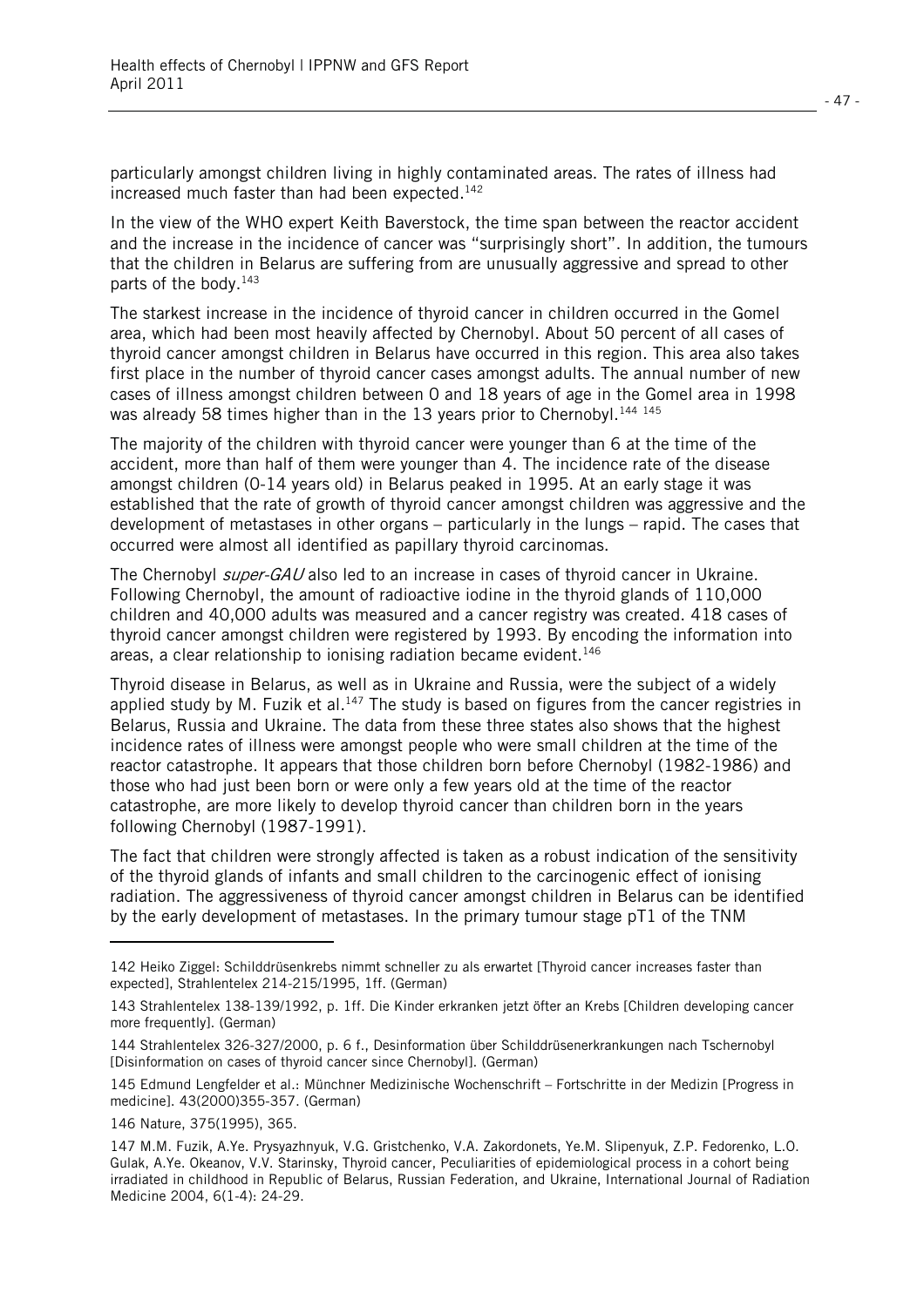particularly amongst children living in highly contaminated areas. The rates of illness had increased much faster than had been expected.[142]

In the view of the WHO expert Keith Baverstock, the time span between the reactor accident and the increase in the incidence of cancer was "surprisingly short". In addition, the tumours that the children in Belarus are suffering from are unusually aggressive and spread to other parts of the body.[143]

The starkest increase in the incidence of thyroid cancer in children occurred in the Gomel area, which had been most heavily affected by Chernobyl. About 50 percent of all cases of thyroid cancer amongst children in Belarus have occurred in this region. This area also takes first place in the number of thyroid cancer cases amongst adults. The annual number of new cases of illness amongst children between 0 and 18 years of age in the Gomel area in 1998 was already 58 times higher than in the 13 years prior to Chernobyl.[144] [145]

The majority of the children with thyroid cancer were younger than 6 at the time of the accident, more than half of them were younger than 4. The incidence rate of the disease amongst children (0-14 years old) in Belarus peaked in 1995. At an early stage it was established that the rate of growth of thyroid cancer amongst children was aggressive and the development of metastases in other organs – particularly in the lungs – rapid. The cases that occurred were almost all identified as papillary thyroid carcinomas.

The Chernobyl *super-GAU* also led to an increase in cases of thyroid cancer in Ukraine. Following Chernobyl, the amount of radioactive iodine in the thyroid glands of 110,000 children and 40,000 adults was measured and a cancer registry was created. 418 cases of thyroid cancer amongst children were registered by 1993. By encoding the information into areas, a clear relationship to ionising radiation became evident.[146]

Thyroid disease in Belarus, as well as in Ukraine and Russia, were the subject of a widely applied study by M. Fuzik et al.[147] The study is based on figures from the cancer registries in Belarus, Russia and Ukraine. The data from these three states also shows that the highest incidence rates of illness were amongst people who were small children at the time of the reactor catastrophe. It appears that those children born before Chernobyl (1982-1986) and those who had just been born or were only a few years old at the time of the reactor catastrophe, are more likely to develop thyroid cancer than children born in the years following Chernobyl (1987-1991).

The fact that children were strongly affected is taken as a robust indication of the sensitivity of the thyroid glands of infants and small children to the carcinogenic effect of ionising radiation. The aggressiveness of thyroid cancer amongst children in Belarus can be identified by the early development of metastases. In the primary tumour stage pT1 of the TNM

---

142 Heiko Ziggel: Schilddrüsenkrebs nimmt schneller zu als erwartet [Thyroid cancer increases faster than expected], Strahlentelex 214-215/1995, 1ff. (German)

143 Strahlentelex 138-139/1992, p. 1ff. Die Kinder erkranken jetzt öfter an Krebs [Children developing cancer more frequently]. (German)

144 Strahlentelex 326-327/2000, p. 6 f., Desinformation über Schilddrüsenerkrankungen nach Tschernobyl [Disinformation on cases of thyroid cancer since Chernobyl]. (German)

145 Edmund Lengfelder et al.: Münchner Medizinische Wochenschrift – Fortschritte in der Medizin [Progress in medicine]. 43(2000)355-357. (German)

146 Nature, 375(1995), 365.

147 M.M. Fuzik, A.Ye. Prysyazhnyuk, V.G. Gristchenko, V.A. Zakordonets, Ye.M. Slipenyuk, Z.P. Fedorenko, L.O. Gulak, A.Ye. Okeanov, V.V. Starinsky, Thyroid cancer, Peculiarities of epidemiological process in a cohort being irradiated in childhood in Republic of Belarus, Russian Federation, and Ukraine, International Journal of Radiation Medicine 2004, 6(1-4): 24-29.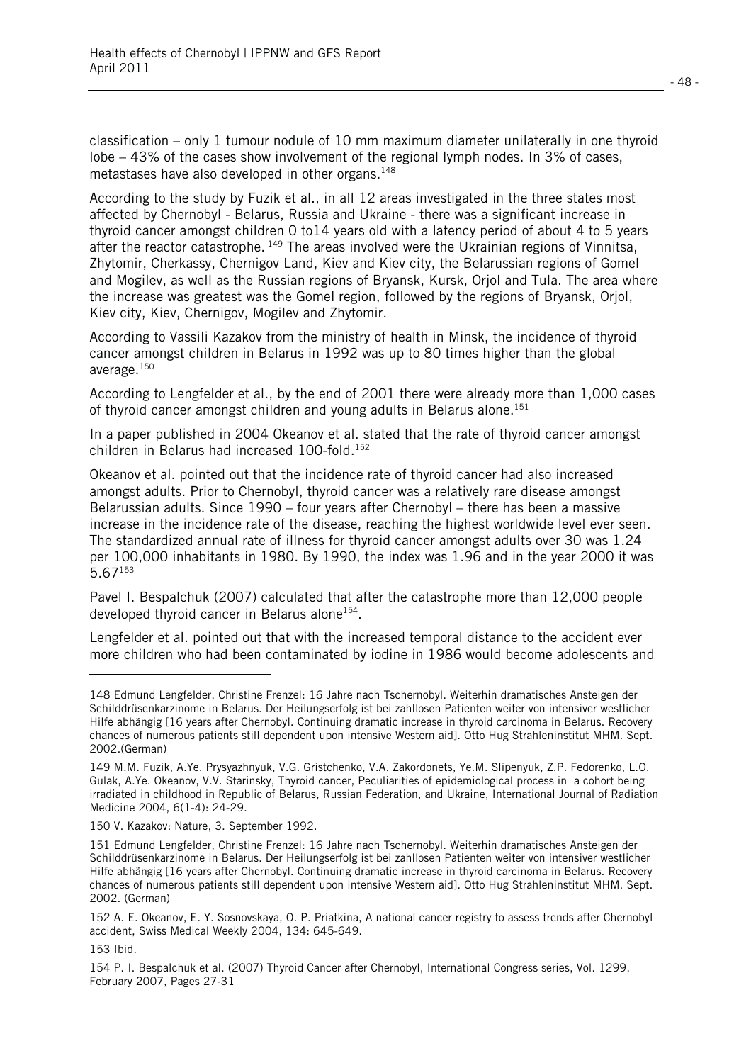classification – only 1 tumour nodule of 10 mm maximum diameter unilaterally in one thyroid lobe – 43% of the cases show involvement of the regional lymph nodes. In 3% of cases, metastases have also developed in other organs.[148]

According to the study by Fuzik et al., in all 12 areas investigated in the three states most affected by Chernobyl - Belarus, Russia and Ukraine - there was a significant increase in thyroid cancer amongst children 0 to14 years old with a latency period of about 4 to 5 years after the reactor catastrophe. [149] The areas involved were the Ukrainian regions of Vinnitsa, Zhytomir, Cherkassy, Chernigov Land, Kiev and Kiev city, the Belarussian regions of Gomel and Mogilev, as well as the Russian regions of Bryansk, Kursk, Orjol and Tula. The area where the increase was greatest was the Gomel region, followed by the regions of Bryansk, Orjol, Kiev city, Kiev, Chernigov, Mogilev and Zhytomir.

According to Vassili Kazakov from the ministry of health in Minsk, the incidence of thyroid cancer amongst children in Belarus in 1992 was up to 80 times higher than the global average.[150]

According to Lengfelder et al., by the end of 2001 there were already more than 1,000 cases of thyroid cancer amongst children and young adults in Belarus alone.[151]

In a paper published in 2004 Okeanov et al. stated that the rate of thyroid cancer amongst children in Belarus had increased 100-fold.[152]

Okeanov et al. pointed out that the incidence rate of thyroid cancer had also increased amongst adults. Prior to Chernobyl, thyroid cancer was a relatively rare disease amongst Belarussian adults. Since 1990 – four years after Chernobyl – there has been a massive increase in the incidence rate of the disease, reaching the highest worldwide level ever seen. The standardized annual rate of illness for thyroid cancer amongst adults over 30 was 1.24 per 100,000 inhabitants in 1980. By 1990, the index was 1.96 and in the year 2000 it was 5.67[153]

Pavel I. Bespalchuk (2007) calculated that after the catastrophe more than 12,000 people developed thyroid cancer in Belarus alone[154].

Lengfelder et al. pointed out that with the increased temporal distance to the accident ever more children who had been contaminated by iodine in 1986 would become adolescents and

---

148 Edmund Lengfelder, Christine Frenzel: 16 Jahre nach Tschernobyl. Weiterhin dramatisches Ansteigen der Schilddrüsenkarzinome in Belarus. Der Heilungserfolg ist bei zahllosen Patienten weiter von intensiver westlicher Hilfe abhängig [16 years after Chernobyl. Continuing dramatic increase in thyroid carcinoma in Belarus. Recovery chances of numerous patients still dependent upon intensive Western aid]. Otto Hug Strahleninstitut MHM. Sept. 2002.(German)

149 M.M. Fuzik, A.Ye. Prysyazhnyuk, V.G. Gristchenko, V.A. Zakordonets, Ye.M. Slipenyuk, Z.P. Fedorenko, L.O. Gulak, A.Ye. Okeanov, V.V. Starinsky, Thyroid cancer, Peculiarities of epidemiological process in a cohort being irradiated in childhood in Republic of Belarus, Russian Federation, and Ukraine, International Journal of Radiation Medicine 2004, 6(1-4): 24-29.

150 V. Kazakov: Nature, 3. September 1992.

151 Edmund Lengfelder, Christine Frenzel: 16 Jahre nach Tschernobyl. Weiterhin dramatisches Ansteigen der Schilddrüsenkarzinome in Belarus. Der Heilungserfolg ist bei zahllosen Patienten weiter von intensiver westlicher Hilfe abhängig [16 years after Chernobyl. Continuing dramatic increase in thyroid carcinoma in Belarus. Recovery chances of numerous patients still dependent upon intensive Western aid]. Otto Hug Strahleninstitut MHM. Sept. 2002. (German)

152 A. E. Okeanov, E. Y. Sosnovskaya, O. P. Priatkina, A national cancer registry to assess trends after Chernobyl accident, Swiss Medical Weekly 2004, 134: 645-649.

153 Ibid.

154 P. I. Bespalchuk et al. (2007) Thyroid Cancer after Chernobyl, International Congress series, Vol. 1299, February 2007, Pages 27-31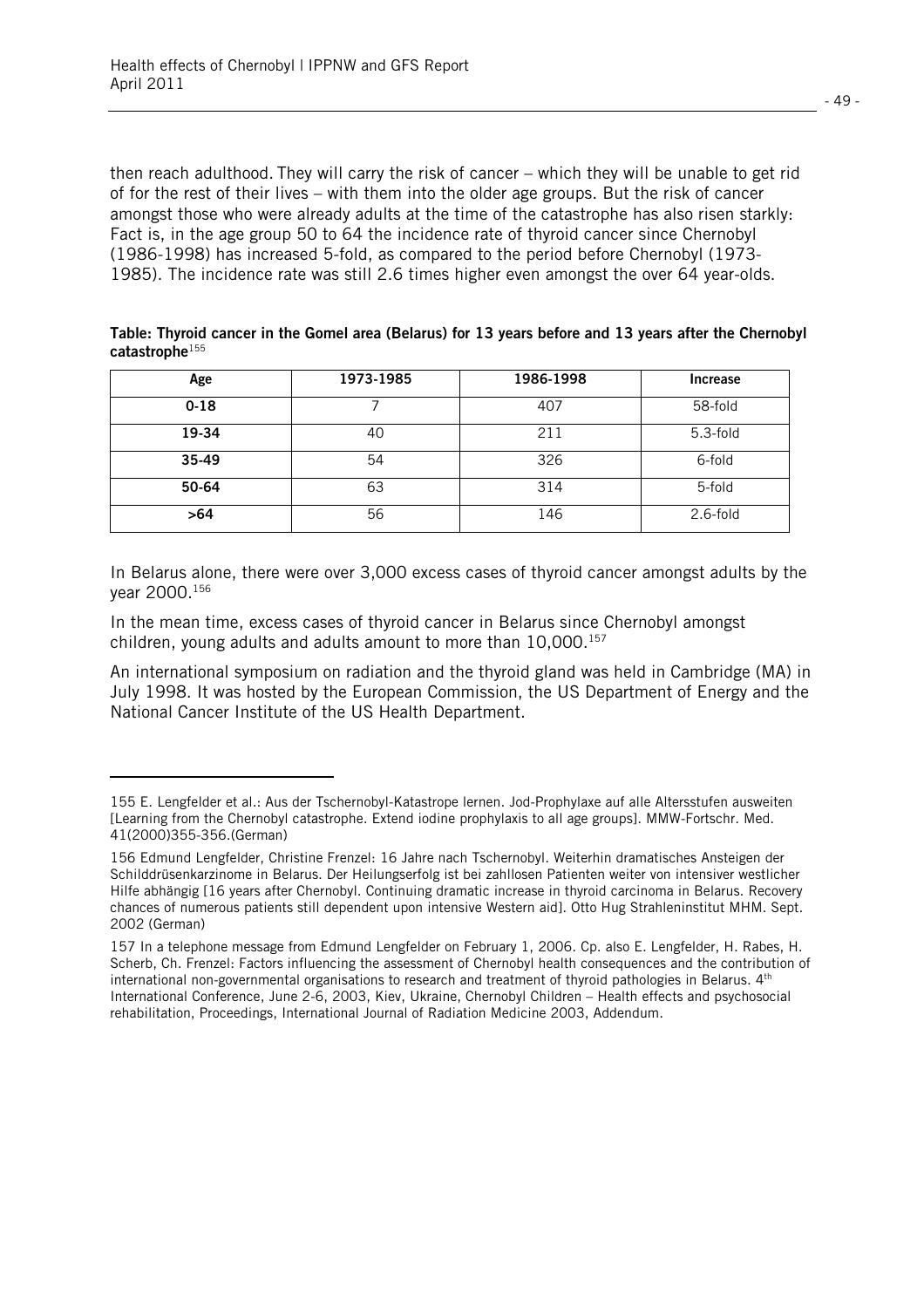then reach adulthood. They will carry the risk of cancer – which they will be unable to get rid of for the rest of their lives – with them into the older age groups. But the risk of cancer amongst those who were already adults at the time of the catastrophe has also risen starkly: Fact is, in the age group 50 to 64 the incidence rate of thyroid cancer since Chernobyl (1986-1998) has increased 5-fold, as compared to the period before Chernobyl (1973-1985). The incidence rate was still 2.6 times higher even amongst the over 64 year-olds.

**Table: Thyroid cancer in the Gomel area (Belarus) for 13 years before and 13 years after the Chernobyl catastrophe**[155]

| Age | 1973-1985 | 1986-1998 | Increase |
|---|---|---|---|
| **0-18** | 7 | 407 | 58-fold |
| **19-34** | 40 | 211 | 5.3-fold |
| **35-49** | 54 | 326 | 6-fold |
| **50-64** | 63 | 314 | 5-fold |
| **>64** | 56 | 146 | 2.6-fold |

In Belarus alone, there were over 3,000 excess cases of thyroid cancer amongst adults by the year 2000.[156]

In the mean time, excess cases of thyroid cancer in Belarus since Chernobyl amongst children, young adults and adults amount to more than 10,000.[157]

An international symposium on radiation and the thyroid gland was held in Cambridge (MA) in July 1998. It was hosted by the European Commission, the US Department of Energy and the National Cancer Institute of the US Health Department.

---

155 E. Lengfelder et al.: Aus der Tschernobyl-Katastrope lernen. Jod-Prophylaxe auf alle Altersstufen ausweiten [Learning from the Chernobyl catastrophe. Extend iodine prophylaxis to all age groups]. MMW-Fortschr. Med. 41(2000)355-356.(German)

156 Edmund Lengfelder, Christine Frenzel: 16 Jahre nach Tschernobyl. Weiterhin dramatisches Ansteigen der Schilddrüsenkarzinome in Belarus. Der Heilungserfolg ist bei zahllosen Patienten weiter von intensiver westlicher Hilfe abhängig [16 years after Chernobyl. Continuing dramatic increase in thyroid carcinoma in Belarus. Recovery chances of numerous patients still dependent upon intensive Western aid]. Otto Hug Strahleninstitut MHM. Sept. 2002 (German)

157 In a telephone message from Edmund Lengfelder on February 1, 2006. Cp. also E. Lengfelder, H. Rabes, H. Scherb, Ch. Frenzel: Factors influencing the assessment of Chernobyl health consequences and the contribution of international non-governmental organisations to research and treatment of thyroid pathologies in Belarus. 4th International Conference, June 2-6, 2003, Kiev, Ukraine, Chernobyl Children – Health effects and psychosocial rehabilitation, Proceedings, International Journal of Radiation Medicine 2003, Addendum.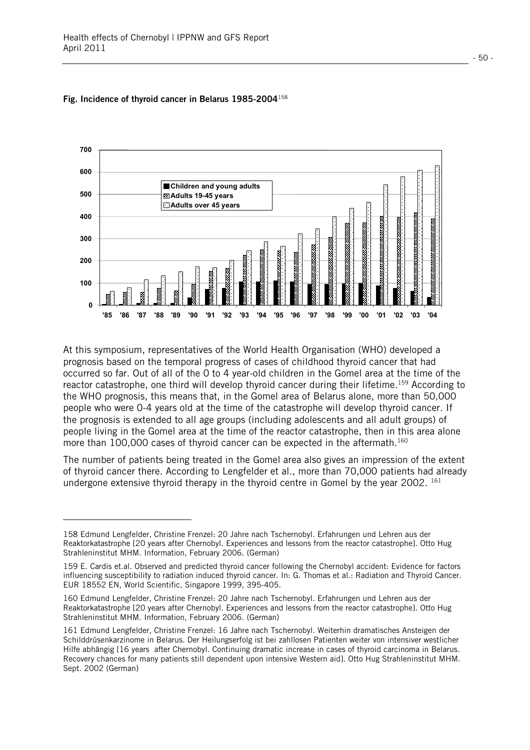**Fig. Incidence of thyroid cancer in Belarus 1985-2004**[158]

At this symposium, representatives of the World Health Organisation (WHO) developed a prognosis based on the temporal progress of cases of childhood thyroid cancer that had occurred so far. Out of all of the 0 to 4 year-old children in the Gomel area at the time of the reactor catastrophe, one third will develop thyroid cancer during their lifetime.[159] According to the WHO prognosis, this means that, in the Gomel area of Belarus alone, more than 50,000 people who were 0-4 years old at the time of the catastrophe will develop thyroid cancer. If the prognosis is extended to all age groups (including adolescents and all adult groups) of people living in the Gomel area at the time of the reactor catastrophe, then in this area alone more than 100,000 cases of thyroid cancer can be expected in the aftermath.[160]

The number of patients being treated in the Gomel area also gives an impression of the extent of thyroid cancer there. According to Lengfelder et al., more than 70,000 patients had already undergone extensive thyroid therapy in the thyroid centre in Gomel by the year 2002. [161]

---

158 Edmund Lengfelder, Christine Frenzel: 20 Jahre nach Tschernobyl. Erfahrungen und Lehren aus der Reaktorkatastrophe [20 years after Chernobyl. Experiences and lessons from the reactor catastrophe]. Otto Hug Strahleninstitut MHM. Information, February 2006. (German)

159 E. Cardis et.al. Observed and predicted thyroid cancer following the Chernobyl accident: Evidence for factors influencing susceptibility to radiation induced thyroid cancer. In: G. Thomas et al.: Radiation and Thyroid Cancer. EUR 18552 EN, World Scientific, Singapore 1999, 395-405.

160 Edmund Lengfelder, Christine Frenzel: 20 Jahre nach Tschernobyl. Erfahrungen und Lehren aus der Reaktorkatastrophe [20 years after Chernobyl. Experiences and lessons from the reactor catastrophe]. Otto Hug Strahleninstitut MHM. Information, February 2006. (German)

161 Edmund Lengfelder, Christine Frenzel: 16 Jahre nach Tschernobyl. Weiterhin dramatisches Ansteigen der Schilddrüsenkarzinome in Belarus. Der Heilungserfolg ist bei zahllosen Patienten weiter von intensiver westlicher Hilfe abhängig [16 years after Chernobyl. Continuing dramatic increase in cases of thyroid carcinoma in Belarus. Recovery chances for many patients still dependent upon intensive Western aid]. Otto Hug Strahleninstitut MHM. Sept. 2002 (German)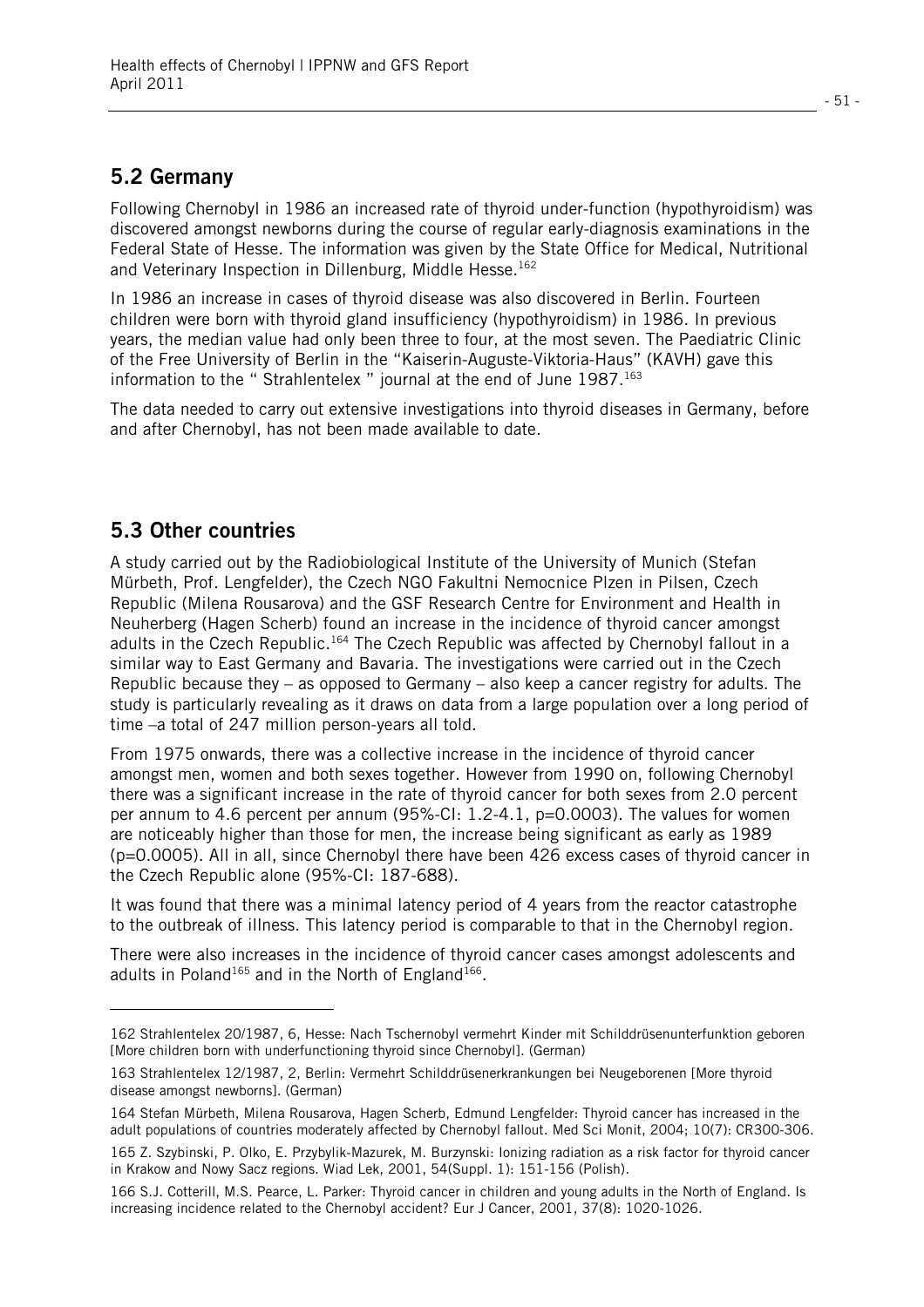## 5.2 Germany

Following Chernobyl in 1986 an increased rate of thyroid under-function (hypothyroidism) was discovered amongst newborns during the course of regular early-diagnosis examinations in the Federal State of Hesse. The information was given by the State Office for Medical, Nutritional and Veterinary Inspection in Dillenburg, Middle Hesse.[162]

In 1986 an increase in cases of thyroid disease was also discovered in Berlin. Fourteen children were born with thyroid gland insufficiency (hypothyroidism) in 1986. In previous years, the median value had only been three to four, at the most seven. The Paediatric Clinic of the Free University of Berlin in the "Kaiserin-Auguste-Viktoria-Haus" (KAVH) gave this information to the " Strahlentelex " journal at the end of June 1987.[163]

The data needed to carry out extensive investigations into thyroid diseases in Germany, before and after Chernobyl, has not been made available to date.

## 5.3 Other countries

A study carried out by the Radiobiological Institute of the University of Munich (Stefan Mürbeth, Prof. Lengfelder), the Czech NGO Fakultni Nemocnice Plzen in Pilsen, Czech Republic (Milena Rousarova) and the GSF Research Centre for Environment and Health in Neuherberg (Hagen Scherb) found an increase in the incidence of thyroid cancer amongst adults in the Czech Republic.[164] The Czech Republic was affected by Chernobyl fallout in a similar way to East Germany and Bavaria. The investigations were carried out in the Czech Republic because they – as opposed to Germany – also keep a cancer registry for adults. The study is particularly revealing as it draws on data from a large population over a long period of time –a total of 247 million person-years all told.

From 1975 onwards, there was a collective increase in the incidence of thyroid cancer amongst men, women and both sexes together. However from 1990 on, following Chernobyl there was a significant increase in the rate of thyroid cancer for both sexes from 2.0 percent per annum to 4.6 percent per annum (95%-CI: 1.2-4.1, $p=0.0003$). The values for women are noticeably higher than those for men, the increase being significant as early as 1989 ($p=0.0005$). All in all, since Chernobyl there have been 426 excess cases of thyroid cancer in the Czech Republic alone (95%-CI: 187-688).

It was found that there was a minimal latency period of 4 years from the reactor catastrophe to the outbreak of illness. This latency period is comparable to that in the Chernobyl region.

There were also increases in the incidence of thyroid cancer cases amongst adolescents and adults in Poland[165] and in the North of England[166].

---

162 Strahlentelex 20/1987, 6, Hesse: Nach Tschernobyl vermehrt Kinder mit Schilddrüsenunterfunktion geboren [More children born with underfunctioning thyroid since Chernobyl]. (German)

163 Strahlentelex 12/1987, 2, Berlin: Vermehrt Schilddrüsenerkrankungen bei Neugeborenen [More thyroid disease amongst newborns]. (German)

164 Stefan Mürbeth, Milena Rousarova, Hagen Scherb, Edmund Lengfelder: Thyroid cancer has increased in the adult populations of countries moderately affected by Chernobyl fallout. Med Sci Monit, 2004; 10(7): CR300-306.

165 Z. Szybinski, P. Olko, E. Przybylik-Mazurek, M. Burzynski: Ionizing radiation as a risk factor for thyroid cancer in Krakow and Nowy Sacz regions. Wiad Lek, 2001, 54(Suppl. 1): 151-156 (Polish).

166 S.J. Cotterill, M.S. Pearce, L. Parker: Thyroid cancer in children and young adults in the North of England. Is increasing incidence related to the Chernobyl accident? Eur J Cancer, 2001, 37(8): 1020-1026.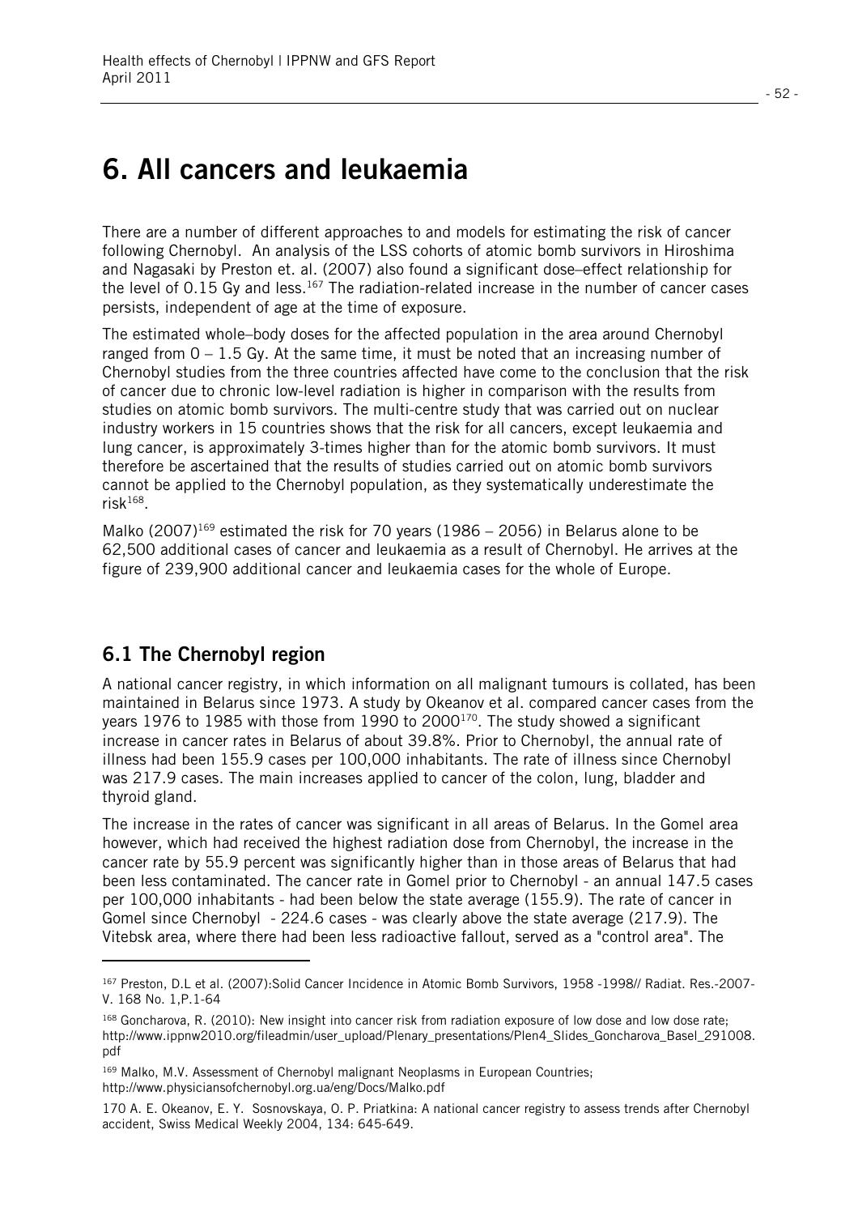# 6. All cancers and leukaemia

There are a number of different approaches to and models for estimating the risk of cancer following Chernobyl. An analysis of the LSS cohorts of atomic bomb survivors in Hiroshima and Nagasaki by Preston et. al. (2007) also found a significant dose–effect relationship for the level of 0.15 Gy and less.[167] The radiation-related increase in the number of cancer cases persists, independent of age at the time of exposure.

The estimated whole–body doses for the affected population in the area around Chernobyl ranged from 0 – 1.5 Gy. At the same time, it must be noted that an increasing number of Chernobyl studies from the three countries affected have come to the conclusion that the risk of cancer due to chronic low-level radiation is higher in comparison with the results from studies on atomic bomb survivors. The multi-centre study that was carried out on nuclear industry workers in 15 countries shows that the risk for all cancers, except leukaemia and lung cancer, is approximately 3-times higher than for the atomic bomb survivors. It must therefore be ascertained that the results of studies carried out on atomic bomb survivors cannot be applied to the Chernobyl population, as they systematically underestimate the risk[168].

Malko (2007)[169] estimated the risk for 70 years (1986 – 2056) in Belarus alone to be 62,500 additional cases of cancer and leukaemia as a result of Chernobyl. He arrives at the figure of 239,900 additional cancer and leukaemia cases for the whole of Europe.

## 6.1 The Chernobyl region

A national cancer registry, in which information on all malignant tumours is collated, has been maintained in Belarus since 1973. A study by Okeanov et al. compared cancer cases from the years 1976 to 1985 with those from 1990 to 2000[170]. The study showed a significant increase in cancer rates in Belarus of about 39.8%. Prior to Chernobyl, the annual rate of illness had been 155.9 cases per 100,000 inhabitants. The rate of illness since Chernobyl was 217.9 cases. The main increases applied to cancer of the colon, lung, bladder and thyroid gland.

The increase in the rates of cancer was significant in all areas of Belarus. In the Gomel area however, which had received the highest radiation dose from Chernobyl, the increase in the cancer rate by 55.9 percent was significantly higher than in those areas of Belarus that had been less contaminated. The cancer rate in Gomel prior to Chernobyl - an annual 147.5 cases per 100,000 inhabitants - had been below the state average (155.9). The rate of cancer in Gomel since Chernobyl - 224.6 cases - was clearly above the state average (217.9). The Vitebsk area, where there had been less radioactive fallout, served as a "control area". The

---

[167] Preston, D.L et al. (2007):Solid Cancer Incidence in Atomic Bomb Survivors, 1958 -1998// Radiat. Res.-2007-V. 168 No. 1,P.1-64

[168] Goncharova, R. (2010): New insight into cancer risk from radiation exposure of low dose and low dose rate; http://www.ippnw2010.org/fileadmin/user_upload/Plenary_presentations/Plen4_Slides_Goncharova_Basel_291008.pdf

[169] Malko, M.V. Assessment of Chernobyl malignant Neoplasms in European Countries; http://www.physiciansofchernobyl.org.ua/eng/Docs/Malko.pdf

170 A. E. Okeanov, E. Y. Sosnovskaya, O. P. Priatkina: A national cancer registry to assess trends after Chernobyl accident, Swiss Medical Weekly 2004, 134: 645-649.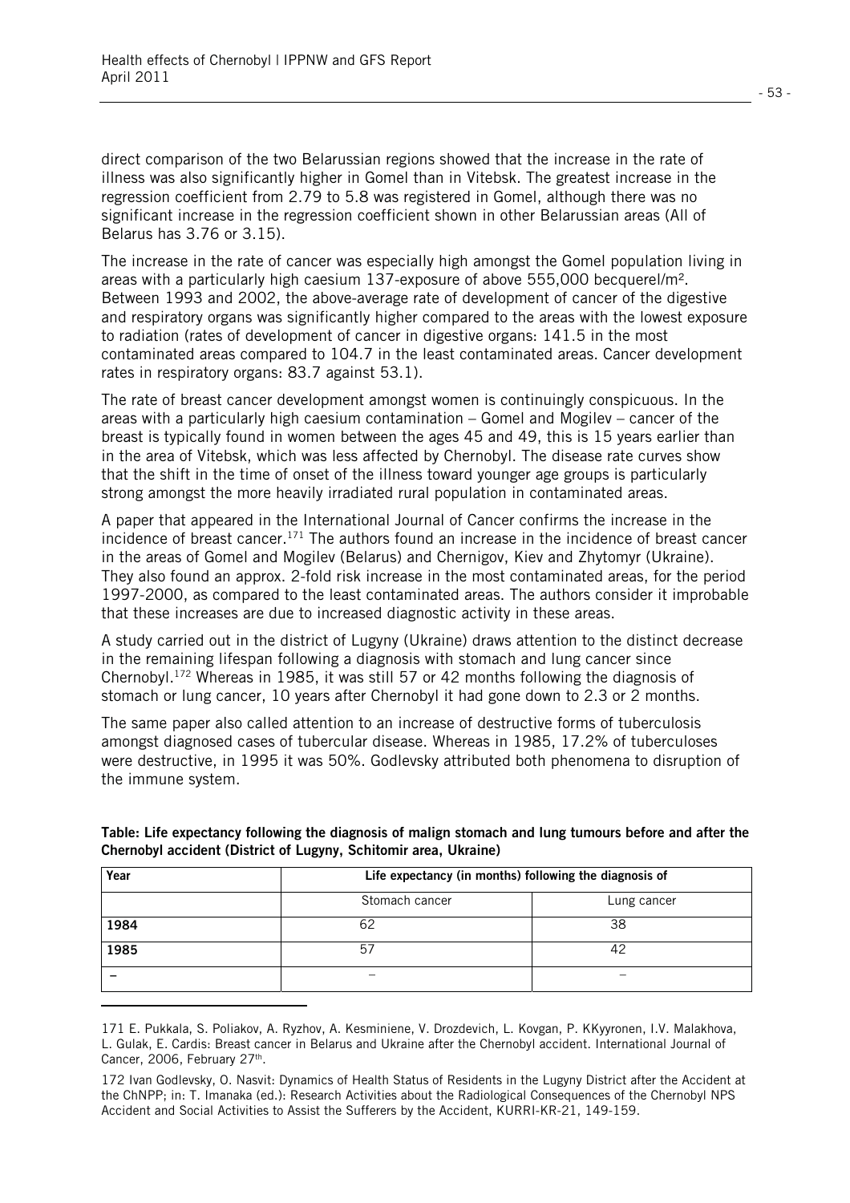direct comparison of the two Belarussian regions showed that the increase in the rate of illness was also significantly higher in Gomel than in Vitebsk. The greatest increase in the regression coefficient from 2.79 to 5.8 was registered in Gomel, although there was no significant increase in the regression coefficient shown in other Belarussian areas (All of Belarus has 3.76 or 3.15).

The increase in the rate of cancer was especially high amongst the Gomel population living in areas with a particularly high caesium 137-exposure of above 555,000 becquerel/m². Between 1993 and 2002, the above-average rate of development of cancer of the digestive and respiratory organs was significantly higher compared to the areas with the lowest exposure to radiation (rates of development of cancer in digestive organs: 141.5 in the most contaminated areas compared to 104.7 in the least contaminated areas. Cancer development rates in respiratory organs: 83.7 against 53.1).

The rate of breast cancer development amongst women is continuingly conspicuous. In the areas with a particularly high caesium contamination – Gomel and Mogilev – cancer of the breast is typically found in women between the ages 45 and 49, this is 15 years earlier than in the area of Vitebsk, which was less affected by Chernobyl. The disease rate curves show that the shift in the time of onset of the illness toward younger age groups is particularly strong amongst the more heavily irradiated rural population in contaminated areas.

A paper that appeared in the International Journal of Cancer confirms the increase in the incidence of breast cancer.[171] The authors found an increase in the incidence of breast cancer in the areas of Gomel and Mogilev (Belarus) and Chernigov, Kiev and Zhytomyr (Ukraine). They also found an approx. 2-fold risk increase in the most contaminated areas, for the period 1997-2000, as compared to the least contaminated areas. The authors consider it improbable that these increases are due to increased diagnostic activity in these areas.

A study carried out in the district of Lugyny (Ukraine) draws attention to the distinct decrease in the remaining lifespan following a diagnosis with stomach and lung cancer since Chernobyl.[172] Whereas in 1985, it was still 57 or 42 months following the diagnosis of stomach or lung cancer, 10 years after Chernobyl it had gone down to 2.3 or 2 months.

The same paper also called attention to an increase of destructive forms of tuberculosis amongst diagnosed cases of tubercular disease. Whereas in 1985, 17.2% of tuberculoses were destructive, in 1995 it was 50%. Godlevsky attributed both phenomena to disruption of the immune system.

**Table: Life expectancy following the diagnosis of malign stomach and lung tumours before and after the Chernobyl accident (District of Lugyny, Schitomir area, Ukraine)**

| Year | Life expectancy (in months) following the diagnosis of | |
|---|---|---|
| | Stomach cancer | Lung cancer |
| **1984** | 62 | 38 |
| **1985** | 57 | 42 |
| **–** | – | – |

171 E. Pukkala, S. Poliakov, A. Ryzhov, A. Kesminiene, V. Drozdevich, L. Kovgan, P. KKyyronen, I.V. Malakhova, L. Gulak, E. Cardis: Breast cancer in Belarus and Ukraine after the Chernobyl accident. International Journal of Cancer, 2006, February 27th.

172 Ivan Godlevsky, O. Nasvit: Dynamics of Health Status of Residents in the Lugyny District after the Accident at the ChNPP; in: T. Imanaka (ed.): Research Activities about the Radiological Consequences of the Chernobyl NPS Accident and Social Activities to Assist the Sufferers by the Accident, KURRI-KR-21, 149-159.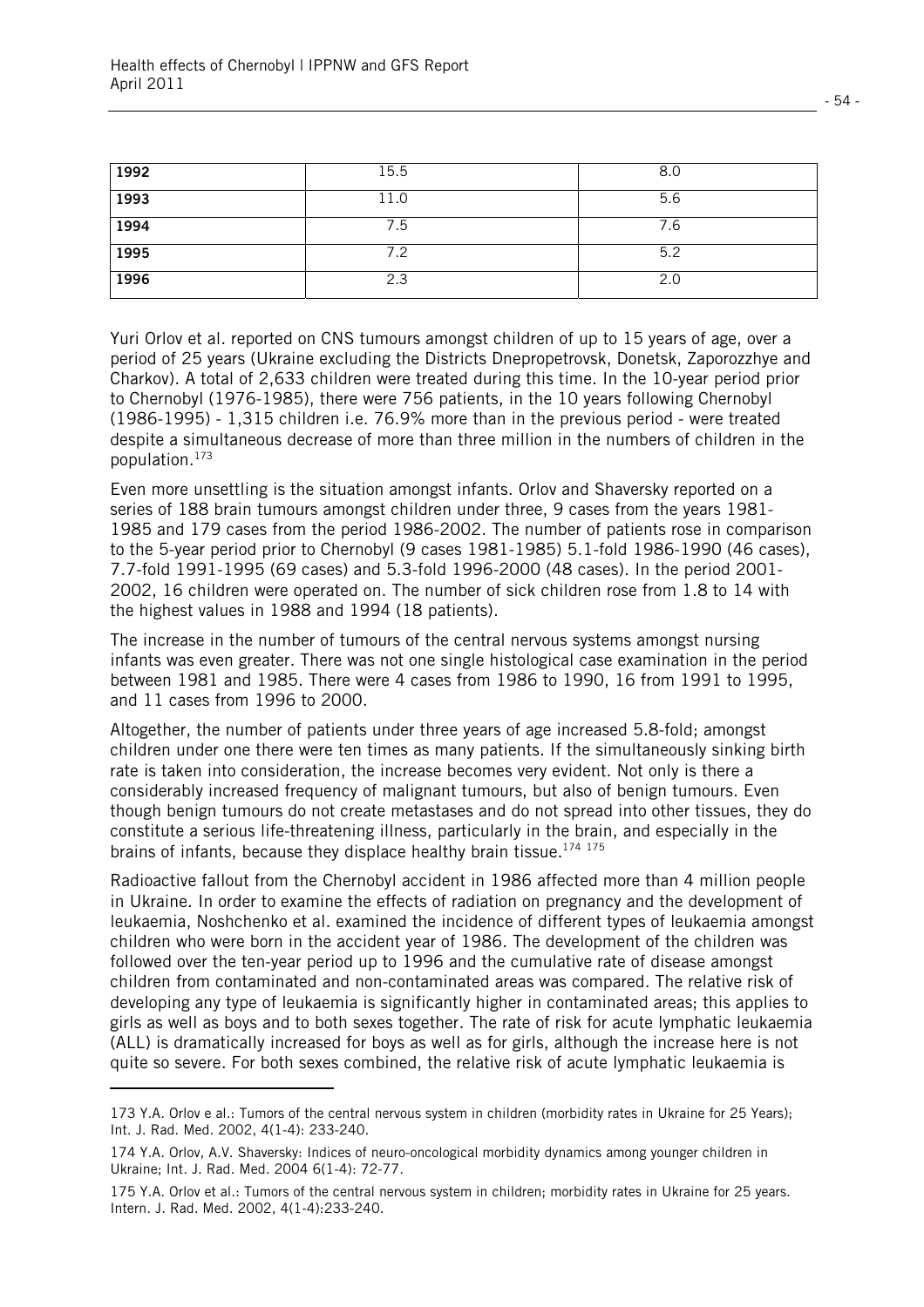| | | |
|---|---|---|
| **1992** | 15.5 | 8.0 |
| **1993** | 11.0 | 5.6 |
| **1994** | 7.5 | 7.6 |
| **1995** | 7.2 | 5.2 |
| **1996** | 2.3 | 2.0 |

Yuri Orlov et al. reported on CNS tumours amongst children of up to 15 years of age, over a period of 25 years (Ukraine excluding the Districts Dnepropetrovsk, Donetsk, Zaporozzhye and Charkov). A total of 2,633 children were treated during this time. In the 10-year period prior to Chernobyl (1976-1985), there were 756 patients, in the 10 years following Chernobyl (1986-1995) - 1,315 children i.e. 76.9% more than in the previous period - were treated despite a simultaneous decrease of more than three million in the numbers of children in the population.[173]

Even more unsettling is the situation amongst infants. Orlov and Shaversky reported on a series of 188 brain tumours amongst children under three, 9 cases from the years 1981-1985 and 179 cases from the period 1986-2002. The number of patients rose in comparison to the 5-year period prior to Chernobyl (9 cases 1981-1985) 5.1-fold 1986-1990 (46 cases), 7.7-fold 1991-1995 (69 cases) and 5.3-fold 1996-2000 (48 cases). In the period 2001-2002, 16 children were operated on. The number of sick children rose from 1.8 to 14 with the highest values in 1988 and 1994 (18 patients).

The increase in the number of tumours of the central nervous systems amongst nursing infants was even greater. There was not one single histological case examination in the period between 1981 and 1985. There were 4 cases from 1986 to 1990, 16 from 1991 to 1995, and 11 cases from 1996 to 2000.

Altogether, the number of patients under three years of age increased 5.8-fold; amongst children under one there were ten times as many patients. If the simultaneously sinking birth rate is taken into consideration, the increase becomes very evident. Not only is there a considerably increased frequency of malignant tumours, but also of benign tumours. Even though benign tumours do not create metastases and do not spread into other tissues, they do constitute a serious life-threatening illness, particularly in the brain, and especially in the brains of infants, because they displace healthy brain tissue.[174] [175]

Radioactive fallout from the Chernobyl accident in 1986 affected more than 4 million people in Ukraine. In order to examine the effects of radiation on pregnancy and the development of leukaemia, Noshchenko et al. examined the incidence of different types of leukaemia amongst children who were born in the accident year of 1986. The development of the children was followed over the ten-year period up to 1996 and the cumulative rate of disease amongst children from contaminated and non-contaminated areas was compared. The relative risk of developing any type of leukaemia is significantly higher in contaminated areas; this applies to girls as well as boys and to both sexes together. The rate of risk for acute lymphatic leukaemia (ALL) is dramatically increased for boys as well as for girls, although the increase here is not quite so severe. For both sexes combined, the relative risk of acute lymphatic leukaemia is

---

173 Y.A. Orlov e al.: Tumors of the central nervous system in children (morbidity rates in Ukraine for 25 Years); Int. J. Rad. Med. 2002, 4(1-4): 233-240.

174 Y.A. Orlov, A.V. Shaversky: Indices of neuro-oncological morbidity dynamics among younger children in Ukraine; Int. J. Rad. Med. 2004 6(1-4): 72-77.

175 Y.A. Orlov et al.: Tumors of the central nervous system in children; morbidity rates in Ukraine for 25 years. Intern. J. Rad. Med. 2002, 4(1-4):233-240.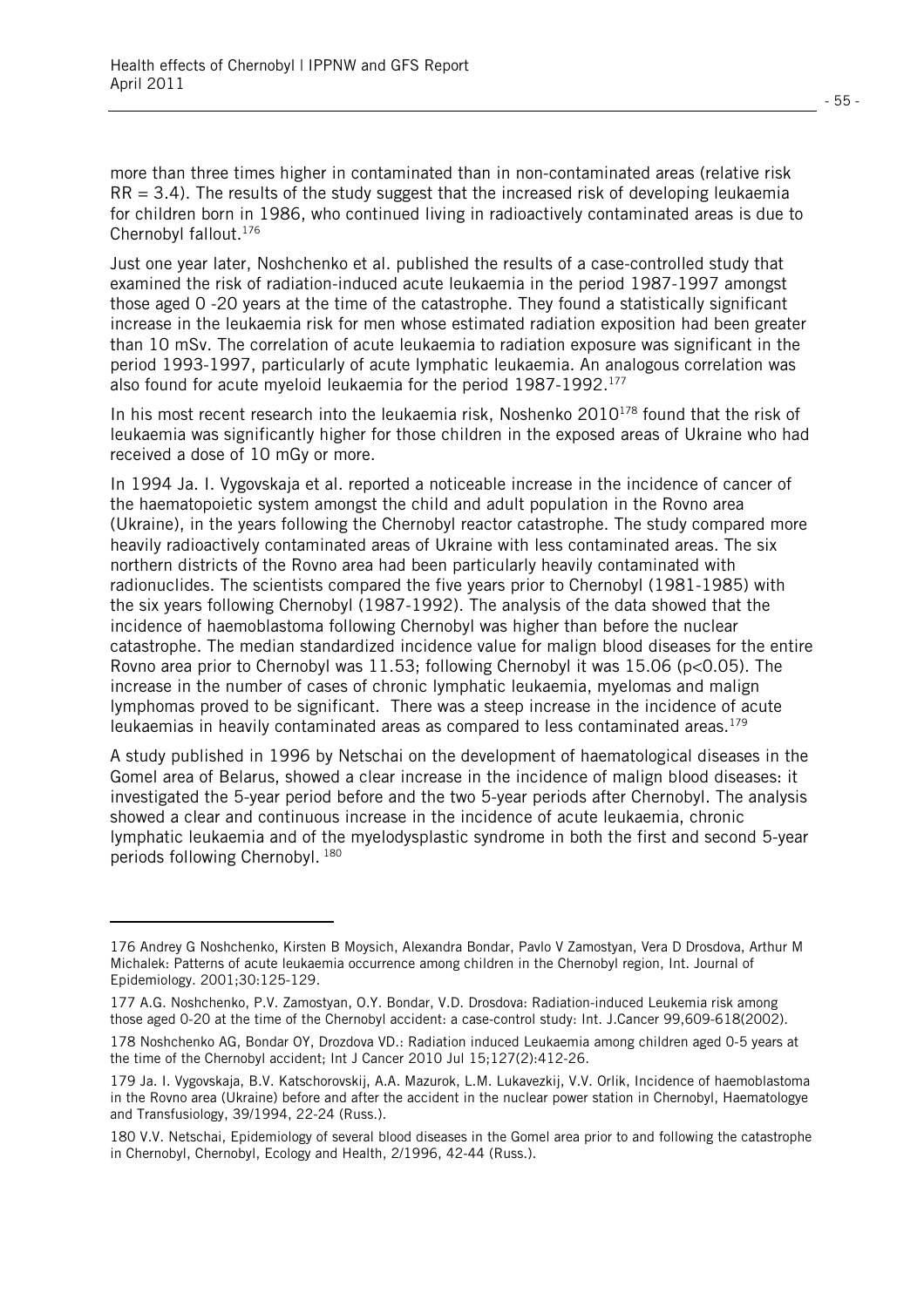more than three times higher in contaminated than in non-contaminated areas (relative risk RR = 3.4). The results of the study suggest that the increased risk of developing leukaemia for children born in 1986, who continued living in radioactively contaminated areas is due to Chernobyl fallout.[176]

Just one year later, Noshchenko et al. published the results of a case-controlled study that examined the risk of radiation-induced acute leukaemia in the period 1987-1997 amongst those aged 0 -20 years at the time of the catastrophe. They found a statistically significant increase in the leukaemia risk for men whose estimated radiation exposition had been greater than 10 mSv. The correlation of acute leukaemia to radiation exposure was significant in the period 1993-1997, particularly of acute lymphatic leukaemia. An analogous correlation was also found for acute myeloid leukaemia for the period 1987-1992.[177]

In his most recent research into the leukaemia risk, Noshenko 2010[178] found that the risk of leukaemia was significantly higher for those children in the exposed areas of Ukraine who had received a dose of 10 mGy or more.

In 1994 Ja. I. Vygovskaja et al. reported a noticeable increase in the incidence of cancer of the haematopoietic system amongst the child and adult population in the Rovno area (Ukraine), in the years following the Chernobyl reactor catastrophe. The study compared more heavily radioactively contaminated areas of Ukraine with less contaminated areas. The six northern districts of the Rovno area had been particularly heavily contaminated with radionuclides. The scientists compared the five years prior to Chernobyl (1981-1985) with the six years following Chernobyl (1987-1992). The analysis of the data showed that the incidence of haemoblastoma following Chernobyl was higher than before the nuclear catastrophe. The median standardized incidence value for malign blood diseases for the entire Rovno area prior to Chernobyl was 11.53; following Chernobyl it was 15.06 ($p<0.05$). The increase in the number of cases of chronic lymphatic leukaemia, myelomas and malign lymphomas proved to be significant. There was a steep increase in the incidence of acute leukaemias in heavily contaminated areas as compared to less contaminated areas.[179]

A study published in 1996 by Netschai on the development of haematological diseases in the Gomel area of Belarus, showed a clear increase in the incidence of malign blood diseases: it investigated the 5-year period before and the two 5-year periods after Chernobyl. The analysis showed a clear and continuous increase in the incidence of acute leukaemia, chronic lymphatic leukaemia and of the myelodysplastic syndrome in both the first and second 5-year periods following Chernobyl. [180]

---

176 Andrey G Noshchenko, Kirsten B Moysich, Alexandra Bondar, Pavlo V Zamostyan, Vera D Drosdova, Arthur M Michalek: Patterns of acute leukaemia occurrence among children in the Chernobyl region, Int. Journal of Epidemiology. 2001;30:125-129.

177 A.G. Noshchenko, P.V. Zamostyan, O.Y. Bondar, V.D. Drosdova: Radiation-induced Leukemia risk among those aged 0-20 at the time of the Chernobyl accident: a case-control study: Int. J.Cancer 99,609-618(2002).

178 Noshchenko AG, Bondar OY, Drozdova VD.: Radiation induced Leukaemia among children aged 0-5 years at the time of the Chernobyl accident; Int J Cancer 2010 Jul 15;127(2):412-26.

179 Ja. I. Vygovskaja, B.V. Katschorovskij, A.A. Mazurok, L.M. Lukavezkij, V.V. Orlik, Incidence of haemoblastoma in the Rovno area (Ukraine) before and after the accident in the nuclear power station in Chernobyl, Haematologye and Transfusiology, 39/1994, 22-24 (Russ.).

180 V.V. Netschai, Epidemiology of several blood diseases in the Gomel area prior to and following the catastrophe in Chernobyl, Chernobyl, Ecology and Health, 2/1996, 42-44 (Russ.).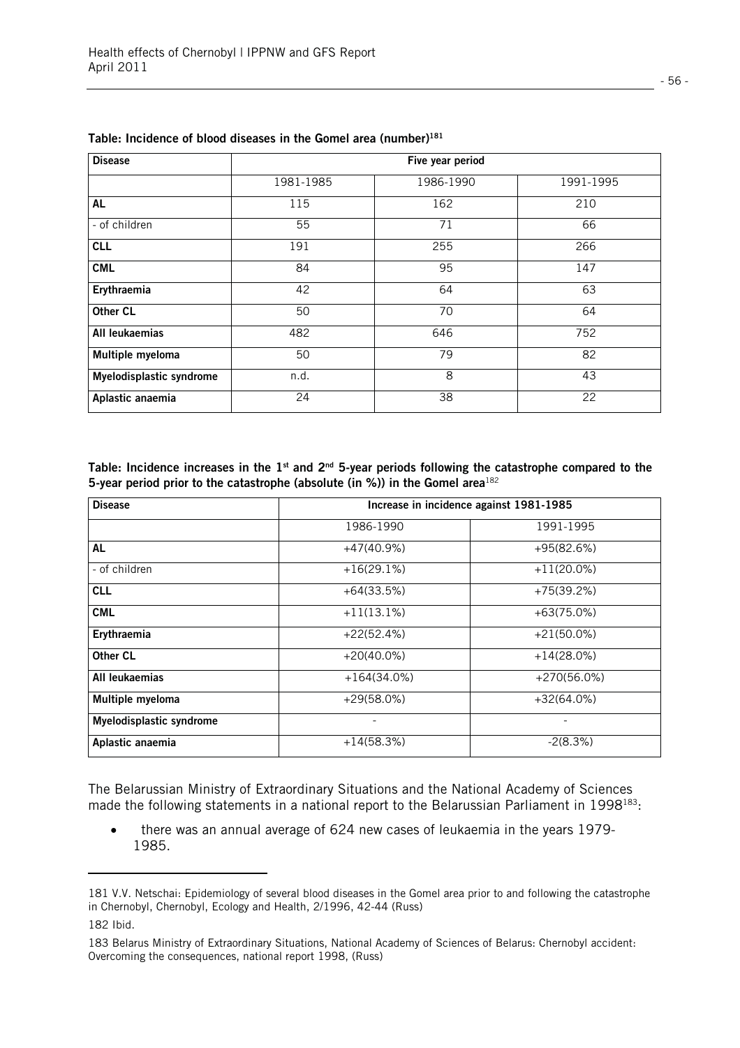**Table: Incidence of blood diseases in the Gomel area (number)[181]**

| Disease | Five year period | | |
|---|---|---|---|
| | 1981-1985 | 1986-1990 | 1991-1995 |
| **AL** | 115 | 162 | 210 |
| - of children | 55 | 71 | 66 |
| **CLL** | 191 | 255 | 266 |
| **CML** | 84 | 95 | 147 |
| **Erythraemia** | 42 | 64 | 63 |
| **Other CL** | 50 | 70 | 64 |
| **All leukaemias** | 482 | 646 | 752 |
| **Multiple myeloma** | 50 | 79 | 82 |
| **Myelodisplastic syndrome** | n.d. | 8 | 43 |
| **Aplastic anaemia** | 24 | 38 | 22 |

**Table: Incidence increases in the 1st and 2nd 5-year periods following the catastrophe compared to the 5-year period prior to the catastrophe (absolute (in %)) in the Gomel area**[182]

| Disease | Increase in incidence against 1981-1985 | |
|---|---|---|
| | 1986-1990 | 1991-1995 |
| **AL** | +47(40.9%) | +95(82.6%) |
| - of children | +16(29.1%) | +11(20.0%) |
| **CLL** | +64(33.5%) | +75(39.2%) |
| **CML** | +11(13.1%) | +63(75.0%) |
| **Erythraemia** | +22(52.4%) | +21(50.0%) |
| **Other CL** | +20(40.0%) | +14(28.0%) |
| **All leukaemias** | +164(34.0%) | +270(56.0%) |
| **Multiple myeloma** | +29(58.0%) | +32(64.0%) |
| **Myelodisplastic syndrome** | - | - |
| **Aplastic anaemia** | +14(58.3%) | -2(8.3%) |

The Belarussian Ministry of Extraordinary Situations and the National Academy of Sciences made the following statements in a national report to the Belarussian Parliament in 1998[183]:

- there was an annual average of 624 new cases of leukaemia in the years 1979-1985.

---

181 V.V. Netschai: Epidemiology of several blood diseases in the Gomel area prior to and following the catastrophe in Chernobyl, Chernobyl, Ecology and Health, 2/1996, 42-44 (Russ)

182 Ibid.

183 Belarus Ministry of Extraordinary Situations, National Academy of Sciences of Belarus: Chernobyl accident: Overcoming the consequences, national report 1998, (Russ)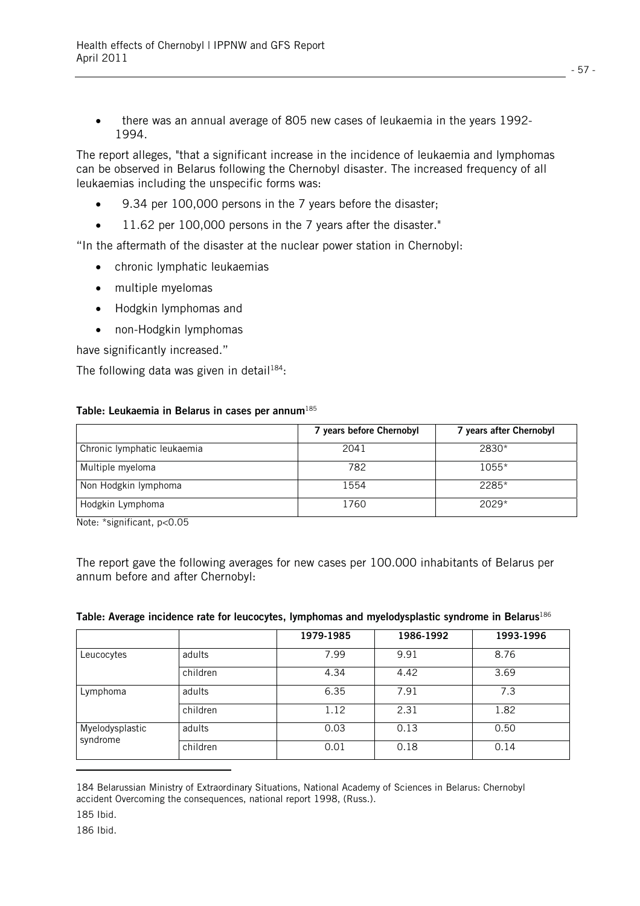- there was an annual average of 805 new cases of leukaemia in the years 1992-1994.

The report alleges, "that a significant increase in the incidence of leukaemia and lymphomas can be observed in Belarus following the Chernobyl disaster. The increased frequency of all leukaemias including the unspecific forms was:

- 9.34 per 100,000 persons in the 7 years before the disaster;
- 11.62 per 100,000 persons in the 7 years after the disaster."

"In the aftermath of the disaster at the nuclear power station in Chernobyl:

- chronic lymphatic leukaemias
- multiple myelomas
- Hodgkin lymphomas and
- non-Hodgkin lymphomas

have significantly increased."

The following data was given in detail[184]:

**Table: Leukaemia in Belarus in cases per annum**[185]

| | 7 years before Chernobyl | 7 years after Chernobyl |
|---|---|---|
| Chronic lymphatic leukaemia | 2041 | 2830* |
| Multiple myeloma | 782 | 1055* |
| Non Hodgkin lymphoma | 1554 | 2285* |
| Hodgkin Lymphoma | 1760 | 2029* |

Note: *significant, $p<0.05$

The report gave the following averages for new cases per 100.000 inhabitants of Belarus per annum before and after Chernobyl:

**Table: Average incidence rate for leucocytes, lymphomas and myelodysplastic syndrome in Belarus**[186]

| | | 1979-1985 | 1986-1992 | 1993-1996 |
|---|---|---|---|---|
| Leucocytes | adults | 7.99 | 9.91 | 8.76 |
| | children | 4.34 | 4.42 | 3.69 |
| Lymphoma | adults | 6.35 | 7.91 | 7.3 |
| | children | 1.12 | 2.31 | 1.82 |
| Myelodysplastic syndrome | adults | 0.03 | 0.13 | 0.50 |
| | children | 0.01 | 0.18 | 0.14 |

184 Belarussian Ministry of Extraordinary Situations, National Academy of Sciences in Belarus: Chernobyl accident Overcoming the consequences, national report 1998, (Russ.).

185 Ibid.

186 Ibid.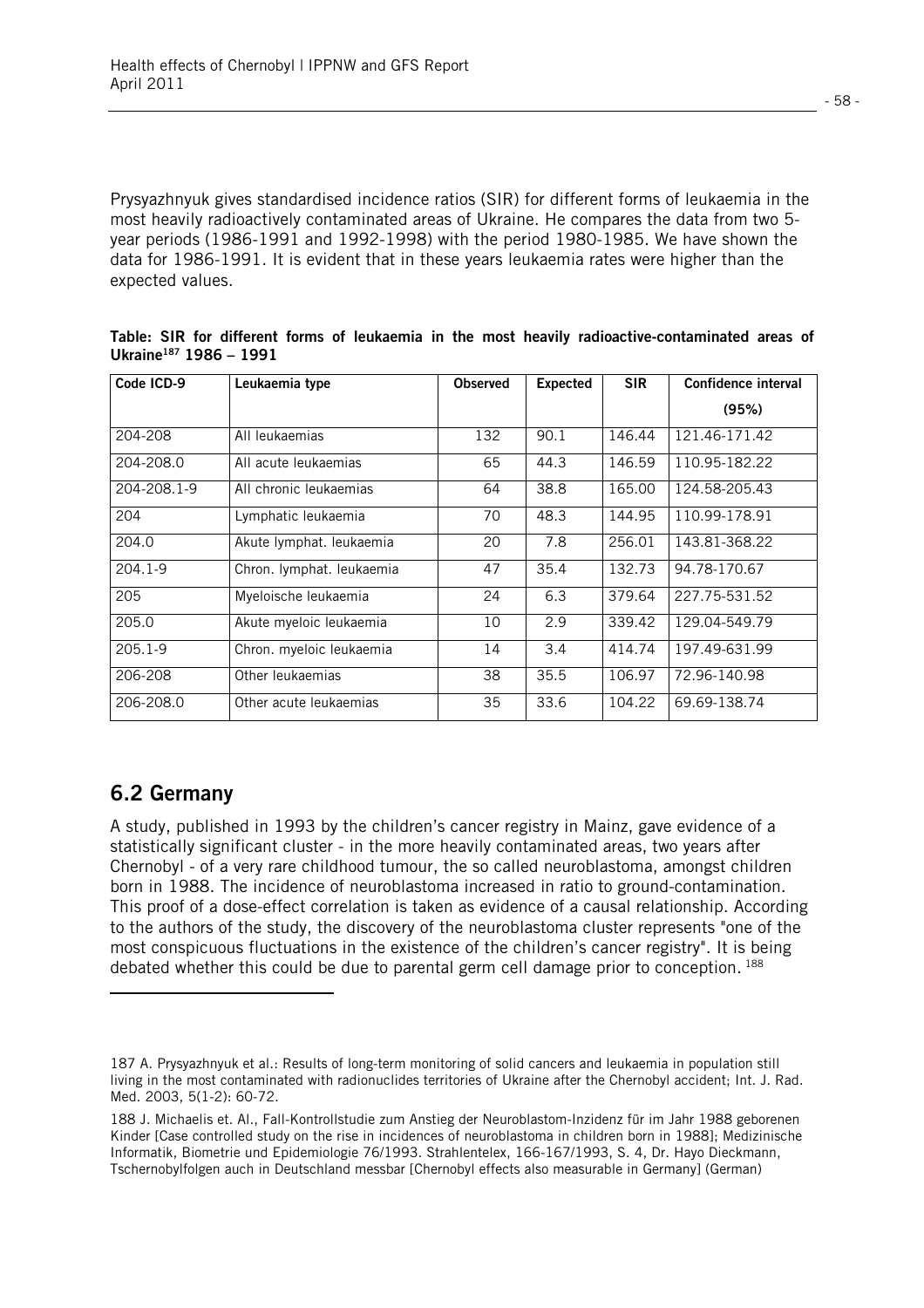Prysyazhnyuk gives standardised incidence ratios (SIR) for different forms of leukaemia in the most heavily radioactively contaminated areas of Ukraine. He compares the data from two 5-year periods (1986-1991 and 1992-1998) with the period 1980-1985. We have shown the data for 1986-1991. It is evident that in these years leukaemia rates were higher than the expected values.

**Table: SIR for different forms of leukaemia in the most heavily radioactive-contaminated areas of Ukraine[187] 1986 – 1991**

| Code ICD-9 | Leukaemia type | Observed | Expected | SIR | Confidence interval (95%) |
|---|---|---|---|---|---|
| 204-208 | All leukaemias | 132 | 90.1 | 146.44 | 121.46-171.42 |
| 204-208.0 | All acute leukaemias | 65 | 44.3 | 146.59 | 110.95-182.22 |
| 204-208.1-9 | All chronic leukaemias | 64 | 38.8 | 165.00 | 124.58-205.43 |
| 204 | Lymphatic leukaemia | 70 | 48.3 | 144.95 | 110.99-178.91 |
| 204.0 | Akute lymphat. leukaemia | 20 | 7.8 | 256.01 | 143.81-368.22 |
| 204.1-9 | Chron. lymphat. leukaemia | 47 | 35.4 | 132.73 | 94.78-170.67 |
| 205 | Myeloische leukaemia | 24 | 6.3 | 379.64 | 227.75-531.52 |
| 205.0 | Akute myeloic leukaemia | 10 | 2.9 | 339.42 | 129.04-549.79 |
| 205.1-9 | Chron. myeloic leukaemia | 14 | 3.4 | 414.74 | 197.49-631.99 |
| 206-208 | Other leukaemias | 38 | 35.5 | 106.97 | 72.96-140.98 |
| 206-208.0 | Other acute leukaemias | 35 | 33.6 | 104.22 | 69.69-138.74 |

## 6.2 Germany

A study, published in 1993 by the children's cancer registry in Mainz, gave evidence of a statistically significant cluster - in the more heavily contaminated areas, two years after Chernobyl - of a very rare childhood tumour, the so called neuroblastoma, amongst children born in 1988. The incidence of neuroblastoma increased in ratio to ground-contamination. This proof of a dose-effect correlation is taken as evidence of a causal relationship. According to the authors of the study, the discovery of the neuroblastoma cluster represents "one of the most conspicuous fluctuations in the existence of the children's cancer registry". It is being debated whether this could be due to parental germ cell damage prior to conception. [188]

---

187 A. Prysyazhnyuk et al.: Results of long-term monitoring of solid cancers and leukaemia in population still living in the most contaminated with radionuclides territories of Ukraine after the Chernobyl accident; Int. J. Rad. Med. 2003, 5(1-2): 60-72.

188 J. Michaelis et. Al., Fall-Kontrollstudie zum Anstieg der Neuroblastom-Inzidenz für im Jahr 1988 geborenen Kinder [Case controlled study on the rise in incidences of neuroblastoma in children born in 1988]; Medizinische Informatik, Biometrie und Epidemiologie 76/1993. Strahlentelex, 166-167/1993, S. 4, Dr. Hayo Dieckmann, Tschernobylfolgen auch in Deutschland messbar [Chernobyl effects also measurable in Germany] (German)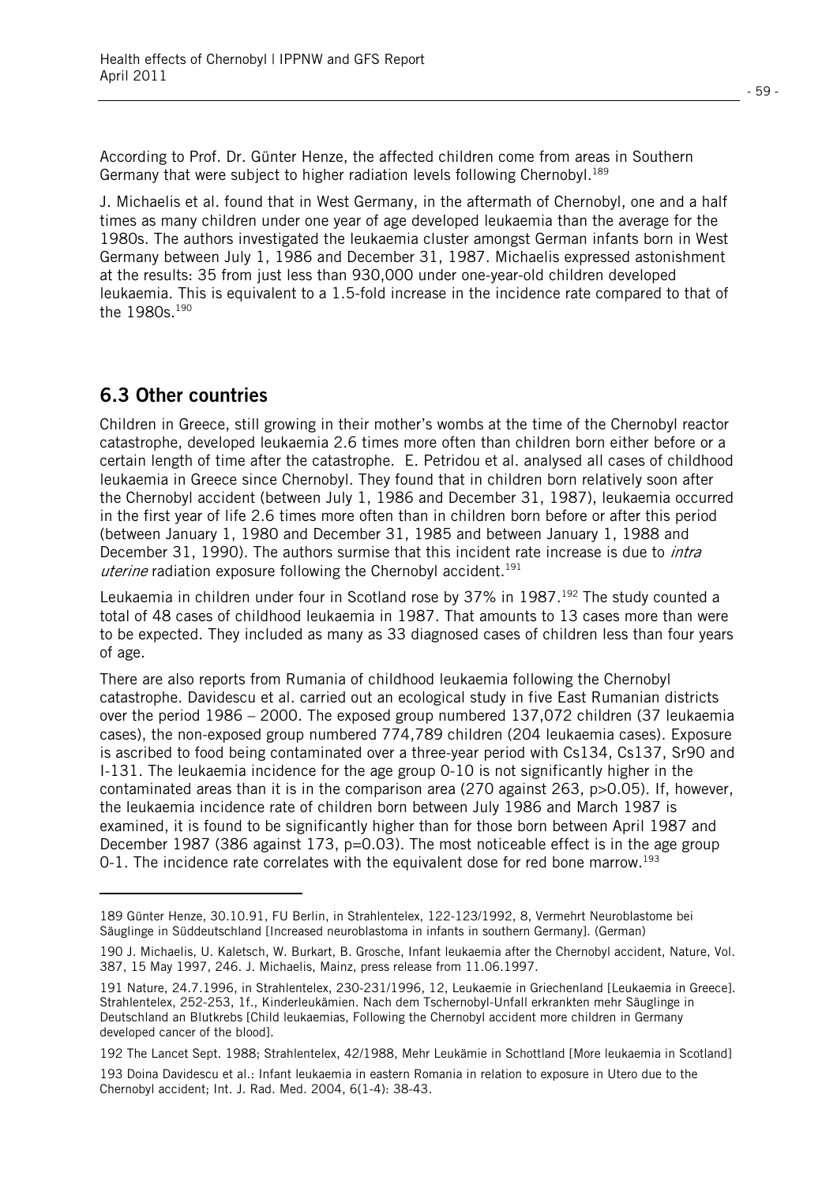According to Prof. Dr. Günter Henze, the affected children come from areas in Southern Germany that were subject to higher radiation levels following Chernobyl.[189]

J. Michaelis et al. found that in West Germany, in the aftermath of Chernobyl, one and a half times as many children under one year of age developed leukaemia than the average for the 1980s. The authors investigated the leukaemia cluster amongst German infants born in West Germany between July 1, 1986 and December 31, 1987. Michaelis expressed astonishment at the results: 35 from just less than 930,000 under one-year-old children developed leukaemia. This is equivalent to a 1.5-fold increase in the incidence rate compared to that of the 1980s.[190]

## 6.3 Other countries

Children in Greece, still growing in their mother's wombs at the time of the Chernobyl reactor catastrophe, developed leukaemia 2.6 times more often than children born either before or a certain length of time after the catastrophe. E. Petridou et al. analysed all cases of childhood leukaemia in Greece since Chernobyl. They found that in children born relatively soon after the Chernobyl accident (between July 1, 1986 and December 31, 1987), leukaemia occurred in the first year of life 2.6 times more often than in children born before or after this period (between January 1, 1980 and December 31, 1985 and between January 1, 1988 and December 31, 1990). The authors surmise that this incident rate increase is due to *intra uterine* radiation exposure following the Chernobyl accident.[191]

Leukaemia in children under four in Scotland rose by 37% in 1987.[192] The study counted a total of 48 cases of childhood leukaemia in 1987. That amounts to 13 cases more than were to be expected. They included as many as 33 diagnosed cases of children less than four years of age.

There are also reports from Rumania of childhood leukaemia following the Chernobyl catastrophe. Davidescu et al. carried out an ecological study in five East Rumanian districts over the period 1986 – 2000. The exposed group numbered 137,072 children (37 leukaemia cases), the non-exposed group numbered 774,789 children (204 leukaemia cases). Exposure is ascribed to food being contaminated over a three-year period with Cs134, Cs137, Sr90 and I-131. The leukaemia incidence for the age group 0-10 is not significantly higher in the contaminated areas than it is in the comparison area (270 against 263, $p>0.05$). If, however, the leukaemia incidence rate of children born between July 1986 and March 1987 is examined, it is found to be significantly higher than for those born between April 1987 and December 1987 (386 against 173, $p=0.03$). The most noticeable effect is in the age group 0-1. The incidence rate correlates with the equivalent dose for red bone marrow.[193]

---

189 Günter Henze, 30.10.91, FU Berlin, in Strahlentelex, 122-123/1992, 8, Vermehrt Neuroblastome bei Säuglinge in Süddeutschland [Increased neuroblastoma in infants in southern Germany]. (German)

190 J. Michaelis, U. Kaletsch, W. Burkart, B. Grosche, Infant leukaemia after the Chernobyl accident, Nature, Vol. 387, 15 May 1997, 246. J. Michaelis, Mainz, press release from 11.06.1997.

191 Nature, 24.7.1996, in Strahlentelex, 230-231/1996, 12, Leukaemie in Griechenland [Leukaemia in Greece]. Strahlentelex, 252-253, 1f., Kinderleukämien. Nach dem Tschernobyl-Unfall erkrankten mehr Säuglinge in Deutschland an Blutkrebs [Child leukaemias, Following the Chernobyl accident more children in Germany developed cancer of the blood].

192 The Lancet Sept. 1988; Strahlentelex, 42/1988, Mehr Leukämie in Schottland [More leukaemia in Scotland]

193 Doina Davidescu et al.: Infant leukaemia in eastern Romania in relation to exposure in Utero due to the Chernobyl accident; Int. J. Rad. Med. 2004, 6(1-4): 38-43.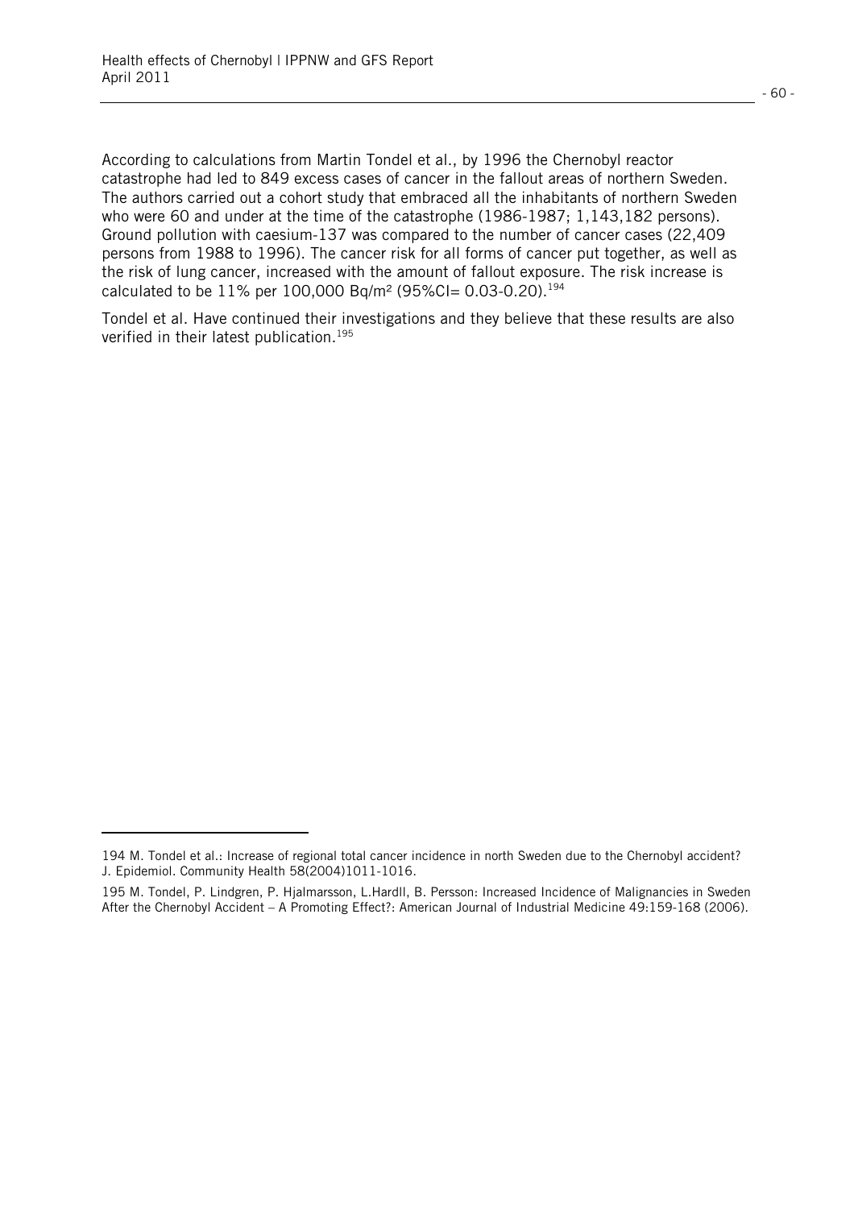According to calculations from Martin Tondel et al., by 1996 the Chernobyl reactor catastrophe had led to 849 excess cases of cancer in the fallout areas of northern Sweden. The authors carried out a cohort study that embraced all the inhabitants of northern Sweden who were 60 and under at the time of the catastrophe (1986-1987; 1,143,182 persons). Ground pollution with caesium-137 was compared to the number of cancer cases (22,409 persons from 1988 to 1996). The cancer risk for all forms of cancer put together, as well as the risk of lung cancer, increased with the amount of fallout exposure. The risk increase is calculated to be 11% per 100,000 Bq/m² (95%CI= 0.03-0.20).[194]

Tondel et al. Have continued their investigations and they believe that these results are also verified in their latest publication.[195]

---

194 M. Tondel et al.: Increase of regional total cancer incidence in north Sweden due to the Chernobyl accident? J. Epidemiol. Community Health 58(2004)1011-1016.

195 M. Tondel, P. Lindgren, P. Hjalmarsson, L.Hardll, B. Persson: Increased Incidence of Malignancies in Sweden After the Chernobyl Accident – A Promoting Effect?: American Journal of Industrial Medicine 49:159-168 (2006).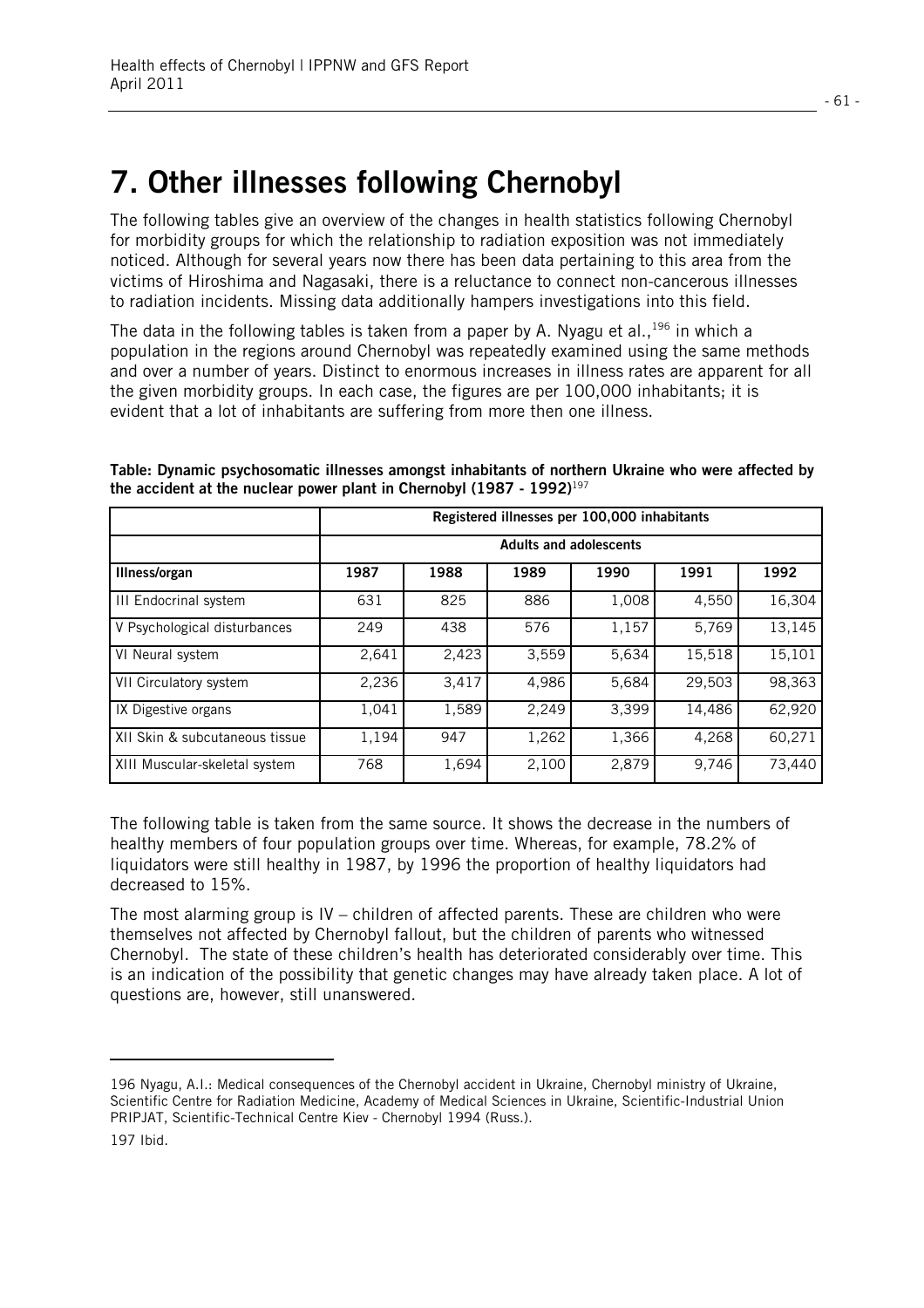# 7. Other illnesses following Chernobyl

The following tables give an overview of the changes in health statistics following Chernobyl for morbidity groups for which the relationship to radiation exposition was not immediately noticed. Although for several years now there has been data pertaining to this area from the victims of Hiroshima and Nagasaki, there is a reluctance to connect non-cancerous illnesses to radiation incidents. Missing data additionally hampers investigations into this field.

The data in the following tables is taken from a paper by A. Nyagu et al.,[196] in which a population in the regions around Chernobyl was repeatedly examined using the same methods and over a number of years. Distinct to enormous increases in illness rates are apparent for all the given morbidity groups. In each case, the figures are per 100,000 inhabitants; it is evident that a lot of inhabitants are suffering from more then one illness.

**Table: Dynamic psychosomatic illnesses amongst inhabitants of northern Ukraine who were affected by the accident at the nuclear power plant in Chernobyl (1987 - 1992)**[197]

| | Registered illnesses per 100,000 inhabitants | | | | | |
|---|---|---|---|---|---|---|
| | Adults and adolescents | | | | | |
| **Illness/organ** | **1987** | **1988** | **1989** | **1990** | **1991** | **1992** |
| III Endocrinal system | 631 | 825 | 886 | 1,008 | 4,550 | 16,304 |
| V Psychological disturbances | 249 | 438 | 576 | 1,157 | 5,769 | 13,145 |
| VI Neural system | 2,641 | 2,423 | 3,559 | 5,634 | 15,518 | 15,101 |
| VII Circulatory system | 2,236 | 3,417 | 4,986 | 5,684 | 29,503 | 98,363 |
| IX Digestive organs | 1,041 | 1,589 | 2,249 | 3,399 | 14,486 | 62,920 |
| XII Skin & subcutaneous tissue | 1,194 | 947 | 1,262 | 1,366 | 4,268 | 60,271 |
| XIII Muscular-skeletal system | 768 | 1,694 | 2,100 | 2,879 | 9,746 | 73,440 |

The following table is taken from the same source. It shows the decrease in the numbers of healthy members of four population groups over time. Whereas, for example, 78.2% of liquidators were still healthy in 1987, by 1996 the proportion of healthy liquidators had decreased to 15%.

The most alarming group is IV – children of affected parents. These are children who were themselves not affected by Chernobyl fallout, but the children of parents who witnessed Chernobyl. The state of these children's health has deteriorated considerably over time. This is an indication of the possibility that genetic changes may have already taken place. A lot of questions are, however, still unanswered.

---

196 Nyagu, A.I.: Medical consequences of the Chernobyl accident in Ukraine, Chernobyl ministry of Ukraine, Scientific Centre for Radiation Medicine, Academy of Medical Sciences in Ukraine, Scientific-Industrial Union PRIPJAT, Scientific-Technical Centre Kiev - Chernobyl 1994 (Russ.).

197 Ibid.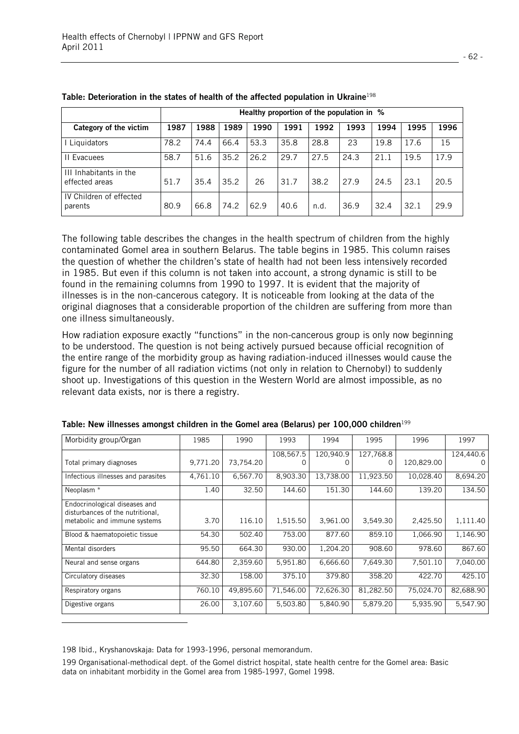**Table: Deterioration in the states of health of the affected population in Ukraine**[198]

| | Healthy proportion of the population in % | | | | | | | | | |
|---|---|---|---|---|---|---|---|---|---|---|
| **Category of the victim** | **1987** | **1988** | **1989** | **1990** | **1991** | **1992** | **1993** | **1994** | **1995** | **1996** |
| I Liquidators | 78.2 | 74.4 | 66.4 | 53.3 | 35.8 | 28.8 | 23 | 19.8 | 17.6 | 15 |
| II Evacuees | 58.7 | 51.6 | 35.2 | 26.2 | 29.7 | 27.5 | 24.3 | 21.1 | 19.5 | 17.9 |
| III Inhabitants in the effected areas | 51.7 | 35.4 | 35.2 | 26 | 31.7 | 38.2 | 27.9 | 24.5 | 23.1 | 20.5 |
| IV Children of effected parents | 80.9 | 66.8 | 74.2 | 62.9 | 40.6 | n.d. | 36.9 | 32.4 | 32.1 | 29.9 |

The following table describes the changes in the health spectrum of children from the highly contaminated Gomel area in southern Belarus. The table begins in 1985. This column raises the question of whether the children's state of health had not been less intensively recorded in 1985. But even if this column is not taken into account, a strong dynamic is still to be found in the remaining columns from 1990 to 1997. It is evident that the majority of illnesses is in the non-cancerous category. It is noticeable from looking at the data of the original diagnoses that a considerable proportion of the children are suffering from more than one illness simultaneously.

How radiation exposure exactly "functions" in the non-cancerous group is only now beginning to be understood. The question is not being actively pursued because official recognition of the entire range of the morbidity group as having radiation-induced illnesses would cause the figure for the number of all radiation victims (not only in relation to Chernobyl) to suddenly shoot up. Investigations of this question in the Western World are almost impossible, as no relevant data exists, nor is there a registry.

**Table: New illnesses amongst children in the Gomel area (Belarus) per 100,000 children**[199]

| Morbidity group/Organ | 1985 | 1990 | 1993 | 1994 | 1995 | 1996 | 1997 |
|---|---|---|---|---|---|---|---|
| Total primary diagnoses | 9,771.20 | 73,754.20 | 108,567.50 | 120,940.90 | 127,768.80 | 120,829.00 | 124,440.60 |
| Infectious illnesses and parasites | 4,761.10 | 6,567.70 | 8,903.30 | 13,738.00 | 11,923.50 | 10,028.40 | 8,694.20 |
| Neoplasm * | 1.40 | 32.50 | 144.60 | 151.30 | 144.60 | 139.20 | 134.50 |
| Endocrinological diseases and disturbances of the nutritional, metabolic and immune systems | 3.70 | 116.10 | 1,515.50 | 3,961.00 | 3,549.30 | 2,425.50 | 1,111.40 |
| Blood & haematopoietic tissue | 54.30 | 502.40 | 753.00 | 877.60 | 859.10 | 1,066.90 | 1,146.90 |
| Mental disorders | 95.50 | 664.30 | 930.00 | 1,204.20 | 908.60 | 978.60 | 867.60 |
| Neural and sense organs | 644.80 | 2,359.60 | 5,951.80 | 6,666.60 | 7,649.30 | 7,501.10 | 7,040.00 |
| Circulatory diseases | 32.30 | 158.00 | 375.10 | 379.80 | 358.20 | 422.70 | 425.10 |
| Respiratory organs | 760.10 | 49,895.60 | 71,546.00 | 72,626.30 | 81,282.50 | 75,024.70 | 82,688.90 |
| Digestive organs | 26.00 | 3,107.60 | 5,503.80 | 5,840.90 | 5,879.20 | 5,935.90 | 5,547.90 |

198 Ibid., Kryshanovskaja: Data for 1993-1996, personal memorandum.

199 Organisational-methodical dept. of the Gomel district hospital, state health centre for the Gomel area: Basic data on inhabitant morbidity in the Gomel area from 1985-1997, Gomel 1998.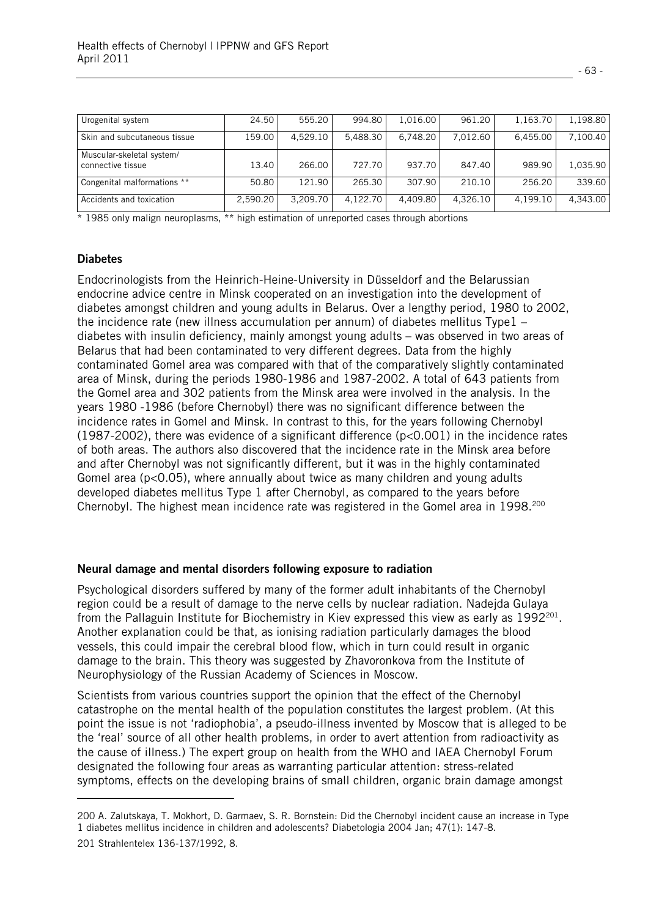| | | | | | | | |
|---|---|---|---|---|---|---|---|
| Urogenital system | 24.50 | 555.20 | 994.80 | 1,016.00 | 961.20 | 1,163.70 | 1,198.80 |
| Skin and subcutaneous tissue | 159.00 | 4,529.10 | 5,488.30 | 6,748.20 | 7,012.60 | 6,455.00 | 7,100.40 |
| Muscular-skeletal system/ connective tissue | 13.40 | 266.00 | 727.70 | 937.70 | 847.40 | 989.90 | 1,035.90 |
| Congenital malformations ** | 50.80 | 121.90 | 265.30 | 307.90 | 210.10 | 256.20 | 339.60 |
| Accidents and toxication | 2,590.20 | 3,209.70 | 4,122.70 | 4,409.80 | 4,326.10 | 4,199.10 | 4,343.00 |

* 1985 only malign neuroplasms, ** high estimation of unreported cases through abortions

### Diabetes

Endocrinologists from the Heinrich-Heine-University in Düsseldorf and the Belarussian endocrine advice centre in Minsk cooperated on an investigation into the development of diabetes amongst children and young adults in Belarus. Over a lengthy period, 1980 to 2002, the incidence rate (new illness accumulation per annum) of diabetes mellitus Type1 – diabetes with insulin deficiency, mainly amongst young adults – was observed in two areas of Belarus that had been contaminated to very different degrees. Data from the highly contaminated Gomel area was compared with that of the comparatively slightly contaminated area of Minsk, during the periods 1980-1986 and 1987-2002. A total of 643 patients from the Gomel area and 302 patients from the Minsk area were involved in the analysis. In the years 1980 -1986 (before Chernobyl) there was no significant difference between the incidence rates in Gomel and Minsk. In contrast to this, for the years following Chernobyl (1987-2002), there was evidence of a significant difference ($p<0.001$) in the incidence rates of both areas. The authors also discovered that the incidence rate in the Minsk area before and after Chernobyl was not significantly different, but it was in the highly contaminated Gomel area ($p<0.05$), where annually about twice as many children and young adults developed diabetes mellitus Type 1 after Chernobyl, as compared to the years before Chernobyl. The highest mean incidence rate was registered in the Gomel area in 1998.[200]

### Neural damage and mental disorders following exposure to radiation

Psychological disorders suffered by many of the former adult inhabitants of the Chernobyl region could be a result of damage to the nerve cells by nuclear radiation. Nadejda Gulaya from the Palladin Institute for Biochemistry in Kiev expressed this view as early as 1992[201]. Another explanation could be that, as ionising radiation particularly damages the blood vessels, this could impair the cerebral blood flow, which in turn could result in organic damage to the brain. This theory was suggested by Zhavoronkova from the Institute of Neurophysiology of the Russian Academy of Sciences in Moscow.

Scientists from various countries support the opinion that the effect of the Chernobyl catastrophe on the mental health of the population constitutes the largest problem. (At this point the issue is not 'radiophobia', a pseudo-illness invented by Moscow that is alleged to be the 'real' source of all other health problems, in order to avert attention from radioactivity as the cause of illness.) The expert group on health from the WHO and IAEA Chernobyl Forum designated the following four areas as warranting particular attention: stress-related symptoms, effects on the developing brains of small children, organic brain damage amongst

---

200 A. Zalutskaya, T. Mokhort, D. Garmaev, S. R. Bornstein: Did the Chernobyl incident cause an increase in Type 1 diabetes mellitus incidence in children and adolescents? Diabetologia 2004 Jan; 47(1): 147-8.

201 Strahlentelex 136-137/1992, 8.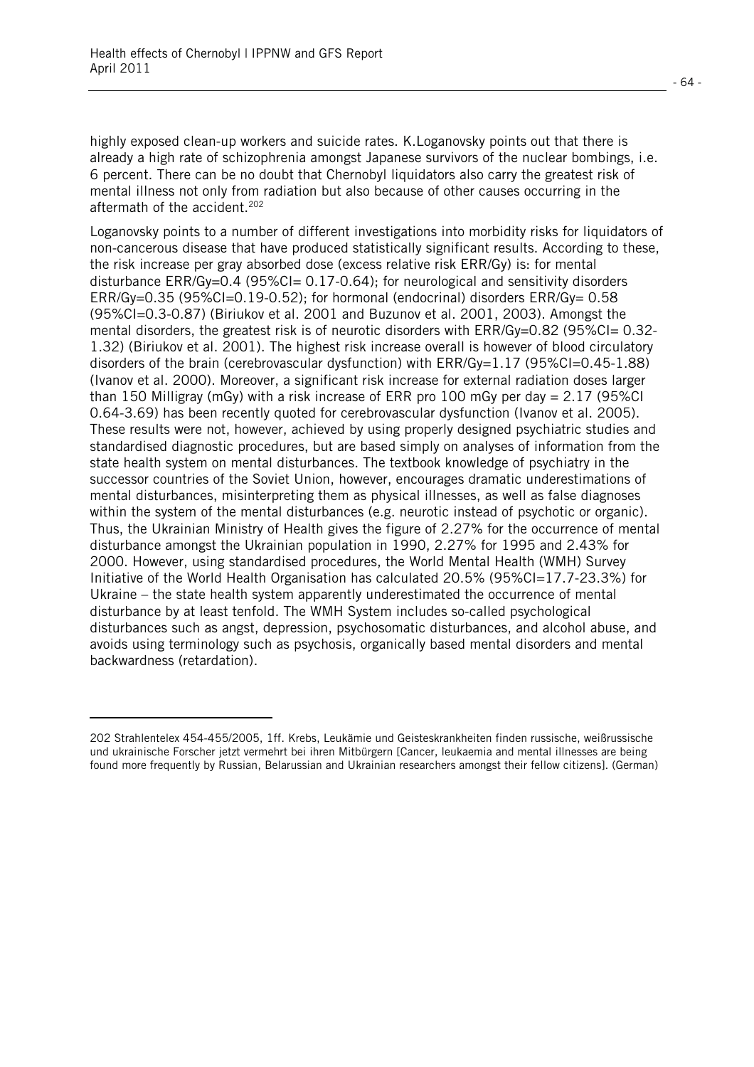highly exposed clean-up workers and suicide rates. K.Loganovsky points out that there is already a high rate of schizophrenia amongst Japanese survivors of the nuclear bombings, i.e. 6 percent. There can be no doubt that Chernobyl liquidators also carry the greatest risk of mental illness not only from radiation but also because of other causes occurring in the aftermath of the accident.[202]

Loganovsky points to a number of different investigations into morbidity risks for liquidators of non-cancerous disease that have produced statistically significant results. According to these, the risk increase per gray absorbed dose (excess relative risk ERR/Gy) is: for mental disturbance ERR/Gy=0.4 (95%CI= 0.17-0.64); for neurological and sensitivity disorders ERR/Gy=0.35 (95%CI=0.19-0.52); for hormonal (endocrinal) disorders ERR/Gy= 0.58 (95%CI=0.3-0.87) (Biriukov et al. 2001 and Buzunov et al. 2001, 2003). Amongst the mental disorders, the greatest risk is of neurotic disorders with ERR/Gy=0.82 (95%CI= 0.32-1.32) (Biriukov et al. 2001). The highest risk increase overall is however of blood circulatory disorders of the brain (cerebrovascular dysfunction) with ERR/Gy=1.17 (95%CI=0.45-1.88) (Ivanov et al. 2000). Moreover, a significant risk increase for external radiation doses larger than 150 Milligray (mGy) with a risk increase of ERR pro 100 mGy per day = 2.17 (95%CI 0.64-3.69) has been recently quoted for cerebrovascular dysfunction (Ivanov et al. 2005). These results were not, however, achieved by using properly designed psychiatric studies and standardised diagnostic procedures, but are based simply on analyses of information from the state health system on mental disturbances. The textbook knowledge of psychiatry in the successor countries of the Soviet Union, however, encourages dramatic underestimations of mental disturbances, misinterpreting them as physical illnesses, as well as false diagnoses within the system of the mental disturbances (e.g. neurotic instead of psychotic or organic). Thus, the Ukrainian Ministry of Health gives the figure of 2.27% for the occurrence of mental disturbance amongst the Ukrainian population in 1990, 2.27% for 1995 and 2.43% for 2000. However, using standardised procedures, the World Mental Health (WMH) Survey Initiative of the World Health Organisation has calculated 20.5% (95%CI=17.7-23.3%) for Ukraine – the state health system apparently underestimated the occurrence of mental disturbance by at least tenfold. The WMH System includes so-called psychological disturbances such as angst, depression, psychosomatic disturbances, and alcohol abuse, and avoids using terminology such as psychosis, organically based mental disorders and mental backwardness (retardation).

---

202 Strahlentelex 454-455/2005, 1ff. Krebs, Leukämie und Geisteskrankheiten finden russische, weißrussische und ukrainische Forscher jetzt vermehrt bei ihren Mitbürgern [Cancer, leukaemia and mental illnesses are being found more frequently by Russian, Belarussian and Ukrainian researchers amongst their fellow citizens]. (German)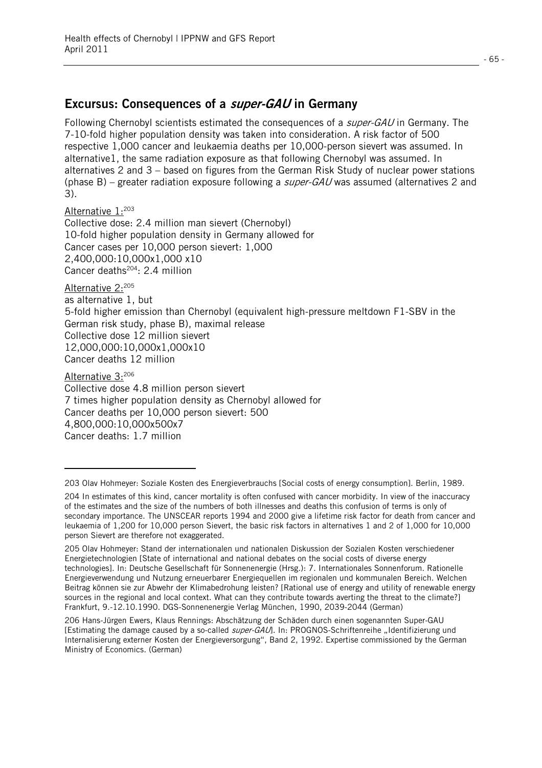## Excursus: Consequences of a *super-GAU* in Germany

Following Chernobyl scientists estimated the consequences of a *super-GAU* in Germany. The 7-10-fold higher population density was taken into consideration. A risk factor of 500 respective 1,000 cancer and leukaemia deaths per 10,000-person sievert was assumed. In alternative1, the same radiation exposure as that following Chernobyl was assumed. In alternatives 2 and 3 – based on figures from the German Risk Study of nuclear power stations (phase B) – greater radiation exposure following a *super-GAU* was assumed (alternatives 2 and 3).

Alternative 1:[203]
Collective dose: 2.4 million man sievert (Chernobyl)
10-fold higher population density in Germany allowed for
Cancer cases per 10,000 person sievert: 1,000
2,400,000:10,000x1,000 x10
Cancer deaths[204]: 2.4 million

Alternative 2:[205]
as alternative 1, but
5-fold higher emission than Chernobyl (equivalent high-pressure meltdown F1-SBV in the German risk study, phase B), maximal release
Collective dose 12 million sievert
12,000,000:10,000x1,000x10
Cancer deaths 12 million

Alternative 3:[206]
Collective dose 4.8 million person sievert
7 times higher population density as Chernobyl allowed for
Cancer deaths per 10,000 person sievert: 500
4,800,000:10,000x500x7
Cancer deaths: 1.7 million

---

203 Olav Hohmeyer: Soziale Kosten des Energieverbrauchs [Social costs of energy consumption]. Berlin, 1989.

204 In estimates of this kind, cancer mortality is often confused with cancer morbidity. In view of the inaccuracy of the estimates and the size of the numbers of both illnesses and deaths this confusion of terms is only of secondary importance. The UNSCEAR reports 1994 and 2000 give a lifetime risk factor for death from cancer and leukaemia of 1,200 for 10,000 person Sievert, the basic risk factors in alternatives 1 and 2 of 1,000 for 10,000 person Sievert are therefore not exaggerated.

205 Olav Hohmeyer: Stand der internationalen und nationalen Diskussion der Sozialen Kosten verschiedener Energietechnologien [State of international and national debates on the social costs of diverse energy technologies]. In: Deutsche Gesellschaft für Sonnenenergie (Hrsg.): 7. Internationales Sonnenforum. Rationelle Energieverwendung und Nutzung erneuerbarer Energiequellen im regionalen und kommunalen Bereich. Welchen Beitrag können sie zur Abwehr der Klimabedrohung leisten? [Rational use of energy and utility of renewable energy sources in the regional and local context. What can they contribute towards averting the threat to the climate?] Frankfurt, 9.-12.10.1990. DGS-Sonnenenergie Verlag München, 1990, 2039-2044 (German)

206 Hans-Jürgen Ewers, Klaus Rennings: Abschätzung der Schäden durch einen sogenannten Super-GAU [Estimating the damage caused by a so-called *super-GAU*]. In: PROGNOS-Schriftenreihe „Identifizierung und Internalisierung externer Kosten der Energieversorgung", Band 2, 1992. Expertise commissioned by the German Ministry of Economics. (German)